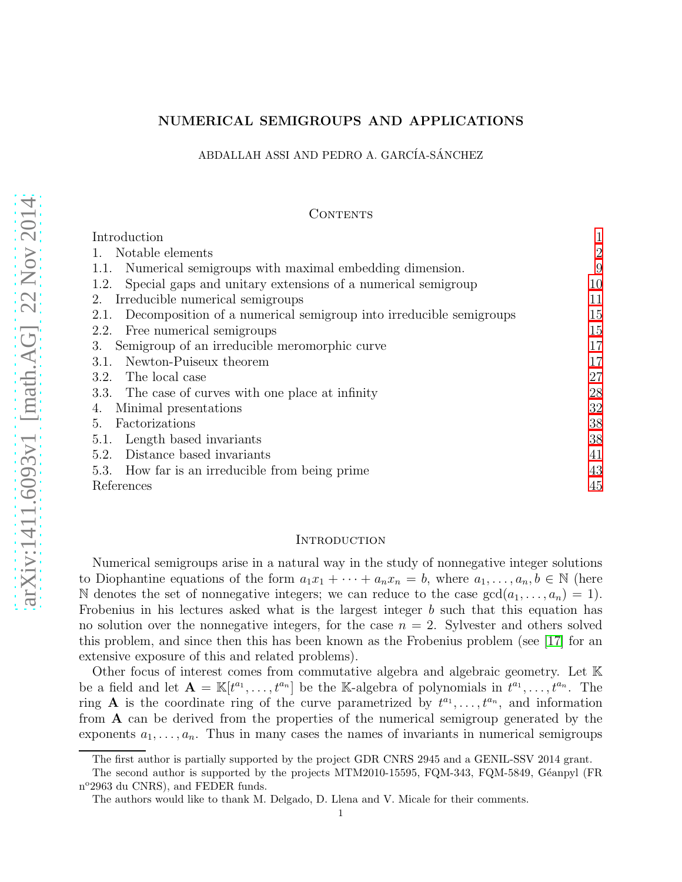# NUMERICAL SEMIGROUPS AND APPLICATIONS

ABDALLAH ASSI AND PEDRO A. GARCÍA-SÁNCHEZ

## Contents

| | |
|---|---|
| Introduction | 1 |
| 1. Notable elements | 2 |
| 1.1. Numerical semigroups with maximal embedding dimension. | 9 |
| 1.2. Special gaps and unitary extensions of a numerical semigroup | 10 |
| 2. Irreducible numerical semigroups | 11 |
| 2.1. Decomposition of a numerical semigroup into irreducible semigroups | 15 |
| 2.2. Free numerical semigroups | 15 |
| 3. Semigroup of an irreducible meromorphic curve | 17 |
| 3.1. Newton-Puiseux theorem | 17 |
| 3.2. The local case | 27 |
| 3.3. The case of curves with one place at infinity | 28 |
| 4. Minimal presentations | 32 |
| 5. Factorizations | 38 |
| 5.1. Length based invariants | 38 |
| 5.2. Distance based invariants | 41 |
| 5.3. How far is an irreducible from being prime | 43 |
| References | 45 |

## Introduction

Numerical semigroups arise in a natural way in the study of nonnegative integer solutions to Diophantine equations of the form $a_1x_1 + \cdots + a_nx_n = b$, where $a_1, \ldots, a_n, b \in \mathbb{N}$ (here $\mathbb{N}$ denotes the set of nonnegative integers; we can reduce to the case $\gcd(a_1, \ldots, a_n) = 1$). Frobenius in his lectures asked what is the largest integer $b$ such that this equation has no solution over the nonnegative integers, for the case $n = 2$. Sylvester and others solved this problem, and since then this has been known as the Frobenius problem (see [17] for an extensive exposure of this and related problems).

Other focus of interest comes from commutative algebra and algebraic geometry. Let $\mathbb{K}$ be a field and let $\mathbf{A} = \mathbb{K}[t^{a_1}, \ldots, t^{a_n}]$ be the $\mathbb{K}$-algebra of polynomials in $t^{a_1}, \ldots, t^{a_n}$. The ring $\mathbf{A}$ is the coordinate ring of the curve parametrized by $t^{a_1}, \ldots, t^{a_n}$, and information from $\mathbf{A}$ can be derived from the properties of the numerical semigroup generated by the exponents $a_1, \ldots, a_n$. Thus in many cases the names of invariants in numerical semigroups

---

The first author is partially supported by the project GDR CNRS 2945 and a GENIL-SSV 2014 grant.

The second author is supported by the projects MTM2010-15595, FQM-343, FQM-5849, Géanpyl (FR n°2963 du CNRS), and FEDER funds.

The authors would like to thank M. Delgado, D. Llena and V. Micale for their comments.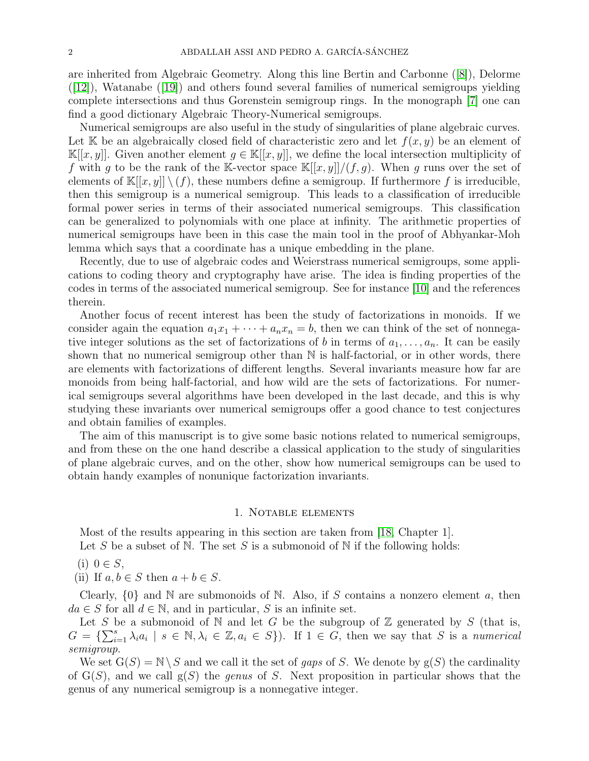are inherited from Algebraic Geometry. Along this line Bertin and Carbonne ([8]), Delorme ([12]), Watanabe ([19]) and others found several families of numerical semigroups yielding complete intersections and thus Gorenstein semigroup rings. In the monograph [7] one can find a good dictionary Algebraic Theory-Numerical semigroups.

Numerical semigroups are also useful in the study of singularities of plane algebraic curves. Let $\mathbb{K}$ be an algebraically closed field of characteristic zero and let $f(x, y)$ be an element of $\mathbb{K}[[x, y]]$. Given another element $g \in \mathbb{K}[[x, y]]$, we define the local intersection multiplicity of $f$ with $g$ to be the rank of the $\mathbb{K}$-vector space $\mathbb{K}[[x, y]]/(f, g)$. When $g$ runs over the set of elements of $\mathbb{K}[[x, y]] \setminus (f)$, these numbers define a semigroup. If furthermore $f$ is irreducible, then this semigroup is a numerical semigroup. This leads to a classification of irreducible formal power series in terms of their associated numerical semigroups. This classification can be generalized to polynomials with one place at infinity. The arithmetic properties of numerical semigroups have been in this case the main tool in the proof of Abhyankar-Moh lemma which says that a coordinate has a unique embedding in the plane.

Recently, due to use of algebraic codes and Weierstrass numerical semigroups, some applications to coding theory and cryptography have arise. The idea is finding properties of the codes in terms of the associated numerical semigroup. See for instance [10] and the references therein.

Another focus of recent interest has been the study of factorizations in monoids. If we consider again the equation $a_1x_1 + \cdots + a_nx_n = b$, then we can think of the set of nonnegative integer solutions as the set of factorizations of $b$ in terms of $a_1, \ldots, a_n$. It can be easily shown that no numerical semigroup other than $\mathbb{N}$ is half-factorial, or in other words, there are elements with factorizations of different lengths. Several invariants measure how far are monoids from being half-factorial, and how wild are the sets of factorizations. For numerical semigroups several algorithms have been developed in the last decade, and this is why studying these invariants over numerical semigroups offer a good chance to test conjectures and obtain families of examples.

The aim of this manuscript is to give some basic notions related to numerical semigroups, and from these on the one hand describe a classical application to the study of singularities of plane algebraic curves, and on the other, show how numerical semigroups can be used to obtain handy examples of nonunique factorization invariants.

## 1. Notable elements

Most of the results appearing in this section are taken from [18, Chapter 1].

Let $S$ be a subset of $\mathbb{N}$. The set $S$ is a submonoid of $\mathbb{N}$ if the following holds:

(i) $0 \in S$,

(ii) If $a, b \in S$ then $a + b \in S$.

Clearly, $\{0\}$ and $\mathbb{N}$ are submonoids of $\mathbb{N}$. Also, if $S$ contains a nonzero element $a$, then $da \in S$ for all $d \in \mathbb{N}$, and in particular, $S$ is an infinite set.

Let $S$ be a submonoid of $\mathbb{N}$ and let $G$ be the subgroup of $\mathbb{Z}$ generated by $S$ (that is, $G = \{\sum_{i=1}^{s} \lambda_i a_i \mid s \in \mathbb{N}, \lambda_i \in \mathbb{Z}, a_i \in S\}$). If $1 \in G$, then we say that $S$ is a *numerical semigroup*.

We set $\mathrm{G}(S) = \mathbb{N} \setminus S$ and we call it the set of *gaps* of $S$. We denote by $\mathrm{g}(S)$ the cardinality of $\mathrm{G}(S)$, and we call $\mathrm{g}(S)$ the *genus* of $S$. Next proposition in particular shows that the genus of any numerical semigroup is a nonnegative integer.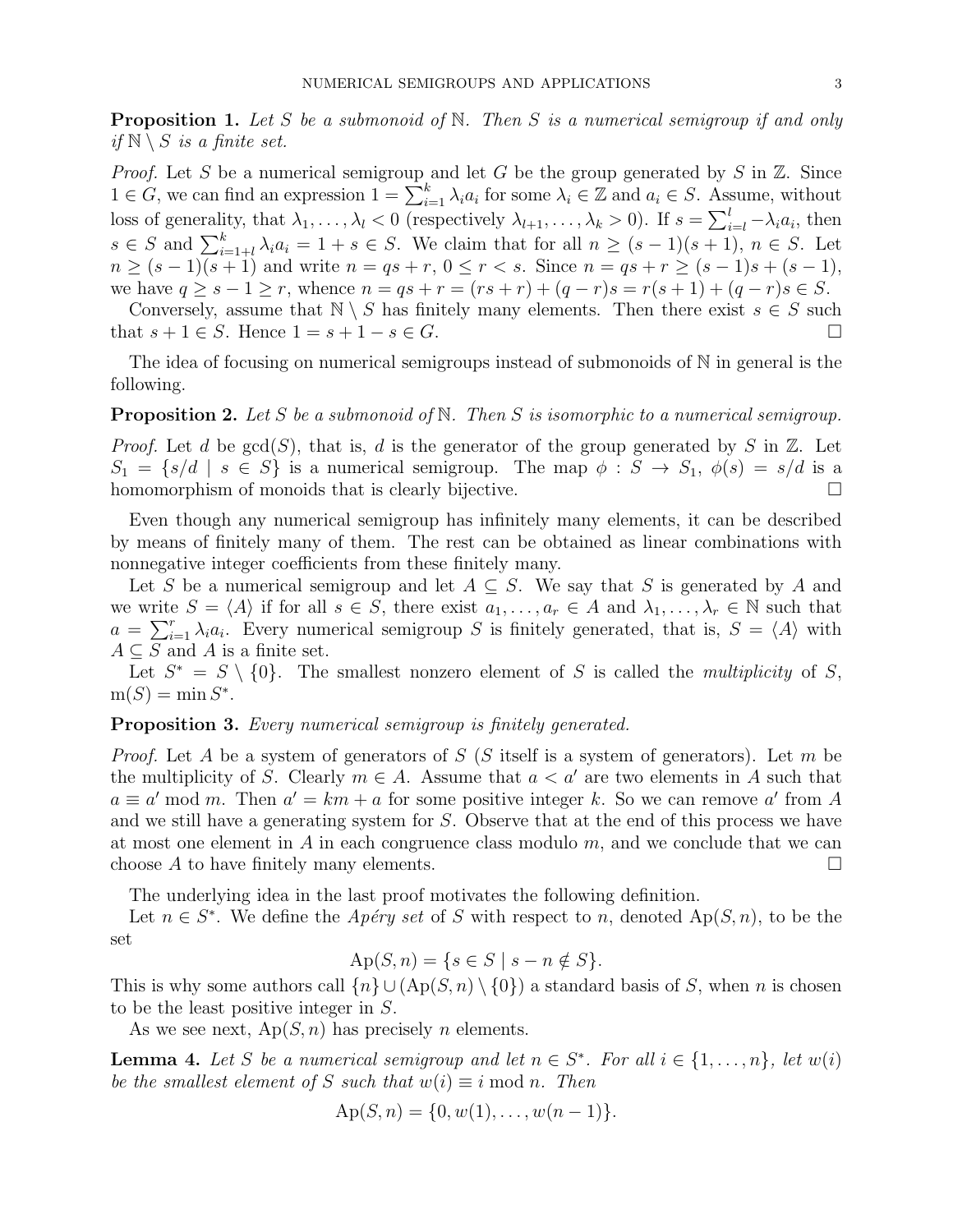**Proposition 1.** *Let $S$ be a submonoid of $\mathbb{N}$. Then $S$ is a numerical semigroup if and only if $\mathbb{N} \setminus S$ is a finite set.*

*Proof.* Let $S$ be a numerical semigroup and let $G$ be the group generated by $S$ in $\mathbb{Z}$. Since $1 \in G$, we can find an expression $1 = \sum_{i=1}^{k} \lambda_i a_i$ for some $\lambda_i \in \mathbb{Z}$ and $a_i \in S$. Assume, without loss of generality, that $\lambda_1, \ldots, \lambda_l < 0$ (respectively $\lambda_{l+1}, \ldots, \lambda_k > 0$). If $s = \sum_{i=l}^{l} -\lambda_i a_i$, then $s \in S$ and $\sum_{i=1+l}^{k} \lambda_i a_i = 1 + s \in S$. We claim that for all $n \geq (s-1)(s+1)$, $n \in S$. Let $n \geq (s-1)(s+1)$ and write $n = qs + r$, $0 \leq r < s$. Since $n = qs + r \geq (s-1)s + (s-1)$, we have $q \geq s - 1 \geq r$, whence $n = qs + r = (rs + r) + (q - r)s = r(s+1) + (q-r)s \in S$.

Conversely, assume that $\mathbb{N} \setminus S$ has finitely many elements. Then there exist $s \in S$ such that $s + 1 \in S$. Hence $1 = s + 1 - s \in G$. □

The idea of focusing on numerical semigroups instead of submonoids of $\mathbb{N}$ in general is the following.

**Proposition 2.** *Let $S$ be a submonoid of $\mathbb{N}$. Then $S$ is isomorphic to a numerical semigroup.*

*Proof.* Let $d$ be $\gcd(S)$, that is, $d$ is the generator of the group generated by $S$ in $\mathbb{Z}$. Let $S_1 = \{s/d \mid s \in S\}$ is a numerical semigroup. The map $\phi : S \to S_1$, $\phi(s) = s/d$ is a homomorphism of monoids that is clearly bijective. □

Even though any numerical semigroup has infinitely many elements, it can be described by means of finitely many of them. The rest can be obtained as linear combinations with nonnegative integer coefficients from these finitely many.

Let $S$ be a numerical semigroup and let $A \subseteq S$. We say that $S$ is generated by $A$ and we write $S = \langle A \rangle$ if for all $s \in S$, there exist $a_1, \ldots, a_r \in A$ and $\lambda_1, \ldots, \lambda_r \in \mathbb{N}$ such that $a = \sum_{i=1}^{r} \lambda_i a_i$. Every numerical semigroup $S$ is finitely generated, that is, $S = \langle A \rangle$ with $A \subseteq S$ and $A$ is a finite set.

Let $S^* = S \setminus \{0\}$. The smallest nonzero element of $S$ is called the *multiplicity* of $S$, $\mathrm{m}(S) = \min S^*$.

**Proposition 3.** *Every numerical semigroup is finitely generated.*

*Proof.* Let $A$ be a system of generators of $S$ ($S$ itself is a system of generators). Let $m$ be the multiplicity of $S$. Clearly $m \in A$. Assume that $a < a'$ are two elements in $A$ such that $a \equiv a' \bmod m$. Then $a' = km + a$ for some positive integer $k$. So we can remove $a'$ from $A$ and we still have a generating system for $S$. Observe that at the end of this process we have at most one element in $A$ in each congruence class modulo $m$, and we conclude that we can choose $A$ to have finitely many elements. □

The underlying idea in the last proof motivates the following definition.

Let $n \in S^*$. We define the *Apéry set* of $S$ with respect to $n$, denoted $\mathrm{Ap}(S, n)$, to be the set

$$\mathrm{Ap}(S, n) = \{s \in S \mid s - n \notin S\}.$$

This is why some authors call $\{n\} \cup (\mathrm{Ap}(S, n) \setminus \{0\})$ a standard basis of $S$, when $n$ is chosen to be the least positive integer in $S$.

As we see next, $\mathrm{Ap}(S, n)$ has precisely $n$ elements.

**Lemma 4.** *Let $S$ be a numerical semigroup and let $n \in S^*$. For all $i \in \{1, \ldots, n\}$, let $w(i)$ be the smallest element of $S$ such that $w(i) \equiv i \bmod n$. Then*

$$\mathrm{Ap}(S, n) = \{0, w(1), \ldots, w(n-1)\}.$$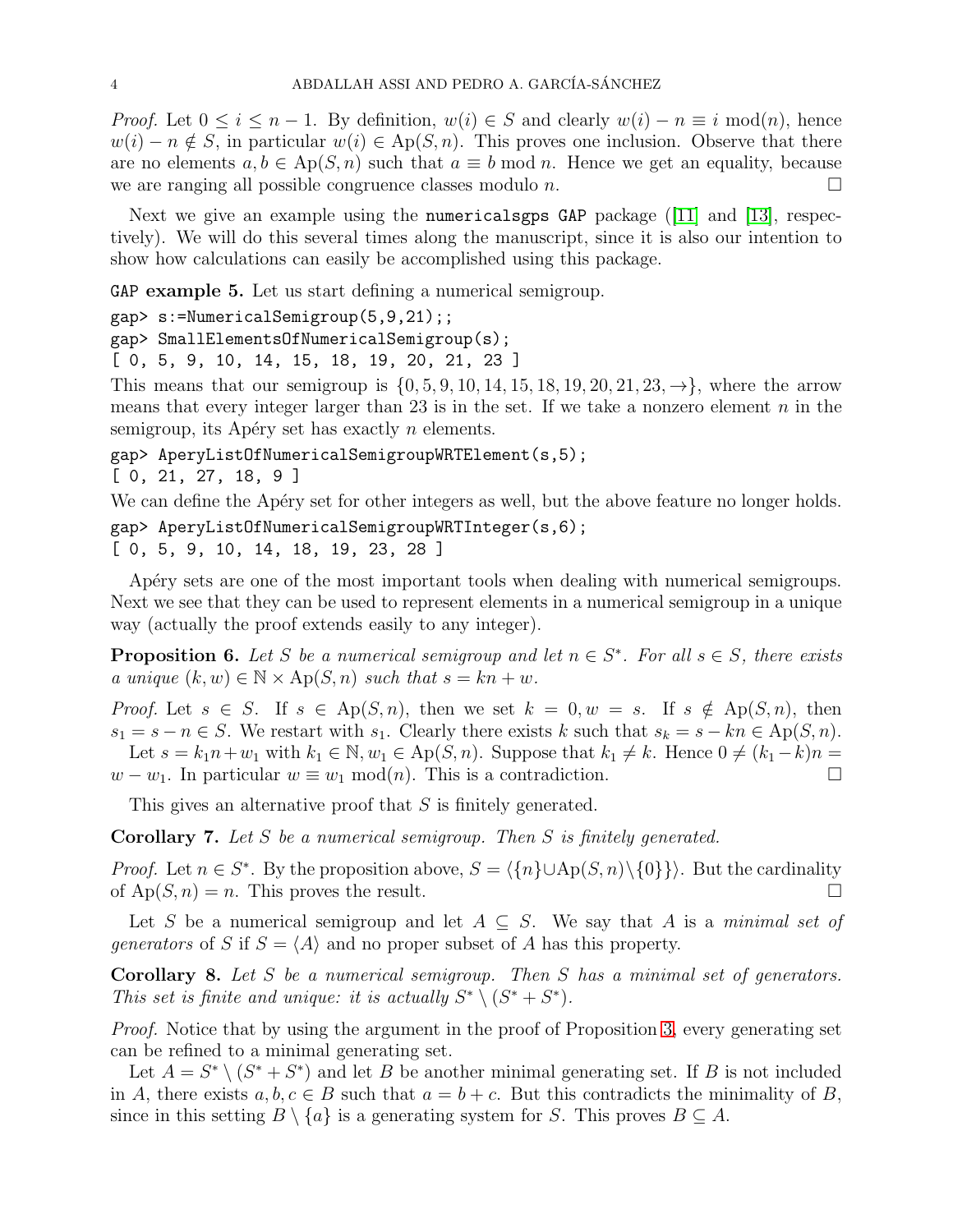*Proof.* Let $0 \leq i \leq n-1$. By definition, $w(i) \in S$ and clearly $w(i) - n \equiv i \bmod (n)$, hence $w(i) - n \notin S$, in particular $w(i) \in \mathrm{Ap}(S,n)$. This proves one inclusion. Observe that there are no elements $a, b \in \mathrm{Ap}(S,n)$ such that $a \equiv b \bmod n$. Hence we get an equality, because we are ranging all possible congruence classes modulo $n$. □

Next we give an example using the `numericalsgps` `GAP` package ([11] and [13], respectively). We will do this several times along the manuscript, since it is also our intention to show how calculations can easily be accomplished using this package.

**GAP example 5.** Let us start defining a numerical semigroup.

```
gap> s:=NumericalSemigroup(5,9,21);;
gap> SmallElementsOfNumericalSemigroup(s);
[ 0, 5, 9, 10, 14, 15, 18, 19, 20, 21, 23 ]
```

This means that our semigroup is $\{0, 5, 9, 10, 14, 15, 18, 19, 20, 21, 23, \rightarrow\}$, where the arrow means that every integer larger than 23 is in the set. If we take a nonzero element $n$ in the semigroup, its Apéry set has exactly $n$ elements.

```
gap> AperyListOfNumericalSemigroupWRTElement(s,5);
[ 0, 21, 27, 18, 9 ]
```

We can define the Apéry set for other integers as well, but the above feature no longer holds.

```
gap> AperyListOfNumericalSemigroupWRTInteger(s,6);
[ 0, 5, 9, 10, 14, 18, 19, 23, 28 ]
```

Apéry sets are one of the most important tools when dealing with numerical semigroups. Next we see that they can be used to represent elements in a numerical semigroup in a unique way (actually the proof extends easily to any integer).

**Proposition 6.** *Let $S$ be a numerical semigroup and let $n \in S^*$. For all $s \in S$, there exists a unique $(k, w) \in \mathbb{N} \times \mathrm{Ap}(S,n)$ such that $s = kn + w$.*

*Proof.* Let $s \in S$. If $s \in \mathrm{Ap}(S,n)$, then we set $k = 0, w = s$. If $s \notin \mathrm{Ap}(S,n)$, then $s_1 = s - n \in S$. We restart with $s_1$. Clearly there exists $k$ such that $s_k = s - kn \in \mathrm{Ap}(S,n)$.

Let $s = k_1 n + w_1$ with $k_1 \in \mathbb{N}, w_1 \in \mathrm{Ap}(S,n)$. Suppose that $k_1 \neq k$. Hence $0 \neq (k_1 - k)n = w - w_1$. In particular $w \equiv w_1 \bmod (n)$. This is a contradiction. □

This gives an alternative proof that $S$ is finitely generated.

**Corollary 7.** *Let $S$ be a numerical semigroup. Then $S$ is finitely generated.*

*Proof.* Let $n \in S^*$. By the proposition above, $S = \langle \{n\} \cup \mathrm{Ap}(S,n) \setminus \{0\} \rangle$. But the cardinality of $\mathrm{Ap}(S,n) = n$. This proves the result. □

Let $S$ be a numerical semigroup and let $A \subseteq S$. We say that $A$ is a *minimal set of generators* of $S$ if $S = \langle A \rangle$ and no proper subset of $A$ has this property.

**Corollary 8.** *Let $S$ be a numerical semigroup. Then $S$ has a minimal set of generators. This set is finite and unique: it is actually $S^* \setminus (S^* + S^*)$.*

*Proof.* Notice that by using the argument in the proof of Proposition 3, every generating set can be refined to a minimal generating set.

Let $A = S^* \setminus (S^* + S^*)$ and let $B$ be another minimal generating set. If $B$ is not included in $A$, there exists $a, b, c \in B$ such that $a = b + c$. But this contradicts the minimality of $B$, since in this setting $B \setminus \{a\}$ is a generating system for $S$. This proves $B \subseteq A$.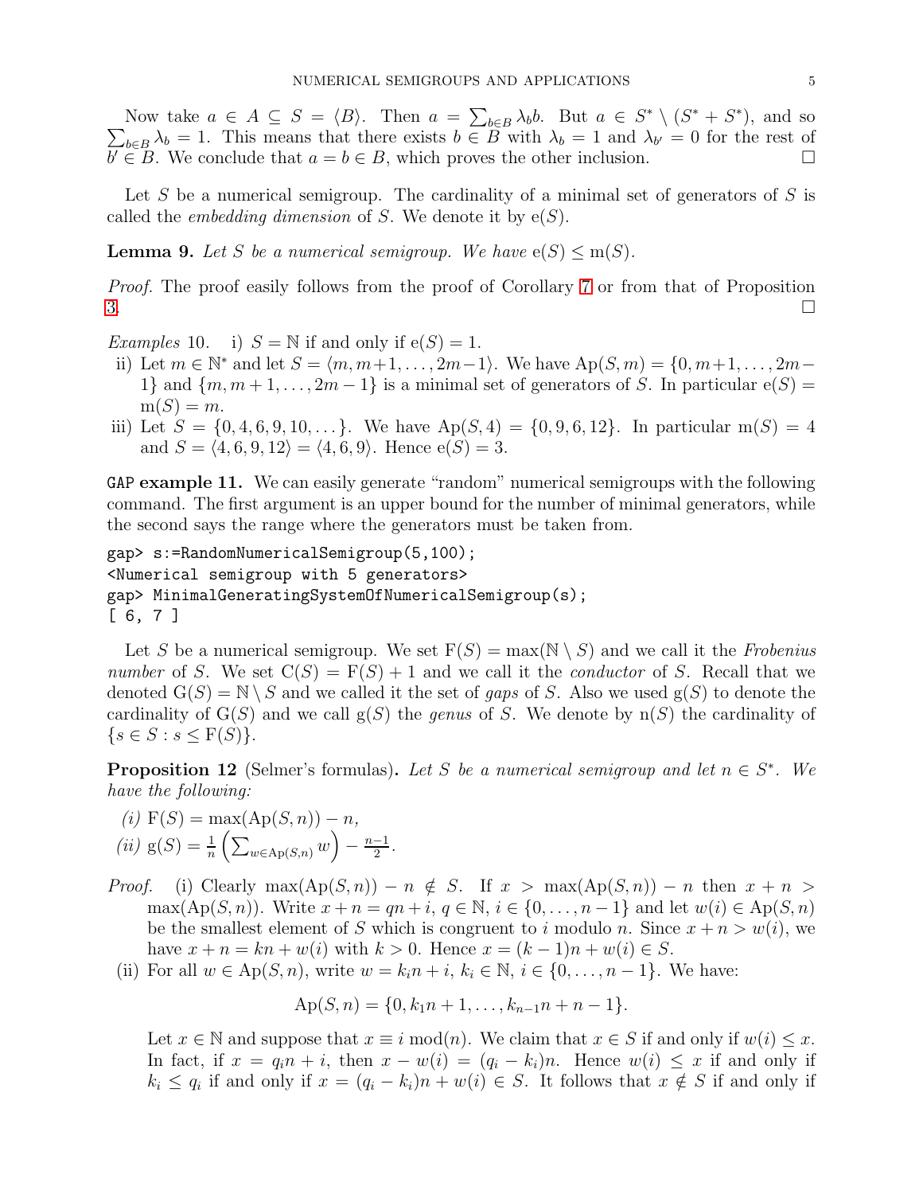Now take $a \in A \subseteq S = \langle B \rangle$. Then $a = \sum_{b \in B} \lambda_b b$. But $a \in S^* \setminus (S^* + S^*)$, and so $\sum_{b \in B} \lambda_b = 1$. This means that there exists $b \in B$ with $\lambda_b = 1$ and $\lambda_{b'} = 0$ for the rest of $b' \in B$. We conclude that $a = b \in B$, which proves the other inclusion. $\square$

Let $S$ be a numerical semigroup. The cardinality of a minimal set of generators of $S$ is called the *embedding dimension* of $S$. We denote it by $\mathrm{e}(S)$.

**Lemma 9.** *Let $S$ be a numerical semigroup. We have $\mathrm{e}(S) \leq \mathrm{m}(S)$.*

*Proof.* The proof easily follows from the proof of Corollary 7 or from that of Proposition 3. $\square$

*Examples* 10.
i) $S = \mathbb{N}$ if and only if $\mathrm{e}(S) = 1$.
ii) Let $m \in \mathbb{N}^*$ and let $S = \langle m, m+1, \ldots, 2m-1 \rangle$. We have $\mathrm{Ap}(S, m) = \{0, m+1, \ldots, 2m-1\}$ and $\{m, m+1, \ldots, 2m-1\}$ is a minimal set of generators of $S$. In particular $\mathrm{e}(S) = \mathrm{m}(S) = m$.
iii) Let $S = \{0, 4, 6, 9, 10, \ldots\}$. We have $\mathrm{Ap}(S, 4) = \{0, 9, 6, 12\}$. In particular $\mathrm{m}(S) = 4$ and $S = \langle 4, 6, 9, 12 \rangle = \langle 4, 6, 9 \rangle$. Hence $\mathrm{e}(S) = 3$.

**GAP example 11.** We can easily generate "random" numerical semigroups with the following command. The first argument is an upper bound for the number of minimal generators, while the second says the range where the generators must be taken from.

```
gap> s:=RandomNumericalSemigroup(5,100);
<Numerical semigroup with 5 generators>
gap> MinimalGeneratingSystemOfNumericalSemigroup(s);
[ 6, 7 ]
```

Let $S$ be a numerical semigroup. We set $\mathrm{F}(S) = \max(\mathbb{N} \setminus S)$ and we call it the *Frobenius number* of $S$. We set $\mathrm{C}(S) = \mathrm{F}(S) + 1$ and we call it the *conductor* of $S$. Recall that we denoted $\mathrm{G}(S) = \mathbb{N} \setminus S$ and we called it the set of *gaps* of $S$. Also we used $\mathrm{g}(S)$ to denote the cardinality of $\mathrm{G}(S)$ and we call $\mathrm{g}(S)$ the *genus* of $S$. We denote by $\mathrm{n}(S)$ the cardinality of $\{s \in S : s \leq \mathrm{F}(S)\}$.

**Proposition 12** (Selmer's formulas)**.** *Let $S$ be a numerical semigroup and let $n \in S^*$. We have the following:*

*(i)* $\mathrm{F}(S) = \max(\mathrm{Ap}(S, n)) - n$,
*(ii)* $\mathrm{g}(S) = \frac{1}{n}\left(\sum_{w \in \mathrm{Ap}(S,n)} w\right) - \frac{n-1}{2}$.

*Proof.* (i) Clearly $\max(\mathrm{Ap}(S, n)) - n \notin S$. If $x > \max(\mathrm{Ap}(S, n)) - n$ then $x + n > \max(\mathrm{Ap}(S, n))$. Write $x + n = qn + i$, $q \in \mathbb{N}$, $i \in \{0, \ldots, n-1\}$ and let $w(i) \in \mathrm{Ap}(S, n)$ be the smallest element of $S$ which is congruent to $i$ modulo $n$. Since $x + n > w(i)$, we have $x + n = kn + w(i)$ with $k > 0$. Hence $x = (k-1)n + w(i) \in S$.

(ii) For all $w \in \mathrm{Ap}(S, n)$, write $w = k_i n + i$, $k_i \in \mathbb{N}$, $i \in \{0, \ldots, n-1\}$. We have:

$$\mathrm{Ap}(S, n) = \{0, k_1 n + 1, \ldots, k_{n-1} n + n - 1\}.$$

Let $x \in \mathbb{N}$ and suppose that $x \equiv i \bmod (n)$. We claim that $x \in S$ if and only if $w(i) \leq x$. In fact, if $x = q_i n + i$, then $x - w(i) = (q_i - k_i)n$. Hence $w(i) \leq x$ if and only if $k_i \leq q_i$ if and only if $x = (q_i - k_i)n + w(i) \in S$. It follows that $x \notin S$ if and only if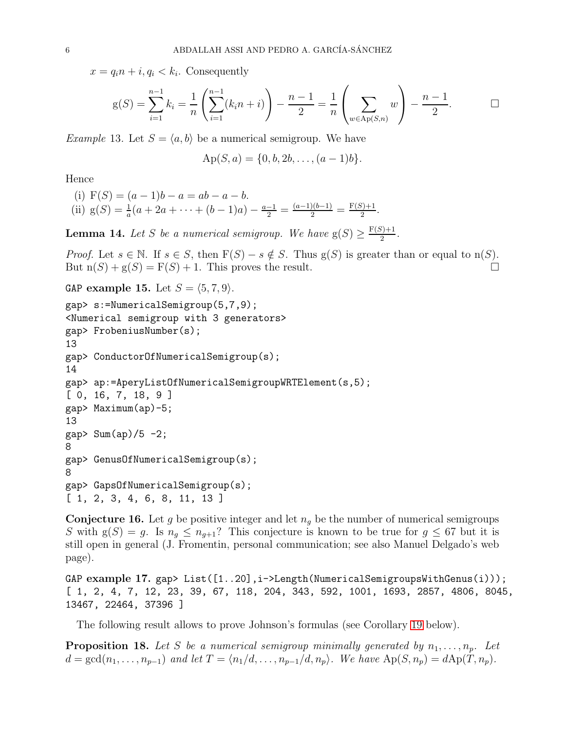$x = q_i n + i, q_i < k_i$. Consequently

$$\mathrm{g}(S) = \sum_{i=1}^{n-1} k_i = \frac{1}{n}\left(\sum_{i=1}^{n-1}(k_i n + i)\right) - \frac{n-1}{2} = \frac{1}{n}\left(\sum_{w\in \mathrm{Ap}(S,n)} w\right) - \frac{n-1}{2}. \qquad \square$$

*Example* 13. Let $S = \langle a, b\rangle$ be a numerical semigroup. We have

$$\mathrm{Ap}(S, a) = \{0, b, 2b, \ldots, (a-1)b\}.$$

Hence

(i) $\mathrm{F}(S) = (a-1)b - a = ab - a - b$.
(ii) $\mathrm{g}(S) = \frac{1}{a}(a + 2a + \cdots + (b-1)a) - \frac{a-1}{2} = \frac{(a-1)(b-1)}{2} = \frac{\mathrm{F}(S)+1}{2}$.

**Lemma 14.** *Let $S$ be a numerical semigroup. We have $\mathrm{g}(S) \geq \frac{\mathrm{F}(S)+1}{2}$.*

*Proof.* Let $s \in \mathbb{N}$. If $s \in S$, then $\mathrm{F}(S) - s \notin S$. Thus $\mathrm{g}(S)$ is greater than or equal to $\mathrm{n}(S)$. But $\mathrm{n}(S) + \mathrm{g}(S) = \mathrm{F}(S) + 1$. This proves the result. $\square$

GAP **example 15.** Let $S = \langle 5, 7, 9\rangle$.

```
gap> s:=NumericalSemigroup(5,7,9);
<Numerical semigroup with 3 generators>
gap> FrobeniusNumber(s);
13
gap> ConductorOfNumericalSemigroup(s);
14
gap> ap:=AperyListOfNumericalSemigroupWRTElement(s,5);
[ 0, 16, 7, 18, 9 ]
gap> Maximum(ap)-5;
13
gap> Sum(ap)/5 -2;
8
gap> GenusOfNumericalSemigroup(s);
8
gap> GapsOfNumericalSemigroup(s);
[ 1, 2, 3, 4, 6, 8, 11, 13 ]
```

**Conjecture 16.** Let $g$ be positive integer and let $n_g$ be the number of numerical semigroups $S$ with $\mathrm{g}(S) = g$. Is $n_g \leq n_{g+1}$? This conjecture is known to be true for $g \leq 67$ but it is still open in general (J. Fromentin, personal communication; see also Manuel Delgado's web page).

GAP **example 17.** `gap> List([1..20],i->Length(NumericalSemigroupsWithGenus(i)));`

```
[ 1, 2, 4, 7, 12, 23, 39, 67, 118, 204, 343, 592, 1001, 1693, 2857, 4806, 8045,
13467, 22464, 37396 ]
```

The following result allows to prove Johnson's formulas (see Corollary 19 below).

**Proposition 18.** *Let $S$ be a numerical semigroup minimally generated by $n_1, \ldots, n_p$. Let $d = \gcd(n_1, \ldots, n_{p-1})$ and let $T = \langle n_1/d, \ldots, n_{p-1}/d, n_p\rangle$. We have $\mathrm{Ap}(S, n_p) = d\mathrm{Ap}(T, n_p)$.*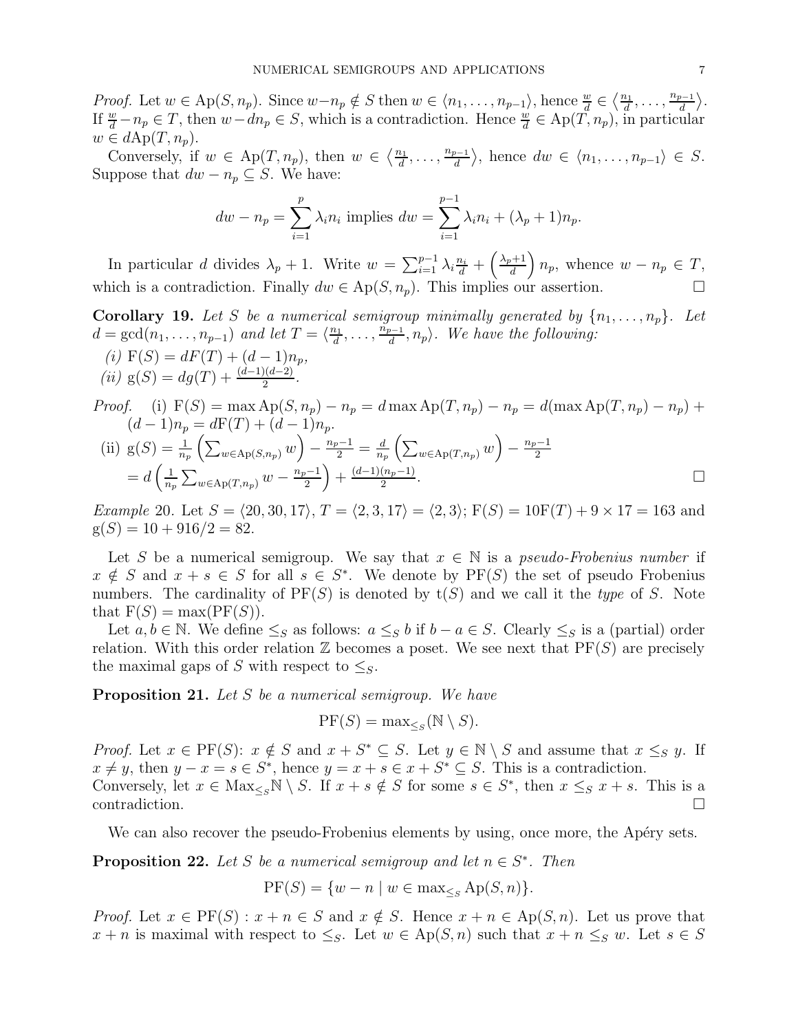*Proof.* Let $w \in \mathrm{Ap}(S, n_p)$. Since $w - n_p \notin S$ then $w \in \langle n_1, \ldots, n_{p-1}\rangle$, hence $\frac{w}{d} \in \langle \frac{n_1}{d}, \ldots, \frac{n_{p-1}}{d}\rangle$. If $\frac{w}{d} - n_p \in T$, then $w - dn_p \in S$, which is a contradiction. Hence $\frac{w}{d} \in \mathrm{Ap}(T, n_p)$, in particular $w \in d\mathrm{Ap}(T, n_p)$.

Conversely, if $w \in \mathrm{Ap}(T, n_p)$, then $w \in \left\langle \frac{n_1}{d}, \ldots, \frac{n_{p-1}}{d}\right\rangle$, hence $dw \in \langle n_1, \ldots, n_{p-1}\rangle \in S$. Suppose that $dw - n_p \subseteq S$. We have:

$$dw - n_p = \sum_{i=1}^{p} \lambda_i n_i \text{ implies } dw = \sum_{i=1}^{p-1} \lambda_i n_i + (\lambda_p + 1) n_p.$$

In particular $d$ divides $\lambda_p + 1$. Write $w = \sum_{i=1}^{p-1} \lambda_i \frac{n_i}{d} + \left(\frac{\lambda_p + 1}{d}\right) n_p$, whence $w - n_p \in T$, which is a contradiction. Finally $dw \in \mathrm{Ap}(S, n_p)$. This implies our assertion. $\square$

**Corollary 19.** *Let $S$ be a numerical semigroup minimally generated by $\{n_1, \ldots, n_p\}$. Let $d = \gcd(n_1, \ldots, n_{p-1})$ and let $T = \langle \frac{n_1}{d}, \ldots, \frac{n_{p-1}}{d}, n_p\rangle$. We have the following:*

*(i)* $\mathrm{F}(S) = dF(T) + (d-1)n_p$,

*(ii)* $\mathrm{g}(S) = dg(T) + \frac{(d-1)(d-2)}{2}$.

*Proof.* (i) $\mathrm{F}(S) = \max \mathrm{Ap}(S, n_p) - n_p = d \max \mathrm{Ap}(T, n_p) - n_p = d(\max \mathrm{Ap}(T, n_p) - n_p) + (d-1)n_p = d\mathrm{F}(T) + (d-1)n_p$.

(ii) $\mathrm{g}(S) = \frac{1}{n_p}\left(\sum_{w \in \mathrm{Ap}(S,n_p)} w\right) - \frac{n_p - 1}{2} = \frac{d}{n_p}\left(\sum_{w \in \mathrm{Ap}(T,n_p)} w\right) - \frac{n_p - 1}{2}$
$= d\left(\frac{1}{n_p}\sum_{w \in \mathrm{Ap}(T,n_p)} w - \frac{n_p - 1}{2}\right) + \frac{(d-1)(n_p-1)}{2}$. $\square$

*Example* 20. Let $S = \langle 20, 30, 17\rangle$, $T = \langle 2, 3, 17\rangle = \langle 2, 3\rangle$; $\mathrm{F}(S) = 10\mathrm{F}(T) + 9 \times 17 = 163$ and $\mathrm{g}(S) = 10 + 916/2 = 82$.

Let $S$ be a numerical semigroup. We say that $x \in \mathbb{N}$ is a *pseudo-Frobenius number* if $x \notin S$ and $x + s \in S$ for all $s \in S^*$. We denote by $\mathrm{PF}(S)$ the set of pseudo Frobenius numbers. The cardinality of $\mathrm{PF}(S)$ is denoted by $\mathrm{t}(S)$ and we call it the *type* of $S$. Note that $\mathrm{F}(S) = \max(\mathrm{PF}(S))$.

Let $a, b \in \mathbb{N}$. We define $\leq_S$ as follows: $a \leq_S b$ if $b - a \in S$. Clearly $\leq_S$ is a (partial) order relation. With this order relation $\mathbb{Z}$ becomes a poset. We see next that $\mathrm{PF}(S)$ are precisely the maximal gaps of $S$ with respect to $\leq_S$.

**Proposition 21.** *Let $S$ be a numerical semigroup. We have*

$$\mathrm{PF}(S) = \max_{\leq_S}(\mathbb{N} \setminus S).$$

*Proof.* Let $x \in \mathrm{PF}(S)$: $x \notin S$ and $x + S^* \subseteq S$. Let $y \in \mathbb{N} \setminus S$ and assume that $x \leq_S y$. If $x \neq y$, then $y - x = s \in S^*$, hence $y = x + s \in x + S^* \subseteq S$. This is a contradiction.
Conversely, let $x \in \mathrm{Max}_{\leq_S}\mathbb{N} \setminus S$. If $x + s \notin S$ for some $s \in S^*$, then $x \leq_S x + s$. This is a contradiction. $\square$

We can also recover the pseudo-Frobenius elements by using, once more, the Apéry sets.

**Proposition 22.** *Let $S$ be a numerical semigroup and let $n \in S^*$. Then*

$$\mathrm{PF}(S) = \{w - n \mid w \in \max_{\leq_S} \mathrm{Ap}(S, n)\}.$$

*Proof.* Let $x \in \mathrm{PF}(S) : x + n \in S$ and $x \notin S$. Hence $x + n \in \mathrm{Ap}(S, n)$. Let us prove that $x + n$ is maximal with respect to $\leq_S$. Let $w \in \mathrm{Ap}(S, n)$ such that $x + n \leq_S w$. Let $s \in S$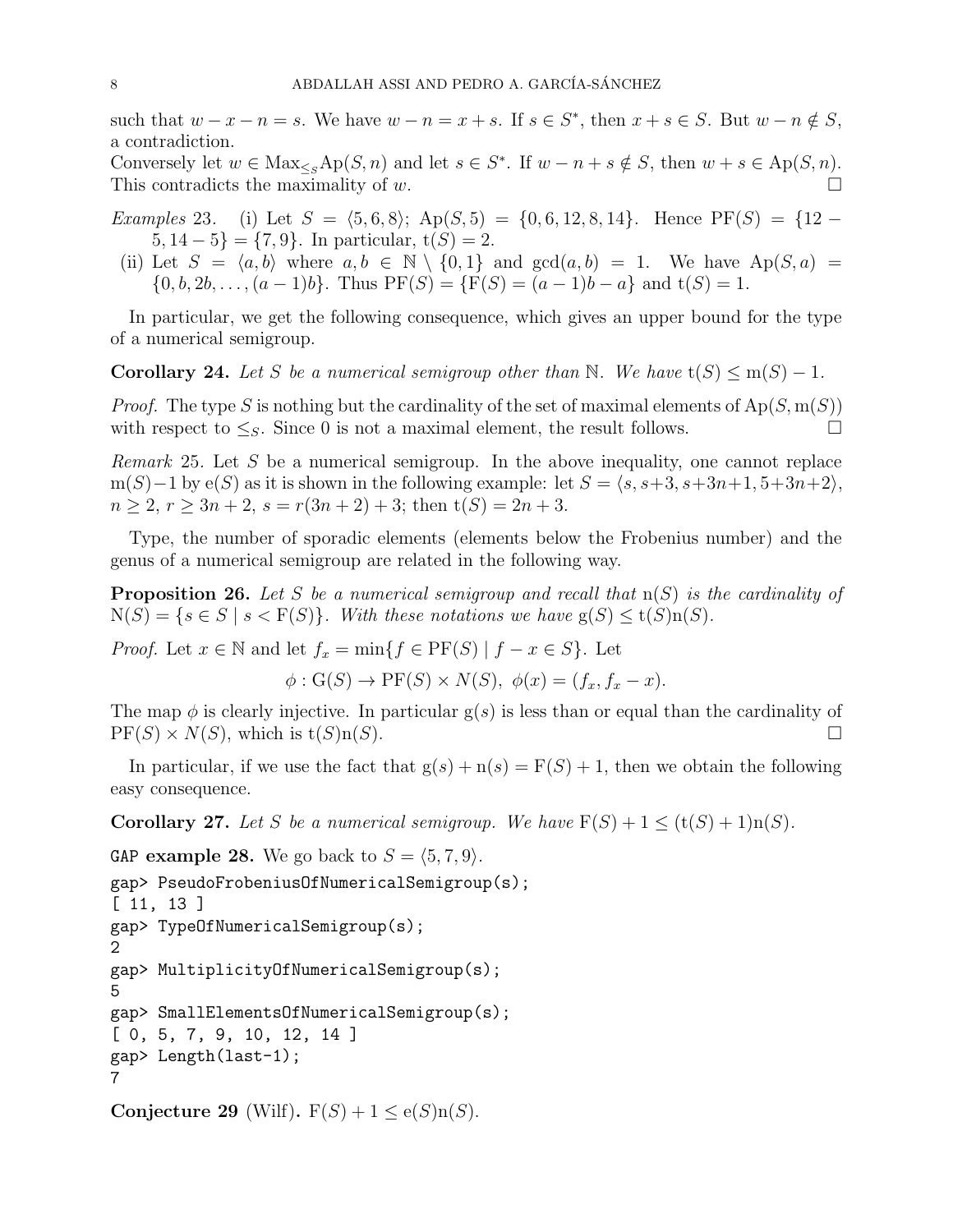such that $w - x - n = s$. We have $w - n = x + s$. If $s \in S^*$, then $x + s \in S$. But $w - n \notin S$, a contradiction.
Conversely let $w \in \mathrm{Max}_{\leq_S}\mathrm{Ap}(S, n)$ and let $s \in S^*$. If $w - n + s \notin S$, then $w + s \in \mathrm{Ap}(S, n)$. This contradicts the maximality of $w$. $\square$

*Examples* 23. (i) Let $S = \langle 5, 6, 8\rangle$; $\mathrm{Ap}(S, 5) = \{0, 6, 12, 8, 14\}$. Hence $\mathrm{PF}(S) = \{12 - 5, 14 - 5\} = \{7, 9\}$. In particular, $\mathrm{t}(S) = 2$.

(ii) Let $S = \langle a, b\rangle$ where $a, b \in \mathbb{N} \setminus \{0, 1\}$ and $\gcd(a, b) = 1$. We have $\mathrm{Ap}(S, a) = \{0, b, 2b, \ldots, (a - 1)b\}$. Thus $\mathrm{PF}(S) = \{\mathrm{F}(S) = (a - 1)b - a\}$ and $\mathrm{t}(S) = 1$.

In particular, we get the following consequence, which gives an upper bound for the type of a numerical semigroup.

**Corollary 24.** *Let $S$ be a numerical semigroup other than $\mathbb{N}$. We have $\mathrm{t}(S) \leq \mathrm{m}(S) - 1$.*

*Proof.* The type $S$ is nothing but the cardinality of the set of maximal elements of $\mathrm{Ap}(S, \mathrm{m}(S))$ with respect to $\leq_S$. Since 0 is not a maximal element, the result follows. $\square$

*Remark* 25. Let $S$ be a numerical semigroup. In the above inequality, one cannot replace $\mathrm{m}(S)-1$ by $\mathrm{e}(S)$ as it is shown in the following example: let $S = \langle s, s+3, s+3n+1, 5+3n+2\rangle$, $n \geq 2$, $r \geq 3n + 2$, $s = r(3n + 2) + 3$; then $\mathrm{t}(S) = 2n + 3$.

Type, the number of sporadic elements (elements below the Frobenius number) and the genus of a numerical semigroup are related in the following way.

**Proposition 26.** *Let $S$ be a numerical semigroup and recall that $\mathrm{n}(S)$ is the cardinality of $\mathrm{N}(S) = \{s \in S \mid s < \mathrm{F}(S)\}$. With these notations we have $\mathrm{g}(S) \leq \mathrm{t}(S)\mathrm{n}(S)$.*

*Proof.* Let $x \in \mathbb{N}$ and let $f_x = \min\{f \in \mathrm{PF}(S) \mid f - x \in S\}$. Let

$$\phi : \mathrm{G}(S) \to \mathrm{PF}(S) \times N(S),\ \phi(x) = (f_x, f_x - x).$$

The map $\phi$ is clearly injective. In particular $\mathrm{g}(s)$ is less than or equal than the cardinality of $\mathrm{PF}(S) \times N(S)$, which is $\mathrm{t}(S)\mathrm{n}(S)$. $\square$

In particular, if we use the fact that $\mathrm{g}(s) + \mathrm{n}(s) = \mathrm{F}(S) + 1$, then we obtain the following easy consequence.

**Corollary 27.** *Let $S$ be a numerical semigroup. We have $\mathrm{F}(S) + 1 \leq (\mathrm{t}(S) + 1)\mathrm{n}(S)$.*

`GAP` **example 28.** We go back to $S = \langle 5, 7, 9\rangle$.

```
gap> PseudoFrobeniusOfNumericalSemigroup(s);
[ 11, 13 ]
gap> TypeOfNumericalSemigroup(s);
2
gap> MultiplicityOfNumericalSemigroup(s);
5
gap> SmallElementsOfNumericalSemigroup(s);
[ 0, 5, 7, 9, 10, 12, 14 ]
gap> Length(last-1);
7
```

**Conjecture 29** (Wilf). $\mathrm{F}(S) + 1 \leq \mathrm{e}(S)\mathrm{n}(S)$.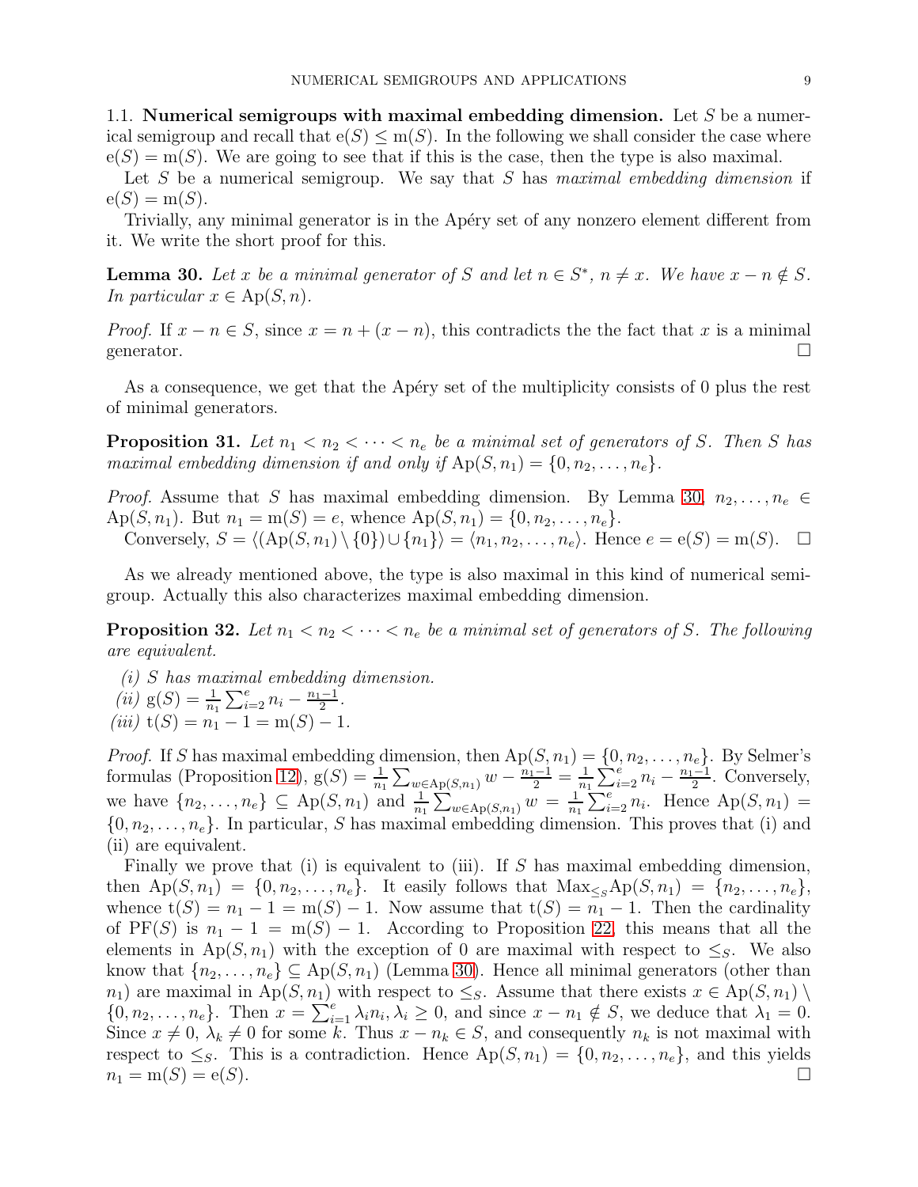### 1.1. Numerical semigroups with maximal embedding dimension.

Let $S$ be a numerical semigroup and recall that $\mathrm{e}(S) \leq \mathrm{m}(S)$. In the following we shall consider the case where $\mathrm{e}(S) = \mathrm{m}(S)$. We are going to see that if this is the case, then the type is also maximal.

Let $S$ be a numerical semigroup. We say that $S$ has *maximal embedding dimension* if $\mathrm{e}(S) = \mathrm{m}(S)$.

Trivially, any minimal generator is in the Apéry set of any nonzero element different from it. We write the short proof for this.

**Lemma 30.** *Let $x$ be a minimal generator of $S$ and let $n \in S^*$, $n \neq x$. We have $x - n \notin S$. In particular $x \in \mathrm{Ap}(S, n)$.*

*Proof.* If $x - n \in S$, since $x = n + (x - n)$, this contradicts the the fact that $x$ is a minimal generator. □

As a consequence, we get that the Apéry set of the multiplicity consists of 0 plus the rest of minimal generators.

**Proposition 31.** *Let $n_1 < n_2 < \cdots < n_e$ be a minimal set of generators of $S$. Then $S$ has maximal embedding dimension if and only if $\mathrm{Ap}(S, n_1) = \{0, n_2, \ldots, n_e\}$.*

*Proof.* Assume that $S$ has maximal embedding dimension. By Lemma 30, $n_2, \ldots, n_e \in \mathrm{Ap}(S, n_1)$. But $n_1 = \mathrm{m}(S) = e$, whence $\mathrm{Ap}(S, n_1) = \{0, n_2, \ldots, n_e\}$.

Conversely, $S = \langle (\mathrm{Ap}(S, n_1) \setminus \{0\}) \cup \{n_1\} \rangle = \langle n_1, n_2, \ldots, n_e \rangle$. Hence $e = \mathrm{e}(S) = \mathrm{m}(S)$. □

As we already mentioned above, the type is also maximal in this kind of numerical semigroup. Actually this also characterizes maximal embedding dimension.

**Proposition 32.** *Let $n_1 < n_2 < \cdots < n_e$ be a minimal set of generators of $S$. The following are equivalent.*

*(i) $S$ has maximal embedding dimension.*
*(ii) $\mathrm{g}(S) = \frac{1}{n_1}\sum_{i=2}^{e} n_i - \frac{n_1 - 1}{2}$.*
*(iii) $\mathrm{t}(S) = n_1 - 1 = \mathrm{m}(S) - 1$.*

*Proof.* If $S$ has maximal embedding dimension, then $\mathrm{Ap}(S, n_1) = \{0, n_2, \ldots, n_e\}$. By Selmer's formulas (Proposition 12), $\mathrm{g}(S) = \frac{1}{n_1}\sum_{w \in \mathrm{Ap}(S,n_1)} w - \frac{n_1-1}{2} = \frac{1}{n_1}\sum_{i=2}^{e} n_i - \frac{n_1-1}{2}$. Conversely, we have $\{n_2, \ldots, n_e\} \subseteq \mathrm{Ap}(S, n_1)$ and $\frac{1}{n_1}\sum_{w \in \mathrm{Ap}(S,n_1)} w = \frac{1}{n_1}\sum_{i=2}^{e} n_i$. Hence $\mathrm{Ap}(S, n_1) = \{0, n_2, \ldots, n_e\}$. In particular, $S$ has maximal embedding dimension. This proves that (i) and (ii) are equivalent.

Finally we prove that (i) is equivalent to (iii). If $S$ has maximal embedding dimension, then $\mathrm{Ap}(S, n_1) = \{0, n_2, \ldots, n_e\}$. It easily follows that $\mathrm{Max}_{\leq_S} \mathrm{Ap}(S, n_1) = \{n_2, \ldots, n_e\}$, whence $\mathrm{t}(S) = n_1 - 1 = \mathrm{m}(S) - 1$. Now assume that $\mathrm{t}(S) = n_1 - 1$. Then the cardinality of $\mathrm{PF}(S)$ is $n_1 - 1 = \mathrm{m}(S) - 1$. According to Proposition 22, this means that all the elements in $\mathrm{Ap}(S, n_1)$ with the exception of 0 are maximal with respect to $\leq_S$. We also know that $\{n_2, \ldots, n_e\} \subseteq \mathrm{Ap}(S, n_1)$ (Lemma 30). Hence all minimal generators (other than $n_1$) are maximal in $\mathrm{Ap}(S, n_1)$ with respect to $\leq_S$. Assume that there exists $x \in \mathrm{Ap}(S, n_1) \setminus \{0, n_2, \ldots, n_e\}$. Then $x = \sum_{i=1}^{e} \lambda_i n_i, \lambda_i \geq 0$, and since $x - n_1 \notin S$, we deduce that $\lambda_1 = 0$. Since $x \neq 0$, $\lambda_k \neq 0$ for some $k$. Thus $x - n_k \in S$, and consequently $n_k$ is not maximal with respect to $\leq_S$. This is a contradiction. Hence $\mathrm{Ap}(S, n_1) = \{0, n_2, \ldots, n_e\}$, and this yields $n_1 = \mathrm{m}(S) = \mathrm{e}(S)$. □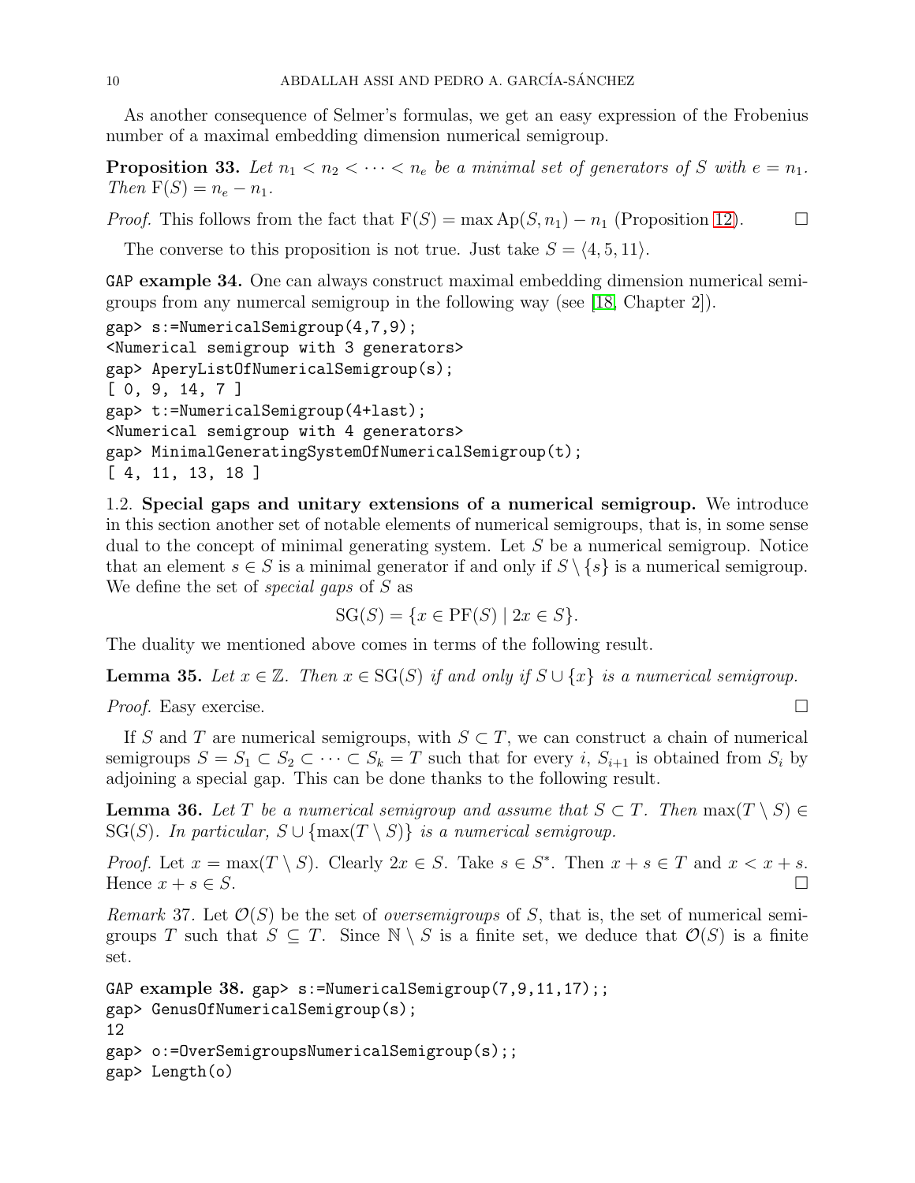As another consequence of Selmer's formulas, we get an easy expression of the Frobenius number of a maximal embedding dimension numerical semigroup.

**Proposition 33.** *Let $n_1 < n_2 < \cdots < n_e$ be a minimal set of generators of $S$ with $e = n_1$. Then $\mathrm{F}(S) = n_e - n_1$.*

*Proof.* This follows from the fact that $\mathrm{F}(S) = \max \mathrm{Ap}(S, n_1) - n_1$ (Proposition 12). $\square$

The converse to this proposition is not true. Just take $S = \langle 4, 5, 11\rangle$.

`GAP` **example 34.** One can always construct maximal embedding dimension numerical semigroups from any numercal semigroup in the following way (see [18, Chapter 2]).

```
gap> s:=NumericalSemigroup(4,7,9);
<Numerical semigroup with 3 generators>
gap> AperyListOfNumericalSemigroup(s);
[ 0, 9, 14, 7 ]
gap> t:=NumericalSemigroup(4+last);
<Numerical semigroup with 4 generators>
gap> MinimalGeneratingSystemOfNumericalSemigroup(t);
[ 4, 11, 13, 18 ]
```

1.2. **Special gaps and unitary extensions of a numerical semigroup.** We introduce in this section another set of notable elements of numerical semigroups, that is, in some sense dual to the concept of minimal generating system. Let $S$ be a numerical semigroup. Notice that an element $s \in S$ is a minimal generator if and only if $S \setminus \{s\}$ is a numerical semigroup. We define the set of *special gaps* of $S$ as

$$\mathrm{SG}(S) = \{x \in \mathrm{PF}(S) \mid 2x \in S\}.$$

The duality we mentioned above comes in terms of the following result.

**Lemma 35.** *Let $x \in \mathbb{Z}$. Then $x \in \mathrm{SG}(S)$ if and only if $S \cup \{x\}$ is a numerical semigroup.*

*Proof.* Easy exercise. $\square$

If $S$ and $T$ are numerical semigroups, with $S \subset T$, we can construct a chain of numerical semigroups $S = S_1 \subset S_2 \subset \cdots \subset S_k = T$ such that for every $i$, $S_{i+1}$ is obtained from $S_i$ by adjoining a special gap. This can be done thanks to the following result.

**Lemma 36.** *Let $T$ be a numerical semigroup and assume that $S \subset T$. Then $\max(T \setminus S) \in \mathrm{SG}(S)$. In particular, $S \cup \{\max(T \setminus S)\}$ is a numerical semigroup.*

*Proof.* Let $x = \max(T \setminus S)$. Clearly $2x \in S$. Take $s \in S^*$. Then $x + s \in T$ and $x < x + s$. Hence $x + s \in S$. $\square$

*Remark* 37. Let $\mathcal{O}(S)$ be the set of *oversemigroups* of $S$, that is, the set of numerical semigroups $T$ such that $S \subseteq T$. Since $\mathbb{N} \setminus S$ is a finite set, we deduce that $\mathcal{O}(S)$ is a finite set.

`GAP` **example 38.**

```
gap> s:=NumericalSemigroup(7,9,11,17);;
gap> GenusOfNumericalSemigroup(s);
12
gap> o:=OverSemigroupsNumericalSemigroup(s);;
gap> Length(o)
```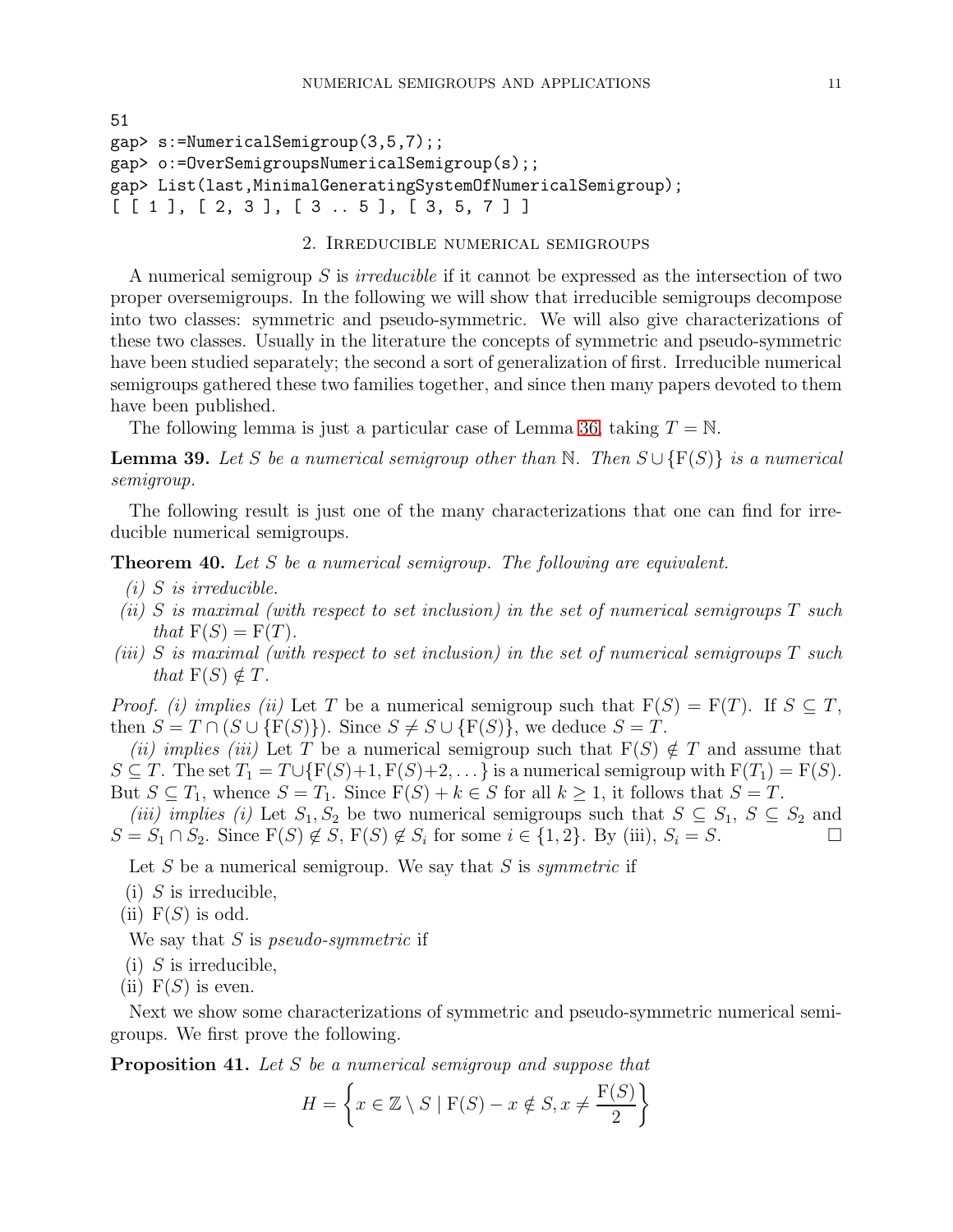```
51
gap> s:=NumericalSemigroup(3,5,7);;
gap> o:=OverSemigroupsNumericalSemigroup(s);;
gap> List(last,MinimalGeneratingSystemOfNumericalSemigroup);
[ [ 1 ], [ 2, 3 ], [ 3 .. 5 ], [ 3, 5, 7 ] ]
```

## 2. Irreducible numerical semigroups

A numerical semigroup $S$ is *irreducible* if it cannot be expressed as the intersection of two proper oversemigroups. In the following we will show that irreducible semigroups decompose into two classes: symmetric and pseudo-symmetric. We will also give characterizations of these two classes. Usually in the literature the concepts of symmetric and pseudo-symmetric have been studied separately; the second a sort of generalization of first. Irreducible numerical semigroups gathered these two families together, and since then many papers devoted to them have been published.

The following lemma is just a particular case of Lemma 36, taking $T = \mathbb{N}$.

**Lemma 39.** *Let $S$ be a numerical semigroup other than $\mathbb{N}$. Then $S \cup \{\mathrm{F}(S)\}$ is a numerical semigroup.*

The following result is just one of the many characterizations that one can find for irreducible numerical semigroups.

**Theorem 40.** *Let $S$ be a numerical semigroup. The following are equivalent.*

*(i) $S$ is irreducible.*
*(ii) $S$ is maximal (with respect to set inclusion) in the set of numerical semigroups $T$ such that $\mathrm{F}(S) = \mathrm{F}(T)$.*
*(iii) $S$ is maximal (with respect to set inclusion) in the set of numerical semigroups $T$ such that $\mathrm{F}(S) \notin T$.*

*Proof.* *(i) implies (ii)* Let $T$ be a numerical semigroup such that $\mathrm{F}(S) = \mathrm{F}(T)$. If $S \subseteq T$, then $S = T \cap (S \cup \{\mathrm{F}(S)\})$. Since $S \neq S \cup \{\mathrm{F}(S)\}$, we deduce $S = T$.

*(ii) implies (iii)* Let $T$ be a numerical semigroup such that $\mathrm{F}(S) \notin T$ and assume that $S \subseteq T$. The set $T_1 = T \cup \{\mathrm{F}(S)+1, \mathrm{F}(S)+2, \dots\}$ is a numerical semigroup with $\mathrm{F}(T_1) = \mathrm{F}(S)$. But $S \subseteq T_1$, whence $S = T_1$. Since $\mathrm{F}(S) + k \in S$ for all $k \geq 1$, it follows that $S = T$.

*(iii) implies (i)* Let $S_1, S_2$ be two numerical semigroups such that $S \subseteq S_1$, $S \subseteq S_2$ and $S = S_1 \cap S_2$. Since $\mathrm{F}(S) \notin S$, $\mathrm{F}(S) \notin S_i$ for some $i \in \{1, 2\}$. By (iii), $S_i = S$. □

Let $S$ be a numerical semigroup. We say that $S$ is *symmetric* if

(i) $S$ is irreducible,
(ii) $\mathrm{F}(S)$ is odd.

We say that $S$ is *pseudo-symmetric* if

(i) $S$ is irreducible,
(ii) $\mathrm{F}(S)$ is even.

Next we show some characterizations of symmetric and pseudo-symmetric numerical semigroups. We first prove the following.

**Proposition 41.** *Let $S$ be a numerical semigroup and suppose that*

$$H = \left\{ x \in \mathbb{Z} \setminus S \mid \mathrm{F}(S) - x \notin S, x \neq \frac{\mathrm{F}(S)}{2} \right\}$$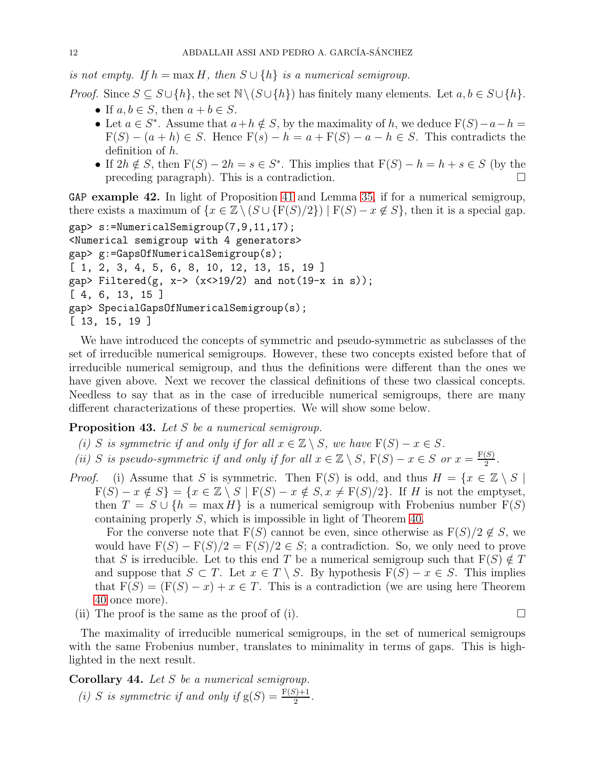*is not empty. If $h = \max H$, then $S \cup \{h\}$ is a numerical semigroup.*

*Proof.* Since $S \subseteq S \cup \{h\}$, the set $\mathbb{N} \setminus (S \cup \{h\})$ has finitely many elements. Let $a, b \in S \cup \{h\}$.

- If $a, b \in S$, then $a + b \in S$.
- Let $a \in S^*$. Assume that $a + h \notin S$, by the maximality of $h$, we deduce $\mathrm{F}(S) - a - h = \mathrm{F}(S) - (a + h) \in S$. Hence $\mathrm{F}(s) - h = a + \mathrm{F}(S) - a - h \in S$. This contradicts the definition of $h$.
- If $2h \notin S$, then $\mathrm{F}(S) - 2h = s \in S^*$. This implies that $\mathrm{F}(S) - h = h + s \in S$ (by the preceding paragraph). This is a contradiction. □

**GAP example 42.** In light of Proposition 41 and Lemma 35, if for a numerical semigroup, there exists a maximum of $\{x \in \mathbb{Z} \setminus (S \cup \{\mathrm{F}(S)/2\}) \mid \mathrm{F}(S) - x \notin S\}$, then it is a special gap.

```
gap> s:=NumericalSemigroup(7,9,11,17);
<Numerical semigroup with 4 generators>
gap> g:=GapsOfNumericalSemigroup(s);
[ 1, 2, 3, 4, 5, 6, 8, 10, 12, 13, 15, 19 ]
gap> Filtered(g, x-> (x<>19/2) and not(19-x in s));
[ 4, 6, 13, 15 ]
gap> SpecialGapsOfNumericalSemigroup(s);
[ 13, 15, 19 ]
```

We have introduced the concepts of symmetric and pseudo-symmetric as subclasses of the set of irreducible numerical semigroups. However, these two concepts existed before that of irreducible numerical semigroup, and thus the definitions were different than the ones we have given above. Next we recover the classical definitions of these two classical concepts. Needless to say that as in the case of irreducible numerical semigroups, there are many different characterizations of these properties. We will show some below.

**Proposition 43.** *Let $S$ be a numerical semigroup.*

*(i) $S$ is symmetric if and only if for all $x \in \mathbb{Z} \setminus S$, we have $\mathrm{F}(S) - x \in S$.*
*(ii) $S$ is pseudo-symmetric if and only if for all $x \in \mathbb{Z} \setminus S$, $\mathrm{F}(S) - x \in S$ or $x = \frac{\mathrm{F}(S)}{2}$.*

*Proof.* (i) Assume that $S$ is symmetric. Then $\mathrm{F}(S)$ is odd, and thus $H = \{x \in \mathbb{Z} \setminus S \mid \mathrm{F}(S) - x \notin S\} = \{x \in \mathbb{Z} \setminus S \mid \mathrm{F}(S) - x \notin S, x \neq \mathrm{F}(S)/2\}$. If $H$ is not the emptyset, then $T = S \cup \{h = \max H\}$ is a numerical semigroup with Frobenius number $\mathrm{F}(S)$ containing properly $S$, which is impossible in light of Theorem 40.

For the converse note that $\mathrm{F}(S)$ cannot be even, since otherwise as $\mathrm{F}(S)/2 \notin S$, we would have $\mathrm{F}(S) - \mathrm{F}(S)/2 = \mathrm{F}(S)/2 \in S$; a contradiction. So, we only need to prove that $S$ is irreducible. Let to this end $T$ be a numerical semigroup such that $\mathrm{F}(S) \notin T$ and suppose that $S \subset T$. Let $x \in T \setminus S$. By hypothesis $\mathrm{F}(S) - x \in S$. This implies that $\mathrm{F}(S) = (\mathrm{F}(S) - x) + x \in T$. This is a contradiction (we are using here Theorem 40 once more).

(ii) The proof is the same as the proof of (i). □

The maximality of irreducible numerical semigroups, in the set of numerical semigroups with the same Frobenius number, translates to minimality in terms of gaps. This is highlighted in the next result.

**Corollary 44.** *Let $S$ be a numerical semigroup.*

*(i) $S$ is symmetric if and only if $\mathrm{g}(S) = \frac{\mathrm{F}(S)+1}{2}$.*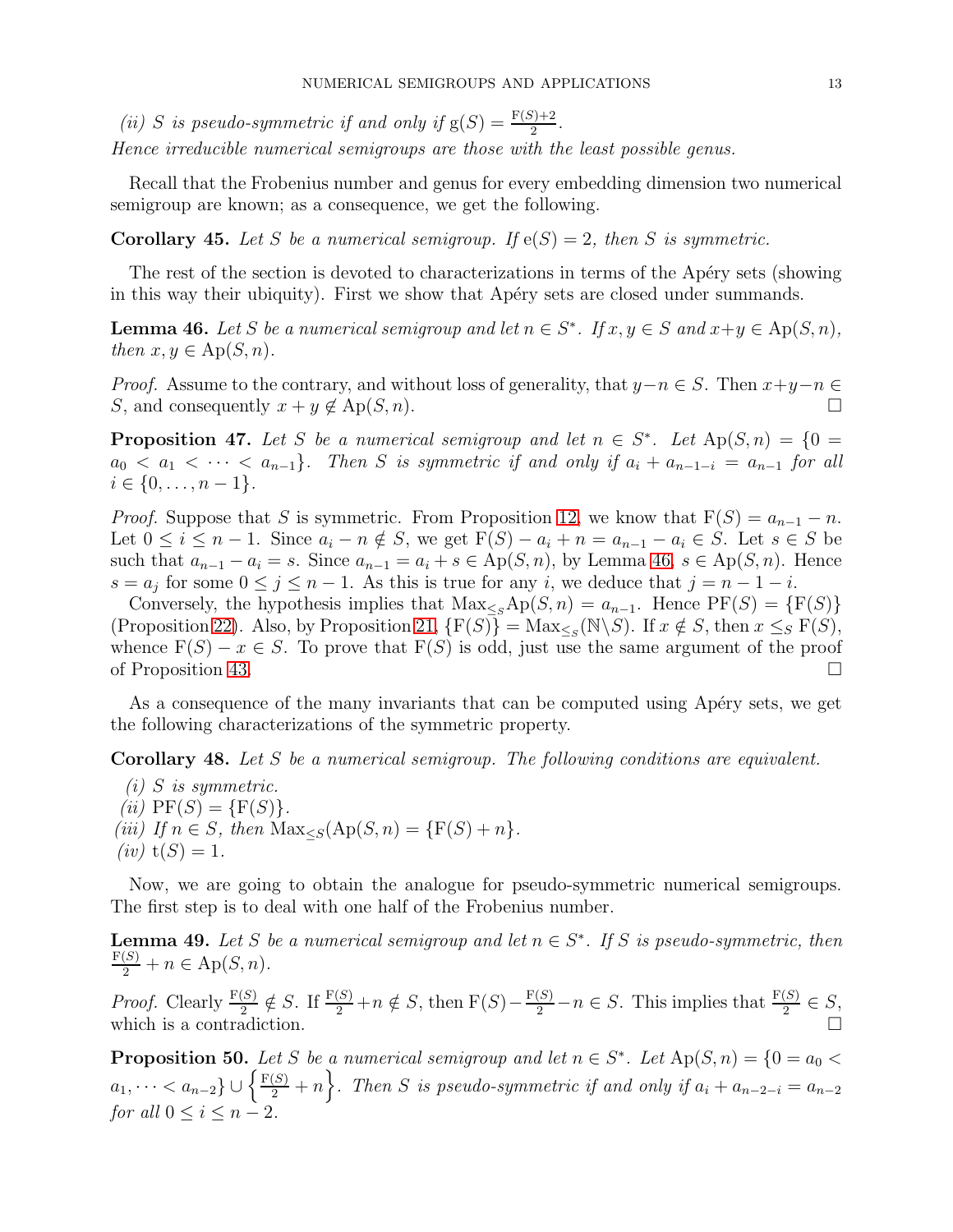*(ii) $S$ is pseudo-symmetric if and only if $\mathrm{g}(S) = \frac{\mathrm{F}(S)+2}{2}$.*

*Hence irreducible numerical semigroups are those with the least possible genus.*

Recall that the Frobenius number and genus for every embedding dimension two numerical semigroup are known; as a consequence, we get the following.

**Corollary 45.** *Let $S$ be a numerical semigroup. If $\mathrm{e}(S) = 2$, then $S$ is symmetric.*

The rest of the section is devoted to characterizations in terms of the Apéry sets (showing in this way their ubiquity). First we show that Apéry sets are closed under summands.

**Lemma 46.** *Let $S$ be a numerical semigroup and let $n \in S^*$. If $x, y \in S$ and $x+y \in \mathrm{Ap}(S,n)$, then $x, y \in \mathrm{Ap}(S,n)$.*

*Proof.* Assume to the contrary, and without loss of generality, that $y-n \in S$. Then $x+y-n \in S$, and consequently $x+y \notin \mathrm{Ap}(S,n)$. □

**Proposition 47.** *Let $S$ be a numerical semigroup and let $n \in S^*$. Let $\mathrm{Ap}(S,n) = \{0 = a_0 < a_1 < \cdots < a_{n-1}\}$. Then $S$ is symmetric if and only if $a_i + a_{n-1-i} = a_{n-1}$ for all $i \in \{0, \ldots, n-1\}$.*

*Proof.* Suppose that $S$ is symmetric. From Proposition 12, we know that $\mathrm{F}(S) = a_{n-1} - n$. Let $0 \leq i \leq n-1$. Since $a_i - n \notin S$, we get $\mathrm{F}(S) - a_i + n = a_{n-1} - a_i \in S$. Let $s \in S$ be such that $a_{n-1} - a_i = s$. Since $a_{n-1} = a_i + s \in \mathrm{Ap}(S,n)$, by Lemma 46, $s \in \mathrm{Ap}(S,n)$. Hence $s = a_j$ for some $0 \leq j \leq n-1$. As this is true for any $i$, we deduce that $j = n-1-i$.

Conversely, the hypothesis implies that $\mathrm{Max}_{\leq_S}\mathrm{Ap}(S,n) = a_{n-1}$. Hence $\mathrm{PF}(S) = \{\mathrm{F}(S)\}$ (Proposition 22). Also, by Proposition 21, $\{\mathrm{F}(S)\} = \mathrm{Max}_{\leq_S}(\mathbb{N}\setminus S)$. If $x \notin S$, then $x \leq_S \mathrm{F}(S)$, whence $\mathrm{F}(S) - x \in S$. To prove that $\mathrm{F}(S)$ is odd, just use the same argument of the proof of Proposition 43. □

As a consequence of the many invariants that can be computed using Apéry sets, we get the following characterizations of the symmetric property.

**Corollary 48.** *Let $S$ be a numerical semigroup. The following conditions are equivalent.*

*(i) $S$ is symmetric.*
*(ii) $\mathrm{PF}(S) = \{\mathrm{F}(S)\}$.*
*(iii) If $n \in S$, then $\mathrm{Max}_{\leq_S}(\mathrm{Ap}(S,n) = \{\mathrm{F}(S)+n\}$.*
*(iv) $\mathrm{t}(S) = 1$.*

Now, we are going to obtain the analogue for pseudo-symmetric numerical semigroups. The first step is to deal with one half of the Frobenius number.

**Lemma 49.** *Let $S$ be a numerical semigroup and let $n \in S^*$. If $S$ is pseudo-symmetric, then $\frac{\mathrm{F}(S)}{2} + n \in \mathrm{Ap}(S,n)$.*

*Proof.* Clearly $\frac{\mathrm{F}(S)}{2} \notin S$. If $\frac{\mathrm{F}(S)}{2} + n \notin S$, then $\mathrm{F}(S) - \frac{\mathrm{F}(S)}{2} - n \in S$. This implies that $\frac{\mathrm{F}(S)}{2} \in S$, which is a contradiction. □

**Proposition 50.** *Let $S$ be a numerical semigroup and let $n \in S^*$. Let $\mathrm{Ap}(S,n) = \{0 = a_0 < a_1, \cdots < a_{n-2}\} \cup \left\{\frac{\mathrm{F}(S)}{2} + n\right\}$. Then $S$ is pseudo-symmetric if and only if $a_i + a_{n-2-i} = a_{n-2}$ for all $0 \leq i \leq n-2$.*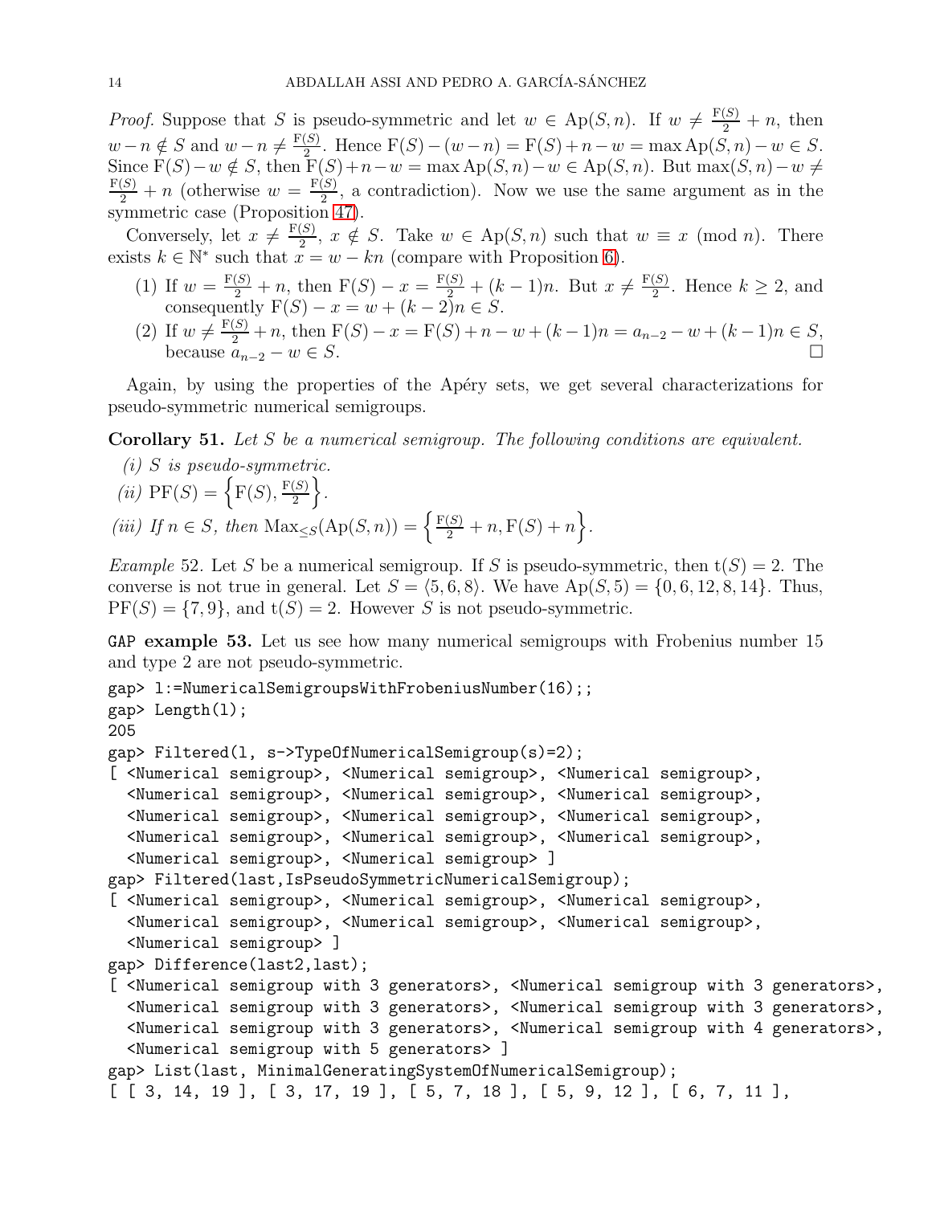*Proof.* Suppose that $S$ is pseudo-symmetric and let $w \in \mathrm{Ap}(S,n)$. If $w \neq \frac{\mathrm{F}(S)}{2} + n$, then $w - n \notin S$ and $w - n \neq \frac{\mathrm{F}(S)}{2}$. Hence $\mathrm{F}(S) - (w - n) = \mathrm{F}(S) + n - w = \max \mathrm{Ap}(S,n) - w \in S$. Since $\mathrm{F}(S) - w \notin S$, then $\mathrm{F}(S) + n - w = \max \mathrm{Ap}(S,n) - w \in \mathrm{Ap}(S,n)$. But $\max(S,n) - w \neq \frac{\mathrm{F}(S)}{2} + n$ (otherwise $w = \frac{\mathrm{F}(S)}{2}$, a contradiction). Now we use the same argument as in the symmetric case (Proposition 47).

Conversely, let $x \neq \frac{\mathrm{F}(S)}{2}$, $x \notin S$. Take $w \in \mathrm{Ap}(S,n)$ such that $w \equiv x \pmod n$. There exists $k \in \mathbb{N}^*$ such that $x = w - kn$ (compare with Proposition 6).

(1) If $w = \frac{\mathrm{F}(S)}{2} + n$, then $\mathrm{F}(S) - x = \frac{\mathrm{F}(S)}{2} + (k-1)n$. But $x \neq \frac{\mathrm{F}(S)}{2}$. Hence $k \geq 2$, and consequently $\mathrm{F}(S) - x = w + (k-2)n \in S$.

(2) If $w \neq \frac{\mathrm{F}(S)}{2} + n$, then $\mathrm{F}(S) - x = \mathrm{F}(S) + n - w + (k-1)n = a_{n-2} - w + (k-1)n \in S$, because $a_{n-2} - w \in S$. □

Again, by using the properties of the Apéry sets, we get several characterizations for pseudo-symmetric numerical semigroups.

**Corollary 51.** *Let $S$ be a numerical semigroup. The following conditions are equivalent.*

*(i) $S$ is pseudo-symmetric.*

*(ii) $\mathrm{PF}(S) = \left\{\mathrm{F}(S), \frac{\mathrm{F}(S)}{2}\right\}$.*

*(iii) If $n \in S$, then $\mathrm{Max}_{\leq_S}(\mathrm{Ap}(S,n)) = \left\{\frac{\mathrm{F}(S)}{2} + n, \mathrm{F}(S) + n\right\}$.*

*Example* 52. Let $S$ be a numerical semigroup. If $S$ is pseudo-symmetric, then $\mathrm{t}(S) = 2$. The converse is not true in general. Let $S = \langle 5, 6, 8\rangle$. We have $\mathrm{Ap}(S,5) = \{0, 6, 12, 8, 14\}$. Thus, $\mathrm{PF}(S) = \{7, 9\}$, and $\mathrm{t}(S) = 2$. However $S$ is not pseudo-symmetric.

**GAP example 53.** Let us see how many numerical semigroups with Frobenius number 15 and type 2 are not pseudo-symmetric.

```
gap> l:=NumericalSemigroupsWithFrobeniusNumber(16);;
gap> Length(l);
205
gap> Filtered(l, s->TypeOfNumericalSemigroup(s)=2);
[ <Numerical semigroup>, <Numerical semigroup>, <Numerical semigroup>,
  <Numerical semigroup>, <Numerical semigroup>, <Numerical semigroup>,
  <Numerical semigroup>, <Numerical semigroup>, <Numerical semigroup>,
  <Numerical semigroup>, <Numerical semigroup>, <Numerical semigroup>,
  <Numerical semigroup>, <Numerical semigroup> ]
gap> Filtered(last,IsPseudoSymmetricNumericalSemigroup);
[ <Numerical semigroup>, <Numerical semigroup>, <Numerical semigroup>,
  <Numerical semigroup>, <Numerical semigroup>, <Numerical semigroup>,
  <Numerical semigroup> ]
gap> Difference(last2,last);
[ <Numerical semigroup with 3 generators>, <Numerical semigroup with 3 generators>,
  <Numerical semigroup with 3 generators>, <Numerical semigroup with 3 generators>,
  <Numerical semigroup with 3 generators>, <Numerical semigroup with 4 generators>,
  <Numerical semigroup with 5 generators> ]
gap> List(last, MinimalGeneratingSystemOfNumericalSemigroup);
[ [ 3, 14, 19 ], [ 3, 17, 19 ], [ 5, 7, 18 ], [ 5, 9, 12 ], [ 6, 7, 11 ],
```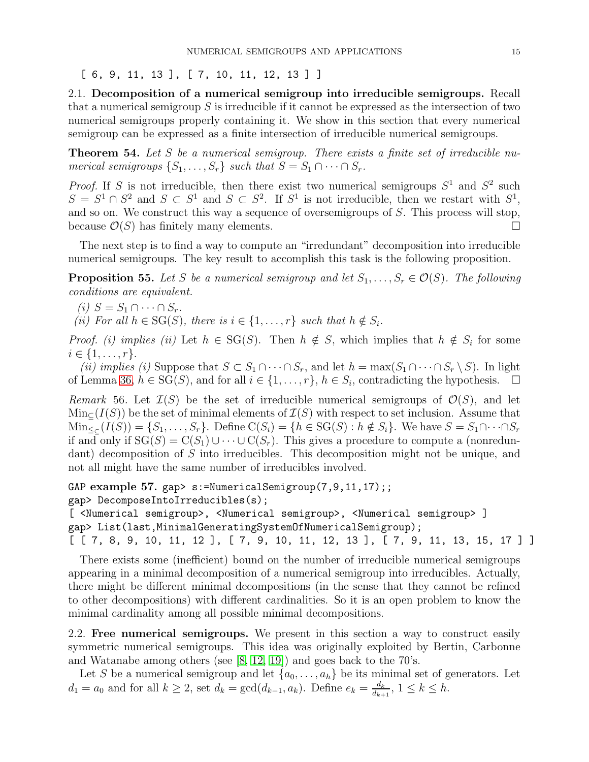```
[ 6, 9, 11, 13 ], [ 7, 10, 11, 12, 13 ] ]
```

2.1. **Decomposition of a numerical semigroup into irreducible semigroups.** Recall that a numerical semigroup $S$ is irreducible if it cannot be expressed as the intersection of two numerical semigroups properly containing it. We show in this section that every numerical semigroup can be expressed as a finite intersection of irreducible numerical semigroups.

**Theorem 54.** *Let $S$ be a numerical semigroup. There exists a finite set of irreducible numerical semigroups $\{S_1, \dots, S_r\}$ such that $S = S_1 \cap \cdots \cap S_r$.*

*Proof.* If $S$ is not irreducible, then there exist two numerical semigroups $S^1$ and $S^2$ such $S = S^1 \cap S^2$ and $S \subset S^1$ and $S \subset S^2$. If $S^1$ is not irreducible, then we restart with $S^1$, and so on. We construct this way a sequence of oversemigroups of $S$. This process will stop, because $\mathcal{O}(S)$ has finitely many elements. □

The next step is to find a way to compute an "irredundant" decomposition into irreducible numerical semigroups. The key result to accomplish this task is the following proposition.

**Proposition 55.** *Let $S$ be a numerical semigroup and let $S_1, \dots, S_r \in \mathcal{O}(S)$. The following conditions are equivalent.*

*(i) $S = S_1 \cap \cdots \cap S_r$.*
*(ii) For all $h \in \mathrm{SG}(S)$, there is $i \in \{1, \dots, r\}$ such that $h \notin S_i$.*

*Proof. (i) implies (ii)* Let $h \in \mathrm{SG}(S)$. Then $h \notin S$, which implies that $h \notin S_i$ for some $i \in \{1, \dots, r\}$.

*(ii) implies (i)* Suppose that $S \subset S_1 \cap \cdots \cap S_r$, and let $h = \max(S_1 \cap \cdots \cap S_r \setminus S)$. In light of Lemma 36, $h \in \mathrm{SG}(S)$, and for all $i \in \{1, \dots, r\}$, $h \in S_i$, contradicting the hypothesis. □

*Remark* 56. Let $\mathcal{I}(S)$ be the set of irreducible numerical semigroups of $\mathcal{O}(S)$, and let $\mathrm{Min}_{\subseteq}(I(S))$ be the set of minimal elements of $\mathcal{I}(S)$ with respect to set inclusion. Assume that $\mathrm{Min}_{\leq_{\subseteq}}(I(S)) = \{S_1, \dots, S_r\}$. Define $\mathrm{C}(S_i) = \{h \in \mathrm{SG}(S) : h \notin S_i\}$. We have $S = S_1 \cap \cdots \cap S_r$ if and only if $\mathrm{SG}(S) = \mathrm{C}(S_1) \cup \cdots \cup \mathrm{C}(S_r)$. This gives a procedure to compute a (nonredundant) decomposition of $S$ into irreducibles. This decomposition might not be unique, and not all might have the same number of irreducibles involved.

**GAP example 57.**
```
gap> s:=NumericalSemigroup(7,9,11,17);;
gap> DecomposeIntoIrreducibles(s);
[ <Numerical semigroup>, <Numerical semigroup>, <Numerical semigroup> ]
gap> List(last,MinimalGeneratingSystemOfNumericalSemigroup);
[ [ 7, 8, 9, 10, 11, 12 ], [ 7, 9, 10, 11, 12, 13 ], [ 7, 9, 11, 13, 15, 17 ] ]
```

There exists some (inefficient) bound on the number of irreducible numerical semigroups appearing in a minimal decomposition of a numerical semigroup into irreducibles. Actually, there might be different minimal decompositions (in the sense that they cannot be refined to other decompositions) with different cardinalities. So it is an open problem to know the minimal cardinality among all possible minimal decompositions.

2.2. **Free numerical semigroups.** We present in this section a way to construct easily symmetric numerical semigroups. This idea was originally exploited by Bertin, Carbonne and Watanabe among others (see [8, 12, 19]) and goes back to the 70's.

Let $S$ be a numerical semigroup and let $\{a_0, \dots, a_h\}$ be its minimal set of generators. Let $d_1 = a_0$ and for all $k \geq 2$, set $d_k = \gcd(d_{k-1}, a_k)$. Define $e_k = \frac{d_k}{d_{k+1}}$, $1 \leq k \leq h$.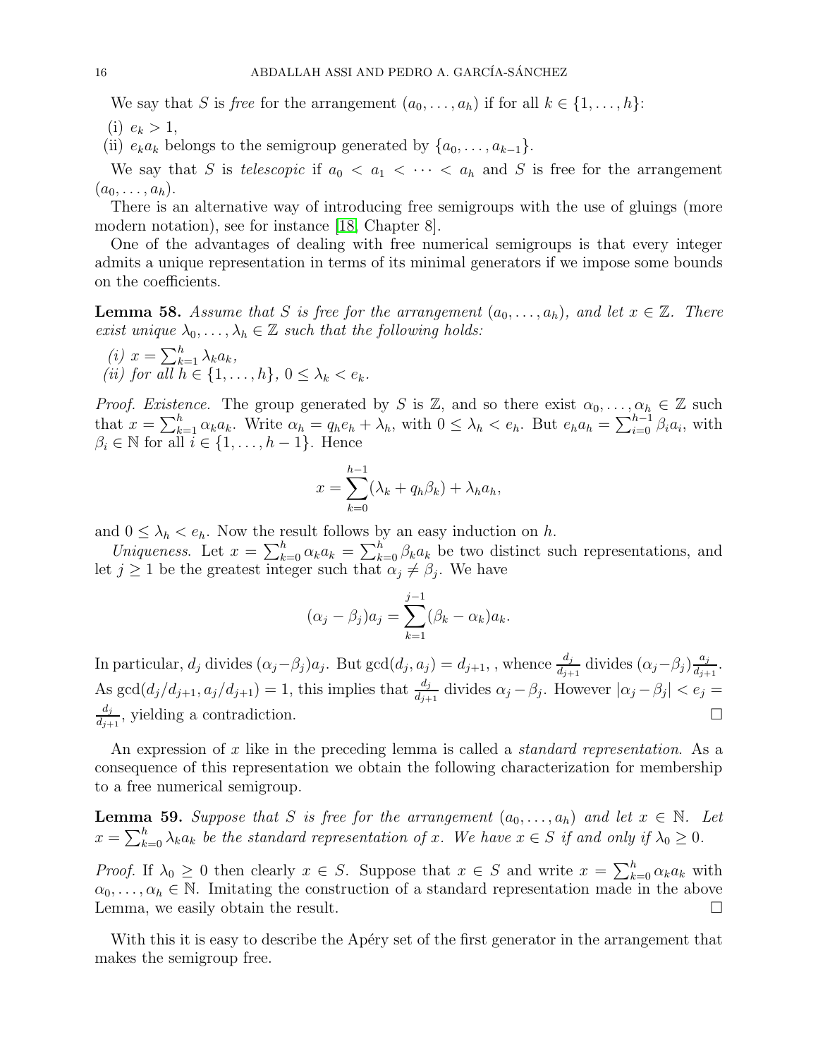We say that $S$ is *free* for the arrangement $(a_0, \ldots, a_h)$ if for all $k \in \{1, \ldots, h\}$:

(i) $e_k > 1$,
(ii) $e_k a_k$ belongs to the semigroup generated by $\{a_0, \ldots, a_{k-1}\}$.

We say that $S$ is *telescopic* if $a_0 < a_1 < \cdots < a_h$ and $S$ is free for the arrangement $(a_0, \ldots, a_h)$.

There is an alternative way of introducing free semigroups with the use of gluings (more modern notation), see for instance [18, Chapter 8].

One of the advantages of dealing with free numerical semigroups is that every integer admits a unique representation in terms of its minimal generators if we impose some bounds on the coefficients.

**Lemma 58.** *Assume that $S$ is free for the arrangement $(a_0, \ldots, a_h)$, and let $x \in \mathbb{Z}$. There exist unique $\lambda_0, \ldots, \lambda_h \in \mathbb{Z}$ such that the following holds:*

*(i) $x = \sum_{k=1}^{h} \lambda_k a_k$,*
*(ii) for all $h \in \{1, \ldots, h\}$, $0 \leq \lambda_k < e_k$.*

*Proof. Existence.* The group generated by $S$ is $\mathbb{Z}$, and so there exist $\alpha_0, \ldots, \alpha_h \in \mathbb{Z}$ such that $x = \sum_{k=1}^{h} \alpha_k a_k$. Write $\alpha_h = q_h e_h + \lambda_h$, with $0 \leq \lambda_h < e_h$. But $e_h a_h = \sum_{i=0}^{h-1} \beta_i a_i$, with $\beta_i \in \mathbb{N}$ for all $i \in \{1, \ldots, h-1\}$. Hence

$$x = \sum_{k=0}^{h-1} (\lambda_k + q_h \beta_k) + \lambda_h a_h,$$

and $0 \leq \lambda_h < e_h$. Now the result follows by an easy induction on $h$.

*Uniqueness.* Let $x = \sum_{k=0}^{h} \alpha_k a_k = \sum_{k=0}^{h} \beta_k a_k$ be two distinct such representations, and let $j \geq 1$ be the greatest integer such that $\alpha_j \neq \beta_j$. We have

$$(\alpha_j - \beta_j) a_j = \sum_{k=1}^{j-1} (\beta_k - \alpha_k) a_k.$$

In particular, $d_j$ divides $(\alpha_j - \beta_j) a_j$. But $\gcd(d_j, a_j) = d_{j+1}$, , whence $\frac{d_j}{d_{j+1}}$ divides $(\alpha_j - \beta_j)\frac{a_j}{d_{j+1}}$. As $\gcd(d_j/d_{j+1}, a_j/d_{j+1}) = 1$, this implies that $\frac{d_j}{d_{j+1}}$ divides $\alpha_j - \beta_j$. However $|\alpha_j - \beta_j| < e_j = \frac{d_j}{d_{j+1}}$, yielding a contradiction. $\square$

An expression of $x$ like in the preceding lemma is called a *standard representation*. As a consequence of this representation we obtain the following characterization for membership to a free numerical semigroup.

**Lemma 59.** *Suppose that $S$ is free for the arrangement $(a_0, \ldots, a_h)$ and let $x \in \mathbb{N}$. Let $x = \sum_{k=0}^{h} \lambda_k a_k$ be the standard representation of $x$. We have $x \in S$ if and only if $\lambda_0 \geq 0$.*

*Proof.* If $\lambda_0 \geq 0$ then clearly $x \in S$. Suppose that $x \in S$ and write $x = \sum_{k=0}^{h} \alpha_k a_k$ with $\alpha_0, \ldots, \alpha_h \in \mathbb{N}$. Imitating the construction of a standard representation made in the above Lemma, we easily obtain the result. $\square$

With this it is easy to describe the Apéry set of the first generator in the arrangement that makes the semigroup free.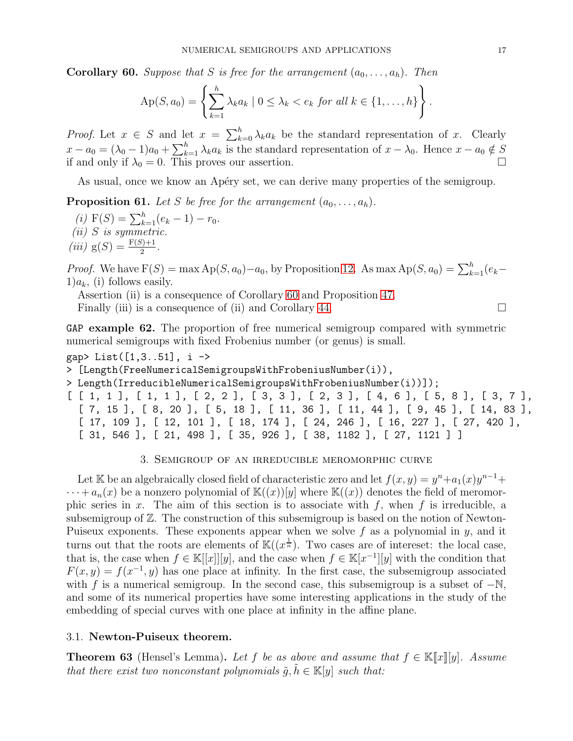**Corollary 60.** *Suppose that $S$ is free for the arrangement $(a_0, \ldots, a_h)$. Then*

$$\mathrm{Ap}(S, a_0) = \left\{ \sum_{k=1}^{h} \lambda_k a_k \mid 0 \le \lambda_k < e_k \text{ for all } k \in \{1, \ldots, h\} \right\}.$$

*Proof.* Let $x \in S$ and let $x = \sum_{k=0}^{h} \lambda_k a_k$ be the standard representation of $x$. Clearly $x - a_0 = (\lambda_0 - 1)a_0 + \sum_{k=1}^{h} \lambda_k a_k$ is the standard representation of $x - \lambda_0$. Hence $x - a_0 \notin S$ if and only if $\lambda_0 = 0$. This proves our assertion. □

As usual, once we know an Apéry set, we can derive many properties of the semigroup.

**Proposition 61.** *Let $S$ be free for the arrangement $(a_0, \ldots, a_h)$.*

*(i)* $\mathrm{F}(S) = \sum_{k=1}^{h}(e_k - 1) - r_0$.
*(ii) $S$ is symmetric.*
*(iii)* $\mathrm{g}(S) = \frac{\mathrm{F}(S)+1}{2}$.

*Proof.* We have $\mathrm{F}(S) = \max \mathrm{Ap}(S, a_0) - a_0$, by Proposition 12. As $\max \mathrm{Ap}(S, a_0) = \sum_{k=1}^{h}(e_k - 1)a_k$, (i) follows easily.

Assertion (ii) is a consequence of Corollary 60 and Proposition 47.

Finally (iii) is a consequence of (ii) and Corollary 44. □

**GAP example 62.** The proportion of free numerical semigroup compared with symmetric numerical semigroups with fixed Frobenius number (or genus) is small.

```
gap> List([1,3..51], i ->
> [Length(FreeNumericalSemigroupsWithFrobeniusNumber(i)),
> Length(IrreducibleNumericalSemigroupsWithFrobeniusNumber(i))]);
[ [ 1, 1 ], [ 1, 1 ], [ 2, 2 ], [ 3, 3 ], [ 2, 3 ], [ 4, 6 ], [ 5, 8 ], [ 3, 7 ],
  [ 7, 15 ], [ 8, 20 ], [ 5, 18 ], [ 11, 36 ], [ 11, 44 ], [ 9, 45 ], [ 14, 83 ],
  [ 17, 109 ], [ 12, 101 ], [ 18, 174 ], [ 24, 246 ], [ 16, 227 ], [ 27, 420 ],
  [ 31, 546 ], [ 21, 498 ], [ 35, 926 ], [ 38, 1182 ], [ 27, 1121 ] ]
```

## 3. Semigroup of an irreducible meromorphic curve

Let $\mathbb{K}$ be an algebraically closed field of characteristic zero and let $f(x,y) = y^n + a_1(x)y^{n-1} + \cdots + a_n(x)$ be a nonzero polynomial of $\mathbb{K}((x))[y]$ where $\mathbb{K}((x))$ denotes the field of meromorphic series in $x$. The aim of this section is to associate with $f$, when $f$ is irreducible, a subsemigroup of $\mathbb{Z}$. The construction of this subsemigroup is based on the notion of Newton-Puiseux exponents. These exponents appear when we solve $f$ as a polynomial in $y$, and it turns out that the roots are elements of $\mathbb{K}((x^{\frac{1}{n}}))$. Two cases are of intereset: the local case, that is, the case when $f \in \mathbb{K}[[x]][y]$, and the case when $f \in \mathbb{K}[x^{-1}][y]$ with the condition that $F(x,y) = f(x^{-1}, y)$ has one place at infinity. In the first case, the subsemigroup associated with $f$ is a numerical semigroup. In the second case, this subsemigroup is a subset of $-\mathbb{N}$, and some of its numerical properties have some interesting applications in the study of the embedding of special curves with one place at infinity in the affine plane.

### 3.1. Newton-Puiseux theorem.

**Theorem 63** (Hensel's Lemma). *Let $f$ be as above and assume that $f \in \mathbb{K}[\![x]\!][y]$. Assume that there exist two nonconstant polynomials $\tilde{g}, \tilde{h} \in \mathbb{K}[y]$ such that:*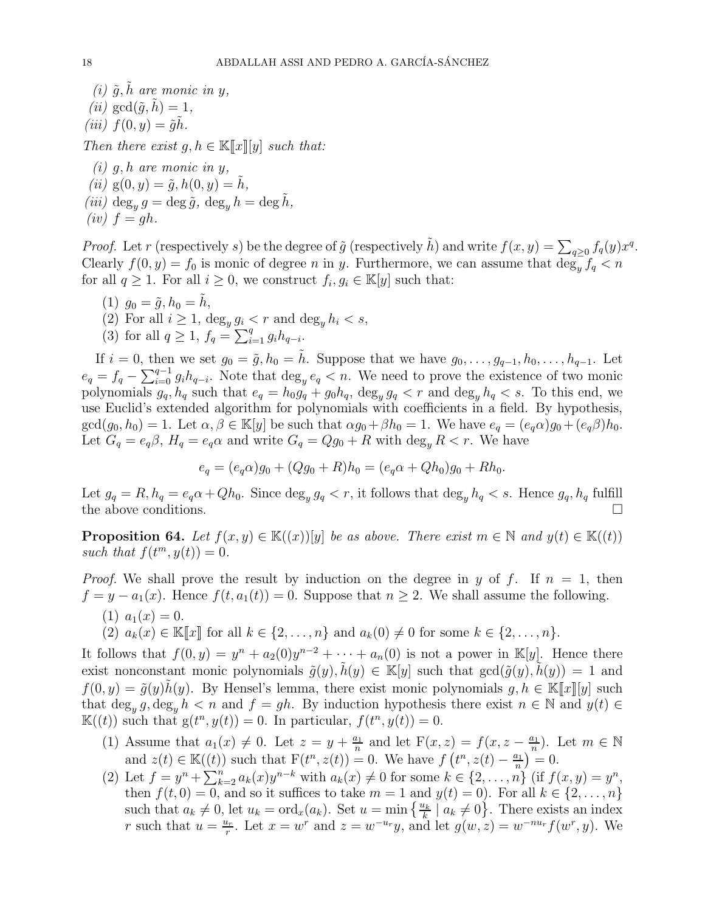*(i)* $\tilde{g}, \tilde{h}$ *are monic in* $y$,

*(ii)* $\gcd(\tilde{g}, \tilde{h}) = 1$,

*(iii)* $f(0, y) = \tilde{g}\tilde{h}$.

*Then there exist* $g, h \in \mathbb{K}[\![x]\!][y]$ *such that:*

*(i)* $g, h$ *are monic in* $y$,

*(ii)* $\mathrm{g}(0, y) = \tilde{g}, h(0, y) = \tilde{h}$,

*(iii)* $\deg_y g = \deg \tilde{g}$, $\deg_y h = \deg \tilde{h}$,

*(iv)* $f = gh$.

*Proof.* Let $r$ (respectively $s$) be the degree of $\tilde{g}$ (respectively $\tilde{h}$) and write $f(x, y) = \sum_{q \geq 0} f_q(y)x^q$. Clearly $f(0, y) = f_0$ is monic of degree $n$ in $y$. Furthermore, we can assume that $\deg_y f_q < n$ for all $q \geq 1$. For all $i \geq 0$, we construct $f_i, g_i \in \mathbb{K}[y]$ such that:

1. $g_0 = \tilde{g}, h_0 = \tilde{h}$,
2. For all $i \geq 1$, $\deg_y g_i < r$ and $\deg_y h_i < s$,
3. for all $q \geq 1$, $f_q = \sum_{i=1}^{q} g_i h_{q-i}$.

If $i = 0$, then we set $g_0 = \tilde{g}, h_0 = \tilde{h}$. Suppose that we have $g_0, \ldots, g_{q-1}, h_0, \ldots, h_{q-1}$. Let $e_q = f_q - \sum_{i=0}^{q-1} g_i h_{q-i}$. Note that $\deg_y e_q < n$. We need to prove the existence of two monic polynomials $g_q, h_q$ such that $e_q = h_0 g_q + g_0 h_q$, $\deg_y g_q < r$ and $\deg_y h_q < s$. To this end, we use Euclid's extended algorithm for polynomials with coefficients in a field. By hypothesis, $\gcd(g_0, h_0) = 1$. Let $\alpha, \beta \in \mathbb{K}[y]$ be such that $\alpha g_0 + \beta h_0 = 1$. We have $e_q = (e_q\alpha)g_0 + (e_q\beta)h_0$. Let $G_q = e_q\beta$, $H_q = e_q\alpha$ and write $G_q = Qg_0 + R$ with $\deg_y R < r$. We have

$$e_q = (e_q\alpha)g_0 + (Qg_0 + R)h_0 = (e_q\alpha + Qh_0)g_0 + Rh_0.$$

Let $g_q = R, h_q = e_q\alpha + Qh_0$. Since $\deg_y g_q < r$, it follows that $\deg_y h_q < s$. Hence $g_q, h_q$ fulfill the above conditions. $\square$

**Proposition 64.** *Let* $f(x, y) \in \mathbb{K}((x))[y]$ *be as above. There exist* $m \in \mathbb{N}$ *and* $y(t) \in \mathbb{K}((t))$ *such that* $f(t^m, y(t)) = 0$.

*Proof.* We shall prove the result by induction on the degree in $y$ of $f$. If $n = 1$, then $f = y - a_1(x)$. Hence $f(t, a_1(t)) = 0$. Suppose that $n \geq 2$. We shall assume the following.

1. $a_1(x) = 0$.
2. $a_k(x) \in \mathbb{K}[\![x]\!]$ for all $k \in \{2, \ldots, n\}$ and $a_k(0) \neq 0$ for some $k \in \{2, \ldots, n\}$.

It follows that $f(0, y) = y^n + a_2(0)y^{n-2} + \cdots + a_n(0)$ is not a power in $\mathbb{K}[y]$. Hence there exist nonconstant monic polynomials $\tilde{g}(y), \tilde{h}(y) \in \mathbb{K}[y]$ such that $\gcd(\tilde{g}(y), \tilde{h}(y)) = 1$ and $f(0, y) = \tilde{g}(y)\tilde{h}(y)$. By Hensel's lemma, there exist monic polynomials $g, h \in \mathbb{K}[\![x]\!][y]$ such that $\deg_y g, \deg_y h < n$ and $f = gh$. By induction hypothesis there exist $n \in \mathbb{N}$ and $y(t) \in \mathbb{K}((t))$ such that $\mathrm{g}(t^n, y(t)) = 0$. In particular, $f(t^n, y(t)) = 0$.

1. Assume that $a_1(x) \neq 0$. Let $z = y + \frac{a_1}{n}$ and let $\mathrm{F}(x, z) = f(x, z - \frac{a_1}{n})$. Let $m \in \mathbb{N}$ and $z(t) \in \mathbb{K}((t))$ such that $\mathrm{F}(t^n, z(t)) = 0$. We have $f\left(t^n, z(t) - \frac{a_1}{n}\right) = 0$.
2. Let $f = y^n + \sum_{k=2}^{n} a_k(x)y^{n-k}$ with $a_k(x) \neq 0$ for some $k \in \{2, \ldots, n\}$ (if $f(x, y) = y^n$, then $f(t, 0) = 0$, and so it suffices to take $m = 1$ and $y(t) = 0$). For all $k \in \{2, \ldots, n\}$ such that $a_k \neq 0$, let $u_k = \mathrm{ord}_x(a_k)$. Set $u = \min\left\{\frac{u_k}{k} \mid a_k \neq 0\right\}$. There exists an index $r$ such that $u = \frac{u_r}{r}$. Let $x = w^r$ and $z = w^{-u_r}y$, and let $g(w, z) = w^{-nu_r}f(w^r, y)$. We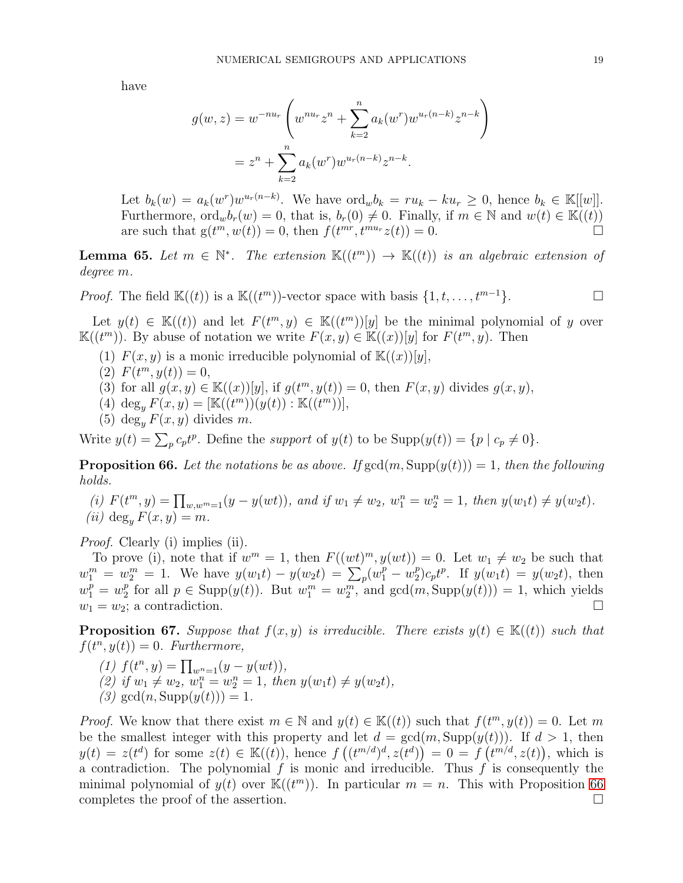have

$$g(w,z) = w^{-nu_r}\left(w^{nu_r}z^n + \sum_{k=2}^{n} a_k(w^r)w^{u_r(n-k)}z^{n-k}\right)$$
$$= z^n + \sum_{k=2}^{n} a_k(w^r)w^{u_r(n-k)}z^{n-k}.$$

Let $b_k(w) = a_k(w^r)w^{u_r(n-k)}$. We have $\mathrm{ord}_w b_k = ru_k - ku_r \geq 0$, hence $b_k \in \mathbb{K}[[w]]$. Furthermore, $\mathrm{ord}_w b_r(w) = 0$, that is, $b_r(0) \neq 0$. Finally, if $m \in \mathbb{N}$ and $w(t) \in \mathbb{K}((t))$ are such that $\mathrm{g}(t^m, w(t)) = 0$, then $f(t^{mr}, t^{mu_r}z(t)) = 0$. $\square$

**Lemma 65.** *Let $m \in \mathbb{N}^*$. The extension $\mathbb{K}((t^m)) \to \mathbb{K}((t))$ is an algebraic extension of degree $m$.*

*Proof.* The field $\mathbb{K}((t))$ is a $\mathbb{K}((t^m))$-vector space with basis $\{1, t, \ldots, t^{m-1}\}$. $\square$

Let $y(t) \in \mathbb{K}((t))$ and let $F(t^m, y) \in \mathbb{K}((t^m))[y]$ be the minimal polynomial of $y$ over $\mathbb{K}((t^m))$. By abuse of notation we write $F(x,y) \in \mathbb{K}((x))[y]$ for $F(t^m, y)$. Then

(1) $F(x,y)$ is a monic irreducible polynomial of $\mathbb{K}((x))[y]$,
(2) $F(t^m, y(t)) = 0$,
(3) for all $g(x,y) \in \mathbb{K}((x))[y]$, if $g(t^m, y(t)) = 0$, then $F(x,y)$ divides $g(x,y)$,
(4) $\deg_y F(x,y) = [\mathbb{K}((t^m))(y(t)) : \mathbb{K}((t^m))]$,
(5) $\deg_y F(x,y)$ divides $m$.

Write $y(t) = \sum_p c_p t^p$. Define the *support* of $y(t)$ to be $\mathrm{Supp}(y(t)) = \{p \mid c_p \neq 0\}$.

**Proposition 66.** *Let the notations be as above. If $\gcd(m, \mathrm{Supp}(y(t))) = 1$, then the following holds.*

*(i) $F(t^m, y) = \prod_{w, w^m=1}(y - y(wt))$, and if $w_1 \neq w_2$, $w_1^n = w_2^n = 1$, then $y(w_1 t) \neq y(w_2 t)$.*
*(ii) $\deg_y F(x,y) = m$.*

*Proof.* Clearly (i) implies (ii).

To prove (i), note that if $w^m = 1$, then $F((wt)^m, y(wt)) = 0$. Let $w_1 \neq w_2$ be such that $w_1^m = w_2^m = 1$. We have $y(w_1 t) - y(w_2 t) = \sum_p (w_1^p - w_2^p)c_p t^p$. If $y(w_1 t) = y(w_2 t)$, then $w_1^p = w_2^p$ for all $p \in \mathrm{Supp}(y(t))$. But $w_1^m = w_2^m$, and $\gcd(m, \mathrm{Supp}(y(t))) = 1$, which yields $w_1 = w_2$; a contradiction. $\square$

**Proposition 67.** *Suppose that $f(x,y)$ is irreducible. There exists $y(t) \in \mathbb{K}((t))$ such that $f(t^n, y(t)) = 0$. Furthermore,*

*(1) $f(t^n, y) = \prod_{w^n=1}(y - y(wt))$,*
*(2) if $w_1 \neq w_2$, $w_1^n = w_2^n = 1$, then $y(w_1 t) \neq y(w_2 t)$,*
*(3) $\gcd(n, \mathrm{Supp}(y(t))) = 1$.*

*Proof.* We know that there exist $m \in \mathbb{N}$ and $y(t) \in \mathbb{K}((t))$ such that $f(t^m, y(t)) = 0$. Let $m$ be the smallest integer with this property and let $d = \gcd(m, \mathrm{Supp}(y(t)))$. If $d > 1$, then $y(t) = z(t^d)$ for some $z(t) \in \mathbb{K}((t))$, hence $f\left((t^{m/d})^d, z(t^d)\right) = 0 = f\left(t^{m/d}, z(t)\right)$, which is a contradiction. The polynomial $f$ is monic and irreducible. Thus $f$ is consequently the minimal polynomial of $y(t)$ over $\mathbb{K}((t^m))$. In particular $m = n$. This with Proposition 66 completes the proof of the assertion. $\square$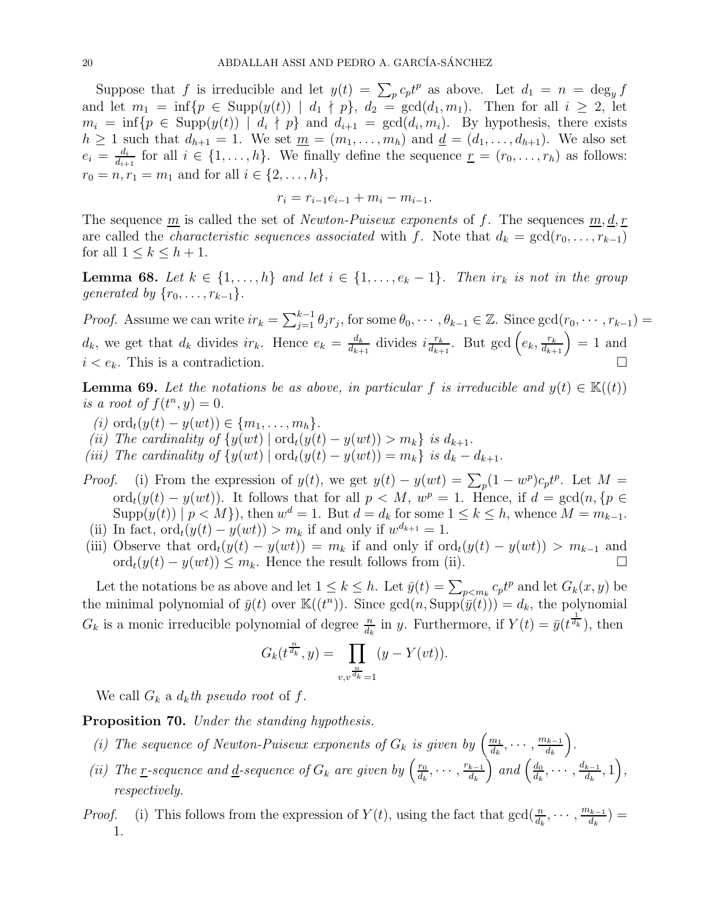Suppose that $f$ is irreducible and let $y(t) = \sum_p c_p t^p$ as above. Let $d_1 = n = \deg_y f$ and let $m_1 = \inf\{p \in \mathrm{Supp}(y(t)) \mid d_1 \nmid p\}$, $d_2 = \gcd(d_1, m_1)$. Then for all $i \geq 2$, let $m_i = \inf\{p \in \mathrm{Supp}(y(t)) \mid d_i \nmid p\}$ and $d_{i+1} = \gcd(d_i, m_i)$. By hypothesis, there exists $h \geq 1$ such that $d_{h+1} = 1$. We set $\underline{m} = (m_1, \ldots, m_h)$ and $\underline{d} = (d_1, \ldots, d_{h+1})$. We also set $e_i = \frac{d_i}{d_{i+1}}$ for all $i \in \{1, \ldots, h\}$. We finally define the sequence $\underline{r} = (r_0, \ldots, r_h)$ as follows: $r_0 = n, r_1 = m_1$ and for all $i \in \{2, \ldots, h\}$,

$$r_i = r_{i-1}e_{i-1} + m_i - m_{i-1}.$$

The sequence $\underline{m}$ is called the set of *Newton-Puiseux exponents* of $f$. The sequences $\underline{m}, \underline{d}, \underline{r}$ are called the *characteristic sequences associated* with $f$. Note that $d_k = \gcd(r_0, \ldots, r_{k-1})$ for all $1 \leq k \leq h+1$.

**Lemma 68.** *Let $k \in \{1, \ldots, h\}$ and let $i \in \{1, \ldots, e_k - 1\}$. Then $ir_k$ is not in the group generated by $\{r_0, \ldots, r_{k-1}\}$.*

*Proof.* Assume we can write $ir_k = \sum_{j=1}^{k-1} \theta_j r_j$, for some $\theta_0, \cdots, \theta_{k-1} \in \mathbb{Z}$. Since $\gcd(r_0, \cdots, r_{k-1}) = d_k$, we get that $d_k$ divides $ir_k$. Hence $e_k = \frac{d_k}{d_{k+1}}$ divides $i\frac{r_k}{d_{k+1}}$. But $\gcd\left(e_k, \frac{r_k}{d_{k+1}}\right) = 1$ and $i < e_k$. This is a contradiction. $\square$

**Lemma 69.** *Let the notations be as above, in particular $f$ is irreducible and $y(t) \in \mathbb{K}((t))$ is a root of $f(t^n, y) = 0$.*

*(i) $\mathrm{ord}_t(y(t) - y(wt)) \in \{m_1, \ldots, m_h\}$.*
*(ii) The cardinality of $\{y(wt) \mid \mathrm{ord}_t(y(t) - y(wt)) > m_k\}$ is $d_{k+1}$.*
*(iii) The cardinality of $\{y(wt) \mid \mathrm{ord}_t(y(t) - y(wt)) = m_k\}$ is $d_k - d_{k+1}$.*

*Proof.*
(i) From the expression of $y(t)$, we get $y(t) - y(wt) = \sum_p (1 - w^p)c_p t^p$. Let $M = \mathrm{ord}_t(y(t) - y(wt))$. It follows that for all $p < M$, $w^p = 1$. Hence, if $d = \gcd(n, \{p \in \mathrm{Supp}(y(t)) \mid p < M\})$, then $w^d = 1$. But $d = d_k$ for some $1 \leq k \leq h$, whence $M = m_{k-1}$.
(ii) In fact, $\mathrm{ord}_t(y(t) - y(wt)) > m_k$ if and only if $w^{d_{k+1}} = 1$.
(iii) Observe that $\mathrm{ord}_t(y(t) - y(wt)) = m_k$ if and only if $\mathrm{ord}_t(y(t) - y(wt)) > m_{k-1}$ and $\mathrm{ord}_t(y(t) - y(wt)) \leq m_k$. Hence the result follows from (ii). $\square$

Let the notations be as above and let $1 \leq k \leq h$. Let $\bar{y}(t) = \sum_{p < m_k} c_p t^p$ and let $G_k(x, y)$ be the minimal polynomial of $\bar{y}(t)$ over $\mathbb{K}((t^n))$. Since $\gcd(n, \mathrm{Supp}(\bar{y}(t))) = d_k$, the polynomial $G_k$ is a monic irreducible polynomial of degree $\frac{n}{d_k}$ in $y$. Furthermore, if $Y(t) = \bar{y}(t^{\frac{1}{d_k}})$, then

$$G_k(t^{\frac{n}{d_k}}, y) = \prod_{v, v^{\frac{n}{d_k}} = 1} (y - Y(vt)).$$

We call $G_k$ a $d_k$*th pseudo root* of $f$.

**Proposition 70.** *Under the standing hypothesis.*

*(i) The sequence of Newton-Puiseux exponents of $G_k$ is given by $\left(\frac{m_1}{d_k}, \cdots, \frac{m_{k-1}}{d_k}\right)$.*
*(ii) The $\underline{r}$-sequence and $\underline{d}$-sequence of $G_k$ are given by $\left(\frac{r_0}{d_k}, \cdots, \frac{r_{k-1}}{d_k}\right)$ and $\left(\frac{d_0}{d_k}, \cdots, \frac{d_{k-1}}{d_k}, 1\right)$, respectively.*

*Proof.*
(i) This follows from the expression of $Y(t)$, using the fact that $\gcd(\frac{n}{d_k}, \cdots, \frac{m_{k-1}}{d_k}) = 1$.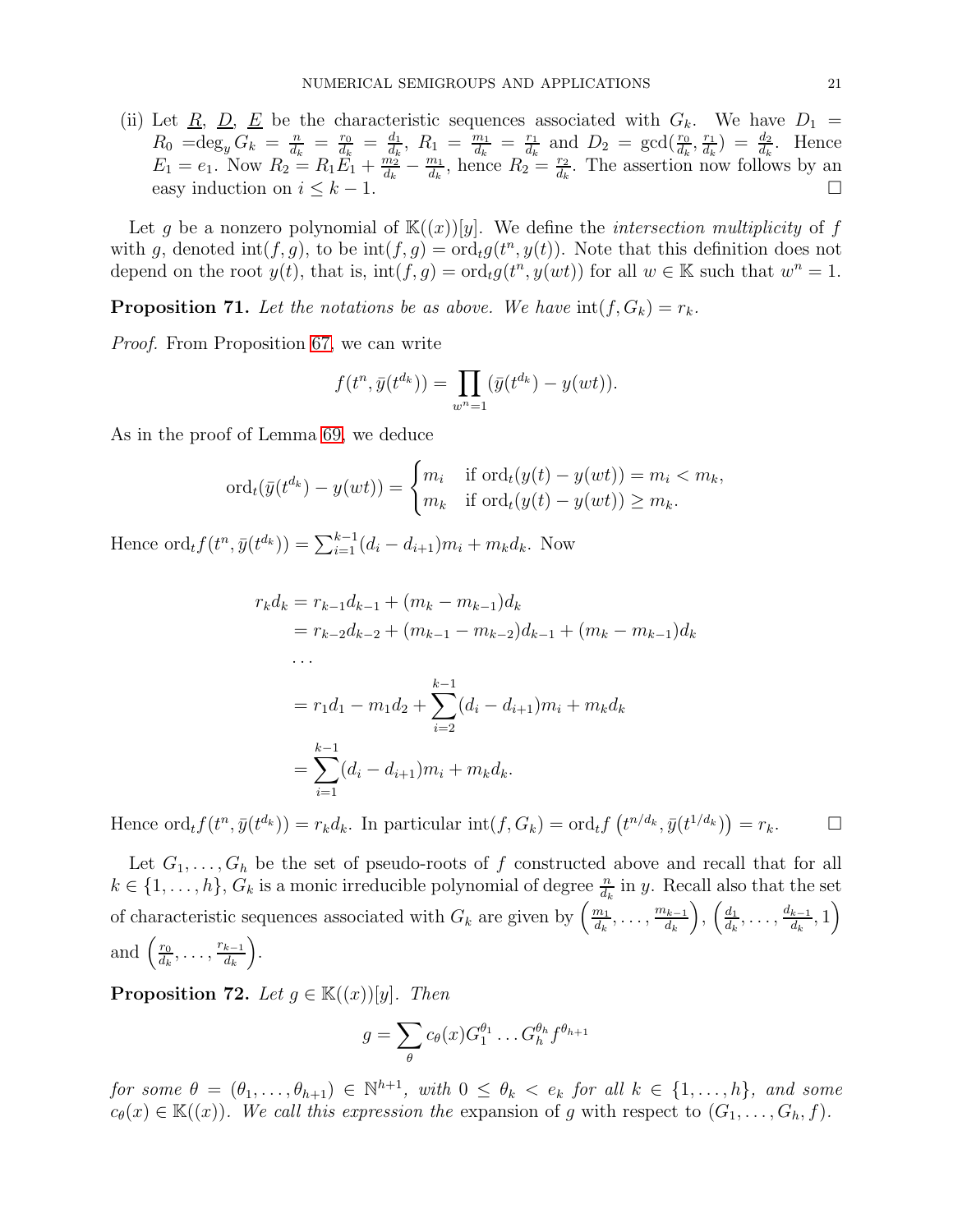(ii) Let $\underline{R}$, $\underline{D}$, $\underline{E}$ be the characteristic sequences associated with $G_k$. We have $D_1 = R_0 = \deg_y G_k = \frac{n}{d_k} = \frac{r_0}{d_k} = \frac{d_1}{d_k}$, $R_1 = \frac{m_1}{d_k} = \frac{r_1}{d_k}$ and $D_2 = \gcd(\frac{r_0}{d_k}, \frac{r_1}{d_k}) = \frac{d_2}{d_k}$. Hence $E_1 = e_1$. Now $R_2 = R_1 E_1 + \frac{m_2}{d_k} - \frac{m_1}{d_k}$, hence $R_2 = \frac{r_2}{d_k}$. The assertion now follows by an easy induction on $i \leq k-1$. □

Let $g$ be a nonzero polynomial of $\mathbb{K}((x))[y]$. We define the *intersection multiplicity* of $f$ with $g$, denoted $\operatorname{int}(f,g)$, to be $\operatorname{int}(f,g) = \operatorname{ord}_t g(t^n, y(t))$. Note that this definition does not depend on the root $y(t)$, that is, $\operatorname{int}(f,g) = \operatorname{ord}_t g(t^n, y(wt))$ for all $w \in \mathbb{K}$ such that $w^n = 1$.

**Proposition 71.** *Let the notations be as above. We have* $\operatorname{int}(f, G_k) = r_k$.

*Proof.* From Proposition 67, we can write

$$f(t^n, \bar{y}(t^{d_k})) = \prod_{w^n=1} (\bar{y}(t^{d_k}) - y(wt)).$$

As in the proof of Lemma 69, we deduce

$$\operatorname{ord}_t(\bar{y}(t^{d_k}) - y(wt)) = \begin{cases} m_i & \text{if } \operatorname{ord}_t(y(t) - y(wt)) = m_i < m_k, \\ m_k & \text{if } \operatorname{ord}_t(y(t) - y(wt)) \geq m_k. \end{cases}$$

Hence $\operatorname{ord}_t f(t^n, \bar{y}(t^{d_k})) = \sum_{i=1}^{k-1}(d_i - d_{i+1})m_i + m_k d_k$. Now

$$\begin{aligned}
r_k d_k &= r_{k-1}d_{k-1} + (m_k - m_{k-1})d_k \\
&= r_{k-2}d_{k-2} + (m_{k-1} - m_{k-2})d_{k-1} + (m_k - m_{k-1})d_k \\
&\dots \\
&= r_1 d_1 - m_1 d_2 + \sum_{i=2}^{k-1}(d_i - d_{i+1})m_i + m_k d_k \\
&= \sum_{i=1}^{k-1}(d_i - d_{i+1})m_i + m_k d_k.
\end{aligned}$$

Hence $\operatorname{ord}_t f(t^n, \bar{y}(t^{d_k})) = r_k d_k$. In particular $\operatorname{int}(f, G_k) = \operatorname{ord}_t f\left(t^{n/d_k}, \bar{y}(t^{1/d_k})\right) = r_k$. □

Let $G_1, \dots, G_h$ be the set of pseudo-roots of $f$ constructed above and recall that for all $k \in \{1, \dots, h\}$, $G_k$ is a monic irreducible polynomial of degree $\frac{n}{d_k}$ in $y$. Recall also that the set of characteristic sequences associated with $G_k$ are given by $\left(\frac{m_1}{d_k}, \dots, \frac{m_{k-1}}{d_k}\right)$, $\left(\frac{d_1}{d_k}, \dots, \frac{d_{k-1}}{d_k}, 1\right)$ and $\left(\frac{r_0}{d_k}, \dots, \frac{r_{k-1}}{d_k}\right)$.

**Proposition 72.** *Let* $g \in \mathbb{K}((x))[y]$. *Then*

$$g = \sum_{\theta} c_\theta(x) G_1^{\theta_1} \dots G_h^{\theta_h} f^{\theta_{h+1}}$$

*for some* $\theta = (\theta_1, \dots, \theta_{h+1}) \in \mathbb{N}^{h+1}$, *with* $0 \leq \theta_k < e_k$ *for all* $k \in \{1, \dots, h\}$, *and some* $c_\theta(x) \in \mathbb{K}((x))$. *We call this expression the* expansion of $g$ with respect to $(G_1, \dots, G_h, f)$.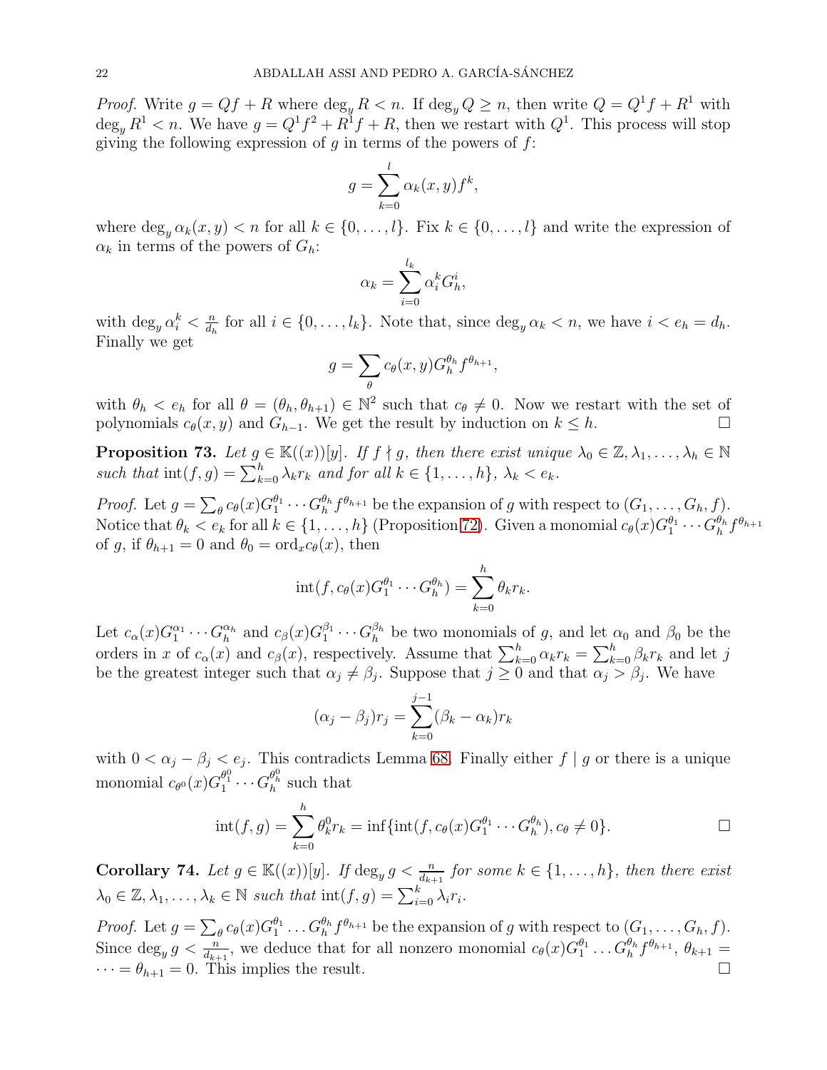*Proof.* Write $g = Qf + R$ where $\deg_y R < n$. If $\deg_y Q \geq n$, then write $Q = Q^1 f + R^1$ with $\deg_y R^1 < n$. We have $g = Q^1 f^2 + R^1 f + R$, then we restart with $Q^1$. This process will stop giving the following expression of $g$ in terms of the powers of $f$:

$$g = \sum_{k=0}^{l} \alpha_k(x, y) f^k,$$

where $\deg_y \alpha_k(x, y) < n$ for all $k \in \{0, \ldots, l\}$. Fix $k \in \{0, \ldots, l\}$ and write the expression of $\alpha_k$ in terms of the powers of $G_h$:

$$\alpha_k = \sum_{i=0}^{l_k} \alpha_i^k G_h^i,$$

with $\deg_y \alpha_i^k < \frac{n}{d_h}$ for all $i \in \{0, \ldots, l_k\}$. Note that, since $\deg_y \alpha_k < n$, we have $i < e_h = d_h$. Finally we get

$$g = \sum_{\theta} c_\theta(x, y) G_h^{\theta_h} f^{\theta_{h+1}},$$

with $\theta_h < e_h$ for all $\theta = (\theta_h, \theta_{h+1}) \in \mathbb{N}^2$ such that $c_\theta \neq 0$. Now we restart with the set of polynomials $c_\theta(x, y)$ and $G_{h-1}$. We get the result by induction on $k \leq h$. $\square$

**Proposition 73.** *Let $g \in \mathbb{K}((x))[y]$. If $f \nmid g$, then there exist unique $\lambda_0 \in \mathbb{Z}, \lambda_1, \ldots, \lambda_h \in \mathbb{N}$ such that $\operatorname{int}(f, g) = \sum_{k=0}^{h} \lambda_k r_k$ and for all $k \in \{1, \ldots, h\}$, $\lambda_k < e_k$.*

*Proof.* Let $g = \sum_\theta c_\theta(x) G_1^{\theta_1} \cdots G_h^{\theta_h} f^{\theta_{h+1}}$ be the expansion of $g$ with respect to $(G_1, \ldots, G_h, f)$. Notice that $\theta_k < e_k$ for all $k \in \{1, \ldots, h\}$ (Proposition 72). Given a monomial $c_\theta(x) G_1^{\theta_1} \cdots G_h^{\theta_h} f^{\theta_{h+1}}$ of $g$, if $\theta_{h+1} = 0$ and $\theta_0 = \operatorname{ord}_x c_\theta(x)$, then

$$\operatorname{int}(f, c_\theta(x) G_1^{\theta_1} \cdots G_h^{\theta_h}) = \sum_{k=0}^{h} \theta_k r_k.$$

Let $c_\alpha(x) G_1^{\alpha_1} \cdots G_h^{\alpha_h}$ and $c_\beta(x) G_1^{\beta_1} \cdots G_h^{\beta_h}$ be two monomials of $g$, and let $\alpha_0$ and $\beta_0$ be the orders in $x$ of $c_\alpha(x)$ and $c_\beta(x)$, respectively. Assume that $\sum_{k=0}^{h} \alpha_k r_k = \sum_{k=0}^{h} \beta_k r_k$ and let $j$ be the greatest integer such that $\alpha_j \neq \beta_j$. Suppose that $j \geq 0$ and that $\alpha_j > \beta_j$. We have

$$(\alpha_j - \beta_j) r_j = \sum_{k=0}^{j-1} (\beta_k - \alpha_k) r_k$$

with $0 < \alpha_j - \beta_j < e_j$. This contradicts Lemma 68. Finally either $f \mid g$ or there is a unique monomial $c_{\theta^0}(x) G_1^{\theta_1^0} \cdots G_h^{\theta_h^0}$ such that

$$\operatorname{int}(f, g) = \sum_{k=0}^{h} \theta_k^0 r_k = \inf\{\operatorname{int}(f, c_\theta(x) G_1^{\theta_1} \cdots G_h^{\theta_h}), c_\theta \neq 0\}. \qquad \square$$

**Corollary 74.** *Let $g \in \mathbb{K}((x))[y]$. If $\deg_y g < \frac{n}{d_{k+1}}$ for some $k \in \{1, \ldots, h\}$, then there exist $\lambda_0 \in \mathbb{Z}, \lambda_1, \ldots, \lambda_k \in \mathbb{N}$ such that $\operatorname{int}(f, g) = \sum_{i=0}^{k} \lambda_i r_i$.*

*Proof.* Let $g = \sum_\theta c_\theta(x) G_1^{\theta_1} \ldots G_h^{\theta_h} f^{\theta_{h+1}}$ be the expansion of $g$ with respect to $(G_1, \ldots, G_h, f)$. Since $\deg_y g < \frac{n}{d_{k+1}}$, we deduce that for all nonzero monomial $c_\theta(x) G_1^{\theta_1} \ldots G_h^{\theta_h} f^{\theta_{h+1}}$, $\theta_{k+1} = \cdots = \theta_{h+1} = 0$. This implies the result. $\square$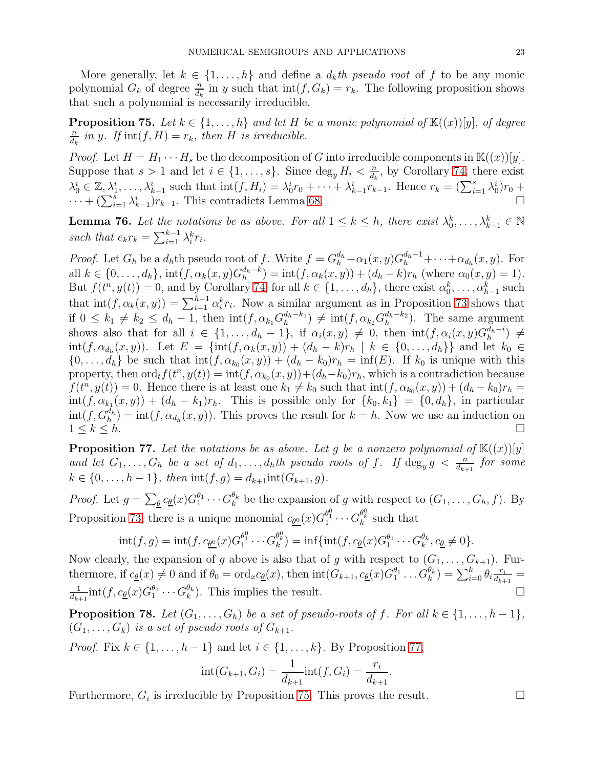More generally, let $k \in \{1, \ldots, h\}$ and define a $d_k$*th pseudo root* of $f$ to be any monic polynomial $G_k$ of degree $\frac{n}{d_k}$ in $y$ such that $\text{int}(f, G_k) = r_k$. The following proposition shows that such a polynomial is necessarily irreducible.

**Proposition 75.** *Let $k \in \{1, \ldots, h\}$ and let $H$ be a monic polynomial of $\mathbb{K}((x))[y]$, of degree $\frac{n}{d_k}$ in $y$. If $\text{int}(f, H) = r_k$, then $H$ is irreducible.*

*Proof.* Let $H = H_1 \cdots H_s$ be the decomposition of $G$ into irreducible components in $\mathbb{K}((x))[y]$. Suppose that $s > 1$ and let $i \in \{1, \ldots, s\}$. Since $\deg_y H_i < \frac{n}{d_k}$, by Corollary 74, there exist $\lambda_0^i \in \mathbb{Z}, \lambda_1^i, \ldots, \lambda_{k-1}^i$ such that $\text{int}(f, H_i) = \lambda_0^i r_0 + \cdots + \lambda_{k-1}^i r_{k-1}$. Hence $r_k = (\sum_{i=1}^s \lambda_0^i) r_0 + \cdots + (\sum_{i=1}^s \lambda_{k-1}^i) r_{k-1}$. This contradicts Lemma 68. $\square$

**Lemma 76.** *Let the notations be as above. For all $1 \le k \le h$, there exist $\lambda_0^k, \ldots, \lambda_{k-1}^k \in \mathbb{N}$ such that $e_k r_k = \sum_{i=1}^{k-1} \lambda_i^k r_i$.*

*Proof.* Let $G_h$ be a $d_h$th pseudo root of $f$. Write $f = G_h^{d_h} + \alpha_1(x,y) G_h^{d_h - 1} + \cdots + \alpha_{d_h}(x,y)$. For all $k \in \{0, \ldots, d_h\}$, $\text{int}(f, \alpha_k(x,y) G_h^{d_h - k}) = \text{int}(f, \alpha_k(x,y)) + (d_h - k) r_h$ (where $\alpha_0(x,y) = 1$). But $f(t^n, y(t)) = 0$, and by Corollary 74, for all $k \in \{1, \ldots, d_h\}$, there exist $\alpha_0^k, \ldots, \alpha_{h-1}^k$ such that $\text{int}(f, \alpha_k(x,y)) = \sum_{i=1}^{h-1} \alpha_i^k r_i$. Now a similar argument as in Proposition 73 shows that if $0 \le k_1 \ne k_2 \le d_h - 1$, then $\text{int}(f, \alpha_{k_1} G_h^{d_h - k_1}) \ne \text{int}(f, \alpha_{k_2} G_h^{d_h - k_2})$. The same argument shows also that for all $i \in \{1, \ldots, d_h - 1\}$, if $\alpha_i(x,y) \ne 0$, then $\text{int}(f, \alpha_i(x,y) G_h^{d_h - i}) \ne \text{int}(f, \alpha_{d_h}(x,y))$. Let $E = \{\text{int}(f, \alpha_k(x,y)) + (d_h - k) r_h \mid k \in \{0, \ldots, d_h\}\}$ and let $k_0 \in \{0, \ldots, d_h\}$ be such that $\text{int}(f, \alpha_{k_0}(x,y)) + (d_h - k_0) r_h = \inf(E)$. If $k_0$ is unique with this property, then $\text{ord}_t f(t^n, y(t)) = \text{int}(f, \alpha_{k_0}(x,y)) + (d_h - k_0) r_h$, which is a contradiction because $f(t^n, y(t)) = 0$. Hence there is at least one $k_1 \ne k_0$ such that $\text{int}(f, \alpha_{k_0}(x,y)) + (d_h - k_0) r_h = \text{int}(f, \alpha_{k_1}(x,y)) + (d_h - k_1) r_h$. This is possible only for $\{k_0, k_1\} = \{0, d_h\}$, in particular $\text{int}(f, G_h^{d_h}) = \text{int}(f, \alpha_{d_h}(x,y))$. This proves the result for $k = h$. Now we use an induction on $1 \le k \le h$. $\square$

**Proposition 77.** *Let the notations be as above. Let $g$ be a nonzero polynomial of $\mathbb{K}((x))[y]$ and let $G_1, \ldots, G_h$ be a set of $d_1, \ldots, d_h$th pseudo roots of $f$. If $\deg_y g < \frac{n}{d_{k+1}}$ for some $k \in \{0, \ldots, h-1\}$, then $\text{int}(f, g) = d_{k+1} \text{int}(G_{k+1}, g)$.*

*Proof.* Let $g = \sum_{\underline{\theta}} c_{\underline{\theta}}(x) G_1^{\theta_1} \cdots G_k^{\theta_k}$ be the expansion of $g$ with respect to $(G_1, \ldots, G_h, f)$. By Proposition 73, there is a unique monomial $c_{\underline{\theta^0}}(x) G_1^{\theta_1^0} \cdots G_k^{\theta_k^0}$ such that

$$\text{int}(f, g) = \text{int}(f, c_{\underline{\theta^0}}(x) G_1^{\theta_1^0} \cdots G_k^{\theta_k^0}) = \inf\{\text{int}(f, c_{\underline{\theta}}(x) G_1^{\theta_1} \cdots G_k^{\theta_k}, c_{\underline{\theta}} \ne 0\}.$$

Now clearly, the expansion of $g$ above is also that of $g$ with respect to $(G_1, \ldots, G_{k+1})$. Furthermore, if $c_{\underline{\theta}}(x) \ne 0$ and if $\theta_0 = \text{ord}_x c_{\underline{\theta}}(x)$, then $\text{int}(G_{k+1}, c_{\underline{\theta}}(x) G_1^{\theta_1} \ldots G_k^{\theta_k}) = \sum_{i=0}^k \theta_i \frac{r_i}{d_{k+1}} = \frac{1}{d_{k+1}} \text{int}(f, c_{\underline{\theta}}(x) G_1^{\theta_1} \cdots G_k^{\theta_k})$. This implies the result. $\square$

**Proposition 78.** *Let $(G_1, \ldots, G_h)$ be a set of pseudo-roots of $f$. For all $k \in \{1, \ldots, h-1\}$, $(G_1, \ldots, G_k)$ is a set of pseudo roots of $G_{k+1}$.*

*Proof.* Fix $k \in \{1, \ldots, h-1\}$ and let $i \in \{1, \ldots, k\}$. By Proposition 77,

$$\text{int}(G_{k+1}, G_i) = \frac{1}{d_{k+1}} \text{int}(f, G_i) = \frac{r_i}{d_{k+1}}.$$

Furthermore, $G_i$ is irreducible by Proposition 75. This proves the result. $\square$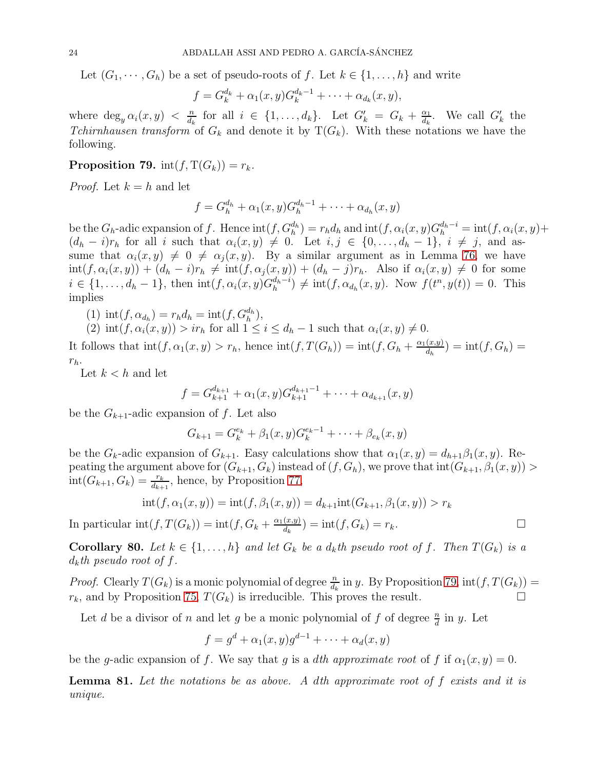Let $(G_1, \cdots, G_h)$ be a set of pseudo-roots of $f$. Let $k \in \{1, \ldots, h\}$ and write

$$f = G_k^{d_k} + \alpha_1(x,y)G_k^{d_k-1} + \cdots + \alpha_{d_k}(x,y),$$

where $\deg_y \alpha_i(x,y) < \frac{n}{d_k}$ for all $i \in \{1, \ldots, d_k\}$. Let $G'_k = G_k + \frac{\alpha_1}{d_k}$. We call $G'_k$ the *Tchirnhausen transform* of $G_k$ and denote it by $\mathrm{T}(G_k)$. With these notations we have the following.

**Proposition 79.** $\mathrm{int}(f, \mathrm{T}(G_k)) = r_k$.

*Proof.* Let $k = h$ and let

$$f = G_h^{d_h} + \alpha_1(x,y)G_h^{d_h-1} + \cdots + \alpha_{d_h}(x,y)$$

be the $G_h$-adic expansion of $f$. Hence $\mathrm{int}(f, G_h^{d_h}) = r_h d_h$ and $\mathrm{int}(f, \alpha_i(x,y)G_h^{d_h-i} = \mathrm{int}(f, \alpha_i(x,y) + (d_h - i)r_h$ for all $i$ such that $\alpha_i(x,y) \neq 0$. Let $i, j \in \{0, \ldots, d_h - 1\}$, $i \neq j$, and assume that $\alpha_i(x,y) \neq 0 \neq \alpha_j(x,y)$. By a similar argument as in Lemma 76, we have $\mathrm{int}(f, \alpha_i(x,y)) + (d_h - i)r_h \neq \mathrm{int}(f, \alpha_j(x,y)) + (d_h - j)r_h$. Also if $\alpha_i(x,y) \neq 0$ for some $i \in \{1, \ldots, d_h - 1\}$, then $\mathrm{int}(f, \alpha_i(x,y)G_h^{d_h-i}) \neq \mathrm{int}(f, \alpha_{d_h}(x,y)$. Now $f(t^n, y(t)) = 0$. This implies

(1) $\mathrm{int}(f, \alpha_{d_h}) = r_h d_h = \mathrm{int}(f, G_h^{d_h})$,
(2) $\mathrm{int}(f, \alpha_i(x,y)) > i r_h$ for all $1 \leq i \leq d_h - 1$ such that $\alpha_i(x,y) \neq 0$.

It follows that $\mathrm{int}(f, \alpha_1(x,y) > r_h$, hence $\mathrm{int}(f, T(G_h)) = \mathrm{int}(f, G_h + \frac{\alpha_1(x,y)}{d_h}) = \mathrm{int}(f, G_h) = r_h$.

Let $k < h$ and let

$$f = G_{k+1}^{d_{k+1}} + \alpha_1(x,y)G_{k+1}^{d_{k+1}-1} + \cdots + \alpha_{d_{k+1}}(x,y)$$

be the $G_{k+1}$-adic expansion of $f$. Let also

$$G_{k+1} = G_k^{e_k} + \beta_1(x,y)G_k^{e_k-1} + \cdots + \beta_{e_k}(x,y)$$

be the $G_k$-adic expansion of $G_{k+1}$. Easy calculations show that $\alpha_1(x,y) = d_{h+1}\beta_1(x,y)$. Repeating the argument above for $(G_{k+1}, G_k)$ instead of $(f, G_h)$, we prove that $\mathrm{int}(G_{k+1}, \beta_1(x,y)) > \mathrm{int}(G_{k+1}, G_k) = \frac{r_k}{d_{k+1}}$, hence, by Proposition 77,

$$\mathrm{int}(f, \alpha_1(x,y)) = \mathrm{int}(f, \beta_1(x,y)) = d_{k+1}\mathrm{int}(G_{k+1}, \beta_1(x,y)) > r_k$$

In particular $\mathrm{int}(f, T(G_k)) = \mathrm{int}(f, G_k + \frac{\alpha_1(x,y)}{d_k}) = \mathrm{int}(f, G_k) = r_k$. $\square$

**Corollary 80.** *Let $k \in \{1, \ldots, h\}$ and let $G_k$ be a $d_k$th pseudo root of $f$. Then $T(G_k)$ is a $d_k$th pseudo root of $f$.*

*Proof.* Clearly $T(G_k)$ is a monic polynomial of degree $\frac{n}{d_k}$ in $y$. By Proposition 79, $\mathrm{int}(f, T(G_k)) = r_k$, and by Proposition 75, $T(G_k)$ is irreducible. This proves the result. $\square$

Let $d$ be a divisor of $n$ and let $g$ be a monic polynomial of $f$ of degree $\frac{n}{d}$ in $y$. Let

$$f = g^d + \alpha_1(x,y)g^{d-1} + \cdots + \alpha_d(x,y)$$

be the $g$-adic expansion of $f$. We say that $g$ is a *dth approximate root* of $f$ if $\alpha_1(x,y) = 0$.

**Lemma 81.** *Let the notations be as above. A dth approximate root of $f$ exists and it is unique.*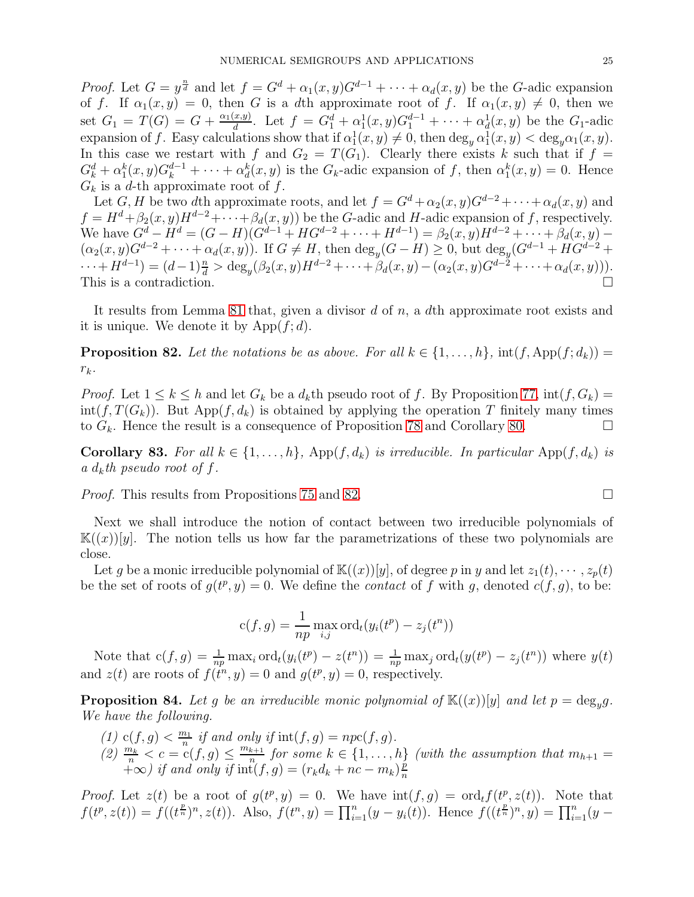*Proof.* Let $G = y^{\frac{n}{d}}$ and let $f = G^d + \alpha_1(x,y)G^{d-1} + \cdots + \alpha_d(x,y)$ be the $G$-adic expansion of $f$. If $\alpha_1(x,y) = 0$, then $G$ is a $d$th approximate root of $f$. If $\alpha_1(x,y) \neq 0$, then we set $G_1 = T(G) = G + \frac{\alpha_1(x,y)}{d}$. Let $f = G_1^d + \alpha_1^1(x,y)G_1^{d-1} + \cdots + \alpha_d^1(x,y)$ be the $G_1$-adic expansion of $f$. Easy calculations show that if $\alpha_1^1(x,y) \neq 0$, then $\deg_y \alpha_1^1(x,y) < \deg_y \alpha_1(x,y)$. In this case we restart with $f$ and $G_2 = T(G_1)$. Clearly there exists $k$ such that if $f = G_k^d + \alpha_1^k(x,y)G_k^{d-1} + \cdots + \alpha_d^k(x,y)$ is the $G_k$-adic expansion of $f$, then $\alpha_1^k(x,y) = 0$. Hence $G_k$ is a $d$-th approximate root of $f$.

Let $G, H$ be two $d$th approximate roots, and let $f = G^d + \alpha_2(x,y)G^{d-2} + \cdots + \alpha_d(x,y)$ and $f = H^d + \beta_2(x,y)H^{d-2} + \cdots + \beta_d(x,y))$ be the $G$-adic and $H$-adic expansion of $f$, respectively. We have $G^d - H^d = (G-H)(G^{d-1} + HG^{d-2} + \cdots + H^{d-1}) = \beta_2(x,y)H^{d-2} + \cdots + \beta_d(x,y) - (\alpha_2(x,y)G^{d-2} + \cdots + \alpha_d(x,y))$. If $G \neq H$, then $\deg_y(G - H) \geq 0$, but $\deg_y(G^{d-1} + HG^{d-2} + \cdots + H^{d-1}) = (d-1)\frac{n}{d} > \deg_y(\beta_2(x,y)H^{d-2} + \cdots + \beta_d(x,y) - (\alpha_2(x,y)G^{d-2} + \cdots + \alpha_d(x,y)))$. This is a contradiction. □

It results from Lemma 81 that, given a divisor $d$ of $n$, a $d$th approximate root exists and it is unique. We denote it by $\mathrm{App}(f;d)$.

**Proposition 82.** *Let the notations be as above. For all $k \in \{1,\ldots,h\}$, $\mathrm{int}(f, \mathrm{App}(f;d_k)) = r_k$.*

*Proof.* Let $1 \leq k \leq h$ and let $G_k$ be a $d_k$th pseudo root of $f$. By Proposition 77, $\mathrm{int}(f, G_k) = \mathrm{int}(f, T(G_k))$. But $\mathrm{App}(f, d_k)$ is obtained by applying the operation $T$ finitely many times to $G_k$. Hence the result is a consequence of Proposition 78 and Corollary 80. □

**Corollary 83.** *For all $k \in \{1,\ldots,h\}$, $\mathrm{App}(f, d_k)$ is irreducible. In particular $\mathrm{App}(f, d_k)$ is a $d_k$th pseudo root of $f$.*

*Proof.* This results from Propositions 75 and 82. □

Next we shall introduce the notion of contact between two irreducible polynomials of $\mathbb{K}((x))[y]$. The notion tells us how far the parametrizations of these two polynomials are close.

Let $g$ be a monic irreducible polynomial of $\mathbb{K}((x))[y]$, of degree $p$ in $y$ and let $z_1(t), \cdots, z_p(t)$ be the set of roots of $g(t^p, y) = 0$. We define the *contact* of $f$ with $g$, denoted $c(f,g)$, to be:

$$\mathrm{c}(f,g) = \frac{1}{np} \max_{i,j} \mathrm{ord}_t(y_i(t^p) - z_j(t^n))$$

Note that $\mathrm{c}(f,g) = \frac{1}{np} \max_i \mathrm{ord}_t(y_i(t^p) - z(t^n)) = \frac{1}{np} \max_j \mathrm{ord}_t(y(t^p) - z_j(t^n))$ where $y(t)$ and $z(t)$ are roots of $f(t^n, y) = 0$ and $g(t^p, y) = 0$, respectively.

**Proposition 84.** *Let $g$ be an irreducible monic polynomial of $\mathbb{K}((x))[y]$ and let $p = \deg_y g$. We have the following.*

1. $\mathrm{c}(f,g) < \frac{m_1}{n}$ *if and only if* $\mathrm{int}(f,g) = np\mathrm{c}(f,g)$.
2. $\frac{m_k}{n} < c = \mathrm{c}(f,g) \leq \frac{m_{k+1}}{n}$ *for some* $k \in \{1,\ldots,h\}$ *(with the assumption that $m_{h+1} = +\infty$) if and only if* $\mathrm{int}(f,g) = (r_k d_k + nc - m_k)\frac{p}{n}$

*Proof.* Let $z(t)$ be a root of $g(t^p, y) = 0$. We have $\mathrm{int}(f,g) = \mathrm{ord}_t f(t^p, z(t))$. Note that $f(t^p, z(t)) = f((t^{\frac{p}{n}})^n, z(t))$. Also, $f(t^n, y) = \prod_{i=1}^n (y - y_i(t))$. Hence $f((t^{\frac{p}{n}})^n, y) = \prod_{i=1}^n (y -$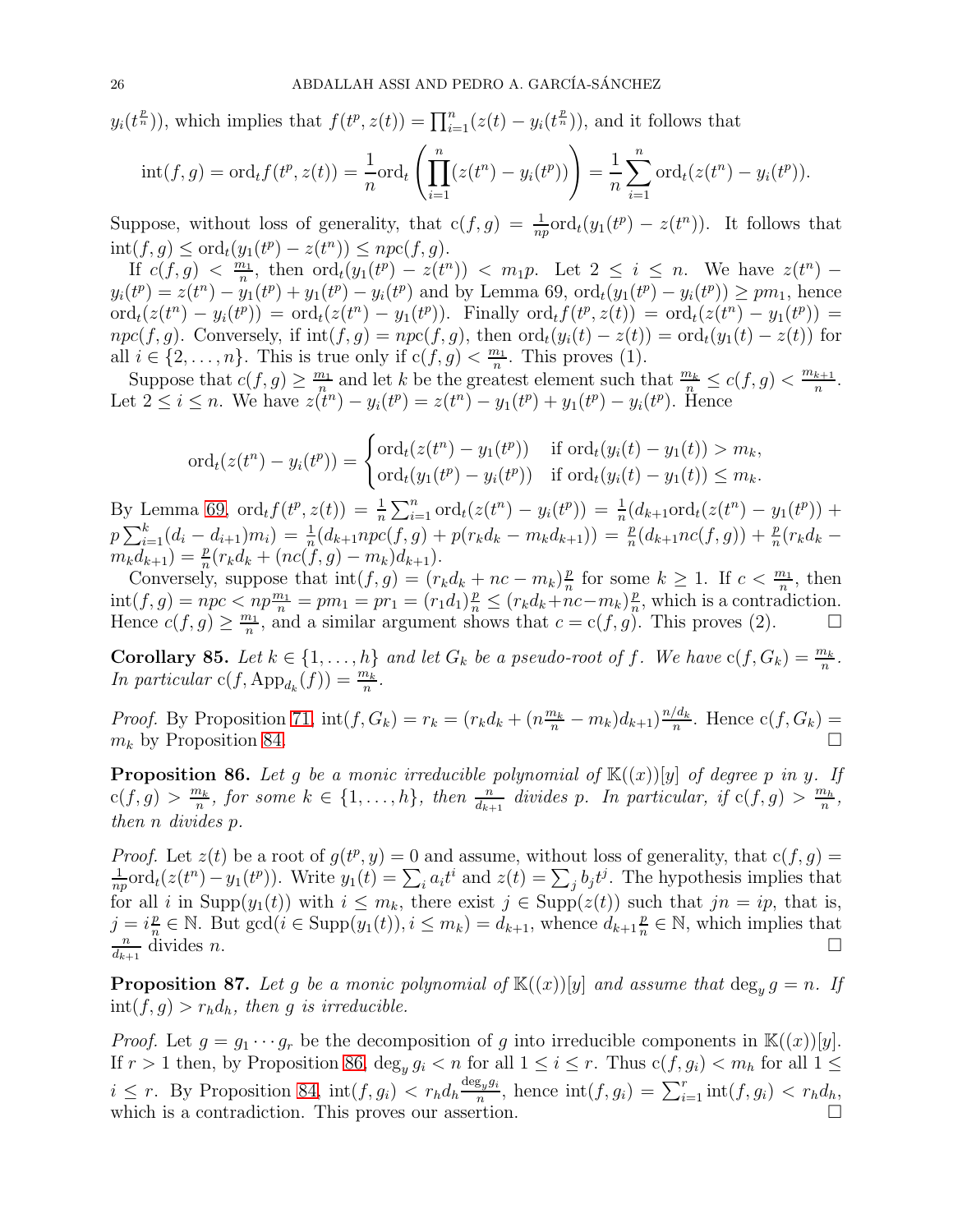$y_i(t^{\frac{p}{n}})$), which implies that $f(t^p, z(t)) = \prod_{i=1}^n (z(t) - y_i(t^{\frac{p}{n}}))$, and it follows that

$$\mathrm{int}(f,g) = \mathrm{ord}_t f(t^p, z(t)) = \frac{1}{n}\mathrm{ord}_t\left(\prod_{i=1}^n (z(t^n) - y_i(t^p))\right) = \frac{1}{n}\sum_{i=1}^n \mathrm{ord}_t(z(t^n) - y_i(t^p)).$$

Suppose, without loss of generality, that $\mathrm{c}(f,g) = \frac{1}{np}\mathrm{ord}_t(y_1(t^p) - z(t^n))$. It follows that $\mathrm{int}(f,g) \leq \mathrm{ord}_t(y_1(t^p) - z(t^n)) \leq np\mathrm{c}(f,g)$.

If $c(f,g) < \frac{m_1}{n}$, then $\mathrm{ord}_t(y_1(t^p) - z(t^n)) < m_1 p$. Let $2 \leq i \leq n$. We have $z(t^n) - y_i(t^p) = z(t^n) - y_1(t^p) + y_1(t^p) - y_i(t^p)$ and by Lemma 69, $\mathrm{ord}_t(y_1(t^p) - y_i(t^p)) \geq pm_1$, hence $\mathrm{ord}_t(z(t^n) - y_i(t^p)) = \mathrm{ord}_t(z(t^n) - y_1(t^p))$. Finally $\mathrm{ord}_t f(t^p, z(t)) = \mathrm{ord}_t(z(t^n) - y_1(t^p)) = np\mathrm{c}(f,g)$. Conversely, if $\mathrm{int}(f,g) = np\mathrm{c}(f,g)$, then $\mathrm{ord}_t(y_i(t) - z(t)) = \mathrm{ord}_t(y_1(t) - z(t))$ for all $i \in \{2, \ldots, n\}$. This is true only if $\mathrm{c}(f,g) < \frac{m_1}{n}$. This proves (1).

Suppose that $c(f,g) \geq \frac{m_1}{n}$ and let $k$ be the greatest element such that $\frac{m_k}{n} \leq c(f,g) < \frac{m_{k+1}}{n}$. Let $2 \leq i \leq n$. We have $z(t^n) - y_i(t^p) = z(t^n) - y_1(t^p) + y_1(t^p) - y_i(t^p)$. Hence

$$\mathrm{ord}_t(z(t^n) - y_i(t^p)) = \begin{cases} \mathrm{ord}_t(z(t^n) - y_1(t^p)) & \text{if } \mathrm{ord}_t(y_i(t) - y_1(t)) > m_k, \\ \mathrm{ord}_t(y_1(t^p) - y_i(t^p)) & \text{if } \mathrm{ord}_t(y_i(t) - y_1(t)) \leq m_k. \end{cases}$$

By Lemma 69, $\mathrm{ord}_t f(t^p, z(t)) = \frac{1}{n}\sum_{i=1}^n \mathrm{ord}_t(z(t^n) - y_i(t^p)) = \frac{1}{n}(d_{k+1}\mathrm{ord}_t(z(t^n) - y_1(t^p)) + p\sum_{i=1}^k (d_i - d_{i+1})m_i) = \frac{1}{n}(d_{k+1}np\mathrm{c}(f,g) + p(r_k d_k - m_k d_{k+1})) = \frac{p}{n}(d_{k+1}n\mathrm{c}(f,g)) + \frac{p}{n}(r_k d_k - m_k d_{k+1}) = \frac{p}{n}(r_k d_k + (n\mathrm{c}(f,g) - m_k)d_{k+1})$.

Conversely, suppose that $\mathrm{int}(f,g) = (r_k d_k + nc - m_k)\frac{p}{n}$ for some $k \geq 1$. If $c < \frac{m_1}{n}$, then $\mathrm{int}(f,g) = npc < np\frac{m_1}{n} = pm_1 = pr_1 = (r_1 d_1)\frac{p}{n} \leq (r_k d_k + nc - m_k)\frac{p}{n}$, which is a contradiction. Hence $c(f,g) \geq \frac{m_1}{n}$, and a similar argument shows that $c = \mathrm{c}(f,g)$. This proves (2). ☐

**Corollary 85.** *Let $k \in \{1, \ldots, h\}$ and let $G_k$ be a pseudo-root of $f$. We have $\mathrm{c}(f, G_k) = \frac{m_k}{n}$. In particular $\mathrm{c}(f, \mathrm{App}_{d_k}(f)) = \frac{m_k}{n}$.*

*Proof.* By Proposition 71, $\mathrm{int}(f, G_k) = r_k = (r_k d_k + (n\frac{m_k}{n} - m_k)d_{k+1})\frac{n/d_k}{n}$. Hence $\mathrm{c}(f, G_k) = m_k$ by Proposition 84. ☐

**Proposition 86.** *Let $g$ be a monic irreducible polynomial of $\mathbb{K}((x))[y]$ of degree $p$ in $y$. If $\mathrm{c}(f,g) > \frac{m_k}{n}$, for some $k \in \{1, \ldots, h\}$, then $\frac{n}{d_{k+1}}$ divides $p$. In particular, if $\mathrm{c}(f,g) > \frac{m_h}{n}$, then $n$ divides $p$.*

*Proof.* Let $z(t)$ be a root of $g(t^p, y) = 0$ and assume, without loss of generality, that $\mathrm{c}(f,g) = \frac{1}{np}\mathrm{ord}_t(z(t^n) - y_1(t^p))$. Write $y_1(t) = \sum_i a_i t^i$ and $z(t) = \sum_j b_j t^j$. The hypothesis implies that for all $i$ in $\mathrm{Supp}(y_1(t))$ with $i \leq m_k$, there exist $j \in \mathrm{Supp}(z(t))$ such that $jn = ip$, that is, $j = i\frac{p}{n} \in \mathbb{N}$. But $\gcd(i \in \mathrm{Supp}(y_1(t)), i \leq m_k) = d_{k+1}$, whence $d_{k+1}\frac{p}{n} \in \mathbb{N}$, which implies that $\frac{n}{d_{k+1}}$ divides $n$. ☐

**Proposition 87.** *Let $g$ be a monic polynomial of $\mathbb{K}((x))[y]$ and assume that $\deg_y g = n$. If $\mathrm{int}(f,g) > r_h d_h$, then $g$ is irreducible.*

*Proof.* Let $g = g_1 \cdots g_r$ be the decomposition of $g$ into irreducible components in $\mathbb{K}((x))[y]$. If $r > 1$ then, by Proposition 86, $\deg_y g_i < n$ for all $1 \leq i \leq r$. Thus $\mathrm{c}(f, g_i) < m_h$ for all $1 \leq i \leq r$. By Proposition 84, $\mathrm{int}(f, g_i) < r_h d_h \frac{\deg_y g_i}{n}$, hence $\mathrm{int}(f, g_i) = \sum_{i=1}^r \mathrm{int}(f, g_i) < r_h d_h$, which is a contradiction. This proves our assertion. ☐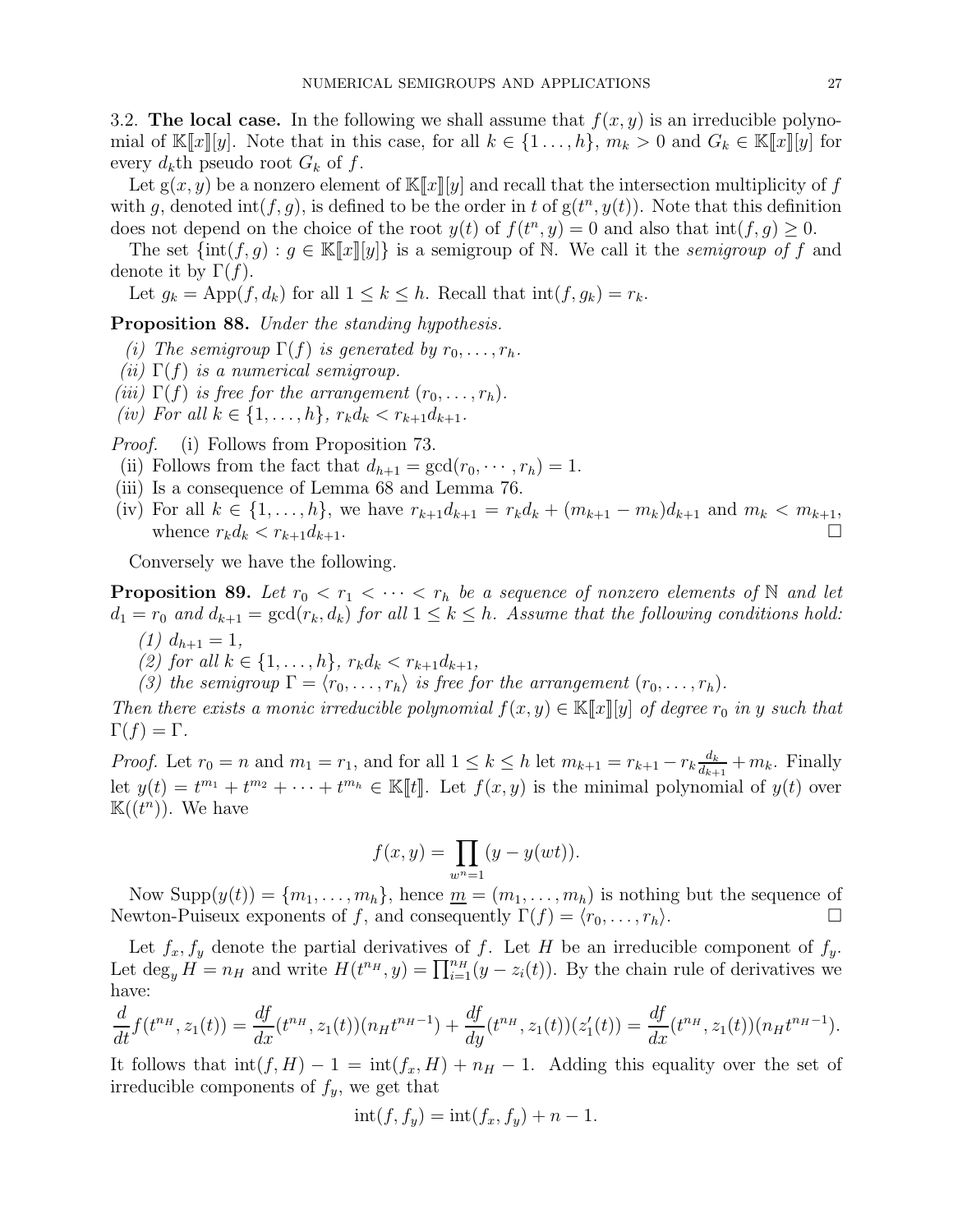### 3.2. The local case.

In the following we shall assume that $f(x,y)$ is an irreducible polynomial of $\mathbb{K}[\![x]\!][y]$. Note that in this case, for all $k \in \{1 \ldots, h\}$, $m_k > 0$ and $G_k \in \mathbb{K}[\![x]\!][y]$ for every $d_k$th pseudo root $G_k$ of $f$.

Let $g(x,y)$ be a nonzero element of $\mathbb{K}[\![x]\!][y]$ and recall that the intersection multiplicity of $f$ with $g$, denoted $\mathrm{int}(f,g)$, is defined to be the order in $t$ of $g(t^n, y(t))$. Note that this definition does not depend on the choice of the root $y(t)$ of $f(t^n, y) = 0$ and also that $\mathrm{int}(f,g) \geq 0$.

The set $\{\mathrm{int}(f,g) : g \in \mathbb{K}[\![x]\!][y]\}$ is a semigroup of $\mathbb{N}$. We call it the *semigroup of* $f$ and denote it by $\Gamma(f)$.

Let $g_k = \mathrm{App}(f, d_k)$ for all $1 \leq k \leq h$. Recall that $\mathrm{int}(f, g_k) = r_k$.

**Proposition 88.** *Under the standing hypothesis.*

*(i) The semigroup $\Gamma(f)$ is generated by $r_0, \ldots, r_h$.*
*(ii) $\Gamma(f)$ is a numerical semigroup.*
*(iii) $\Gamma(f)$ is free for the arrangement $(r_0, \ldots, r_h)$.*
*(iv) For all $k \in \{1, \ldots, h\}$, $r_k d_k < r_{k+1} d_{k+1}$.*

*Proof.* (i) Follows from Proposition 73.
(ii) Follows from the fact that $d_{h+1} = \gcd(r_0, \cdots, r_h) = 1$.
(iii) Is a consequence of Lemma 68 and Lemma 76.
(iv) For all $k \in \{1, \ldots, h\}$, we have $r_{k+1}d_{k+1} = r_k d_k + (m_{k+1} - m_k)d_{k+1}$ and $m_k < m_{k+1}$, whence $r_k d_k < r_{k+1} d_{k+1}$. □

Conversely we have the following.

**Proposition 89.** *Let $r_0 < r_1 < \cdots < r_h$ be a sequence of nonzero elements of $\mathbb{N}$ and let $d_1 = r_0$ and $d_{k+1} = \gcd(r_k, d_k)$ for all $1 \leq k \leq h$. Assume that the following conditions hold:*

*(1) $d_{h+1} = 1$,*
*(2) for all $k \in \{1, \ldots, h\}$, $r_k d_k < r_{k+1} d_{k+1}$,*
*(3) the semigroup $\Gamma = \langle r_0, \ldots, r_h \rangle$ is free for the arrangement $(r_0, \ldots, r_h)$.*

*Then there exists a monic irreducible polynomial $f(x,y) \in \mathbb{K}[\![x]\!][y]$ of degree $r_0$ in $y$ such that $\Gamma(f) = \Gamma$.*

*Proof.* Let $r_0 = n$ and $m_1 = r_1$, and for all $1 \leq k \leq h$ let $m_{k+1} = r_{k+1} - r_k \frac{d_k}{d_{k+1}} + m_k$. Finally let $y(t) = t^{m_1} + t^{m_2} + \cdots + t^{m_h} \in \mathbb{K}[\![t]\!]$. Let $f(x,y)$ is the minimal polynomial of $y(t)$ over $\mathbb{K}((t^n))$. We have

$$f(x,y) = \prod_{w^n=1} (y - y(wt)).$$

Now $\mathrm{Supp}(y(t)) = \{m_1, \ldots, m_h\}$, hence $\underline{m} = (m_1, \ldots, m_h)$ is nothing but the sequence of Newton-Puiseux exponents of $f$, and consequently $\Gamma(f) = \langle r_0, \ldots, r_h \rangle$. □

Let $f_x, f_y$ denote the partial derivatives of $f$. Let $H$ be an irreducible component of $f_y$. Let $\deg_y H = n_H$ and write $H(t^{n_H}, y) = \prod_{i=1}^{n_H} (y - z_i(t))$. By the chain rule of derivatives we have:

$$\frac{d}{dt} f(t^{n_H}, z_1(t)) = \frac{df}{dx}(t^{n_H}, z_1(t))(n_H t^{n_H - 1}) + \frac{df}{dy}(t^{n_H}, z_1(t))(z_1'(t)) = \frac{df}{dx}(t^{n_H}, z_1(t))(n_H t^{n_H - 1}).$$

It follows that $\mathrm{int}(f, H) - 1 = \mathrm{int}(f_x, H) + n_H - 1$. Adding this equality over the set of irreducible components of $f_y$, we get that

$$\mathrm{int}(f, f_y) = \mathrm{int}(f_x, f_y) + n - 1.$$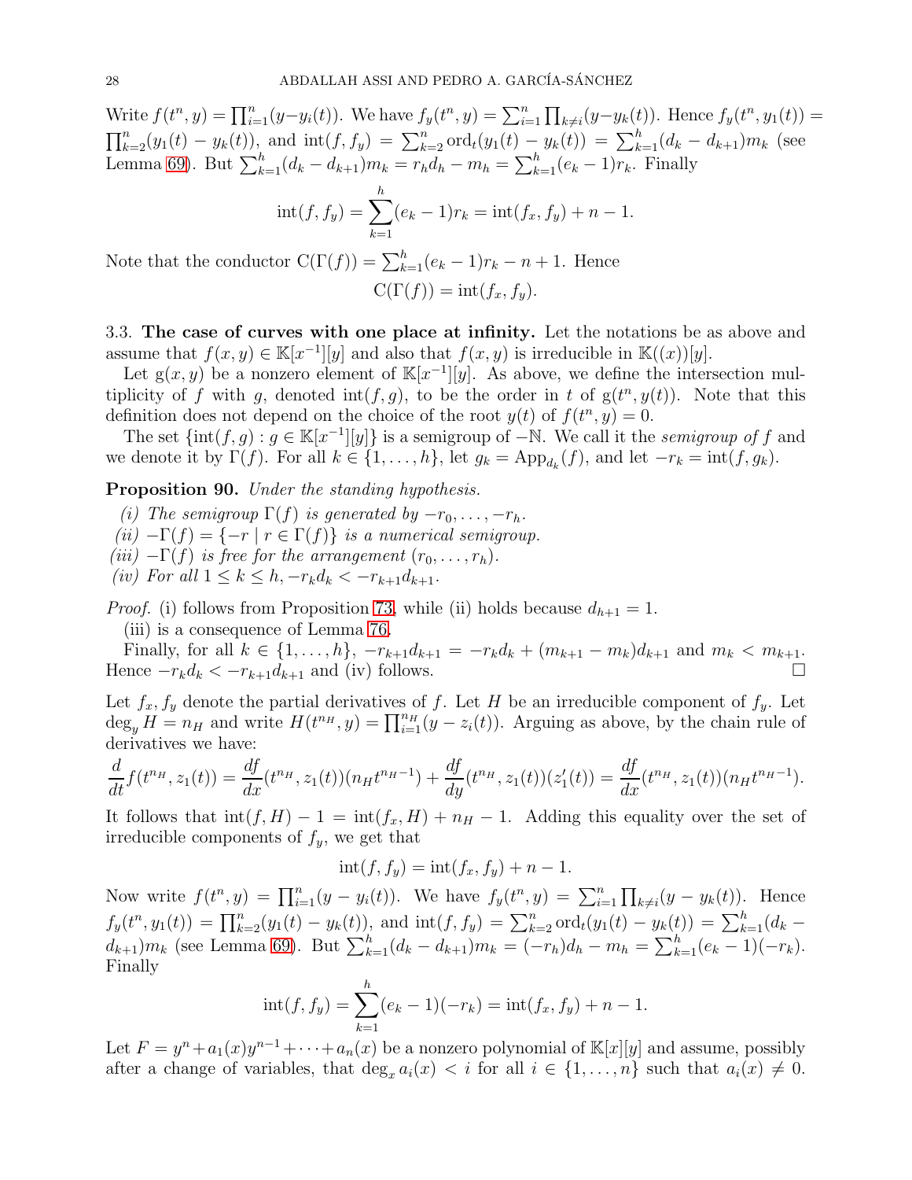Write $f(t^n,y)=\prod_{i=1}^n(y-y_i(t))$. We have $f_y(t^n,y)=\sum_{i=1}^n\prod_{k\neq i}(y-y_k(t))$. Hence $f_y(t^n,y_1(t))=\prod_{k=2}^n(y_1(t)-y_k(t))$, and $\operatorname{int}(f,f_y)=\sum_{k=2}^n \operatorname{ord}_t(y_1(t)-y_k(t))=\sum_{k=1}^h(d_k-d_{k+1})m_k$ (see Lemma 69). But $\sum_{k=1}^h(d_k-d_{k+1})m_k=r_hd_h-m_h=\sum_{k=1}^h(e_k-1)r_k$. Finally

$$\operatorname{int}(f,f_y)=\sum_{k=1}^h(e_k-1)r_k=\operatorname{int}(f_x,f_y)+n-1.$$

Note that the conductor $\mathrm{C}(\Gamma(f))=\sum_{k=1}^h(e_k-1)r_k-n+1$. Hence

$$\mathrm{C}(\Gamma(f))=\operatorname{int}(f_x,f_y).$$

3.3. **The case of curves with one place at infinity.** Let the notations be as above and assume that $f(x,y)\in\mathbb{K}[x^{-1}][y]$ and also that $f(x,y)$ is irreducible in $\mathbb{K}((x))[y]$.

Let $\mathrm{g}(x,y)$ be a nonzero element of $\mathbb{K}[x^{-1}][y]$. As above, we define the intersection multiplicity of $f$ with $g$, denoted $\operatorname{int}(f,g)$, to be the order in $t$ of $\mathrm{g}(t^n,y(t))$. Note that this definition does not depend on the choice of the root $y(t)$ of $f(t^n,y)=0$.

The set $\{\operatorname{int}(f,g) : g\in\mathbb{K}[x^{-1}][y]\}$ is a semigroup of $-\mathbb{N}$. We call it the *semigroup of* $f$ and we denote it by $\Gamma(f)$. For all $k\in\{1,\dots,h\}$, let $g_k=\operatorname{App}_{d_k}(f)$, and let $-r_k=\operatorname{int}(f,g_k)$.

**Proposition 90.** *Under the standing hypothesis.*

*(i) The semigroup $\Gamma(f)$ is generated by $-r_0,\dots,-r_h$.*
*(ii) $-\Gamma(f)=\{-r \mid r\in\Gamma(f)\}$ is a numerical semigroup.*
*(iii) $-\Gamma(f)$ is free for the arrangement $(r_0,\dots,r_h)$.*
*(iv) For all $1\le k\le h, -r_kd_k<-r_{k+1}d_{k+1}$.*

*Proof.* (i) follows from Proposition 73, while (ii) holds because $d_{h+1}=1$.

(iii) is a consequence of Lemma 76.

Finally, for all $k\in\{1,\dots,h\}$, $-r_{k+1}d_{k+1}=-r_kd_k+(m_{k+1}-m_k)d_{k+1}$ and $m_k<m_{k+1}$. Hence $-r_kd_k<-r_{k+1}d_{k+1}$ and (iv) follows. ☐

Let $f_x,f_y$ denote the partial derivatives of $f$. Let $H$ be an irreducible component of $f_y$. Let $\deg_y H=n_H$ and write $H(t^{n_H},y)=\prod_{i=1}^{n_H}(y-z_i(t))$. Arguing as above, by the chain rule of derivatives we have:

$$\frac{d}{dt}f(t^{n_H},z_1(t))=\frac{df}{dx}(t^{n_H},z_1(t))(n_Ht^{n_H-1})+\frac{df}{dy}(t^{n_H},z_1(t))(z_1'(t))=\frac{df}{dx}(t^{n_H},z_1(t))(n_Ht^{n_H-1}).$$

It follows that $\operatorname{int}(f,H)-1=\operatorname{int}(f_x,H)+n_H-1$. Adding this equality over the set of irreducible components of $f_y$, we get that

$$\operatorname{int}(f,f_y)=\operatorname{int}(f_x,f_y)+n-1.$$

Now write $f(t^n,y)=\prod_{i=1}^n(y-y_i(t))$. We have $f_y(t^n,y)=\sum_{i=1}^n\prod_{k\neq i}(y-y_k(t))$. Hence $f_y(t^n,y_1(t))=\prod_{k=2}^n(y_1(t)-y_k(t))$, and $\operatorname{int}(f,f_y)=\sum_{k=2}^n\operatorname{ord}_t(y_1(t)-y_k(t))=\sum_{k=1}^h(d_k-d_{k+1})m_k$ (see Lemma 69). But $\sum_{k=1}^h(d_k-d_{k+1})m_k=(-r_h)d_h-m_h=\sum_{k=1}^h(e_k-1)(-r_k)$. Finally

$$\operatorname{int}(f,f_y)=\sum_{k=1}^h(e_k-1)(-r_k)=\operatorname{int}(f_x,f_y)+n-1.$$

Let $F=y^n+a_1(x)y^{n-1}+\cdots+a_n(x)$ be a nonzero polynomial of $\mathbb{K}[x][y]$ and assume, possibly after a change of variables, that $\deg_x a_i(x)<i$ for all $i\in\{1,\dots,n\}$ such that $a_i(x)\neq 0$.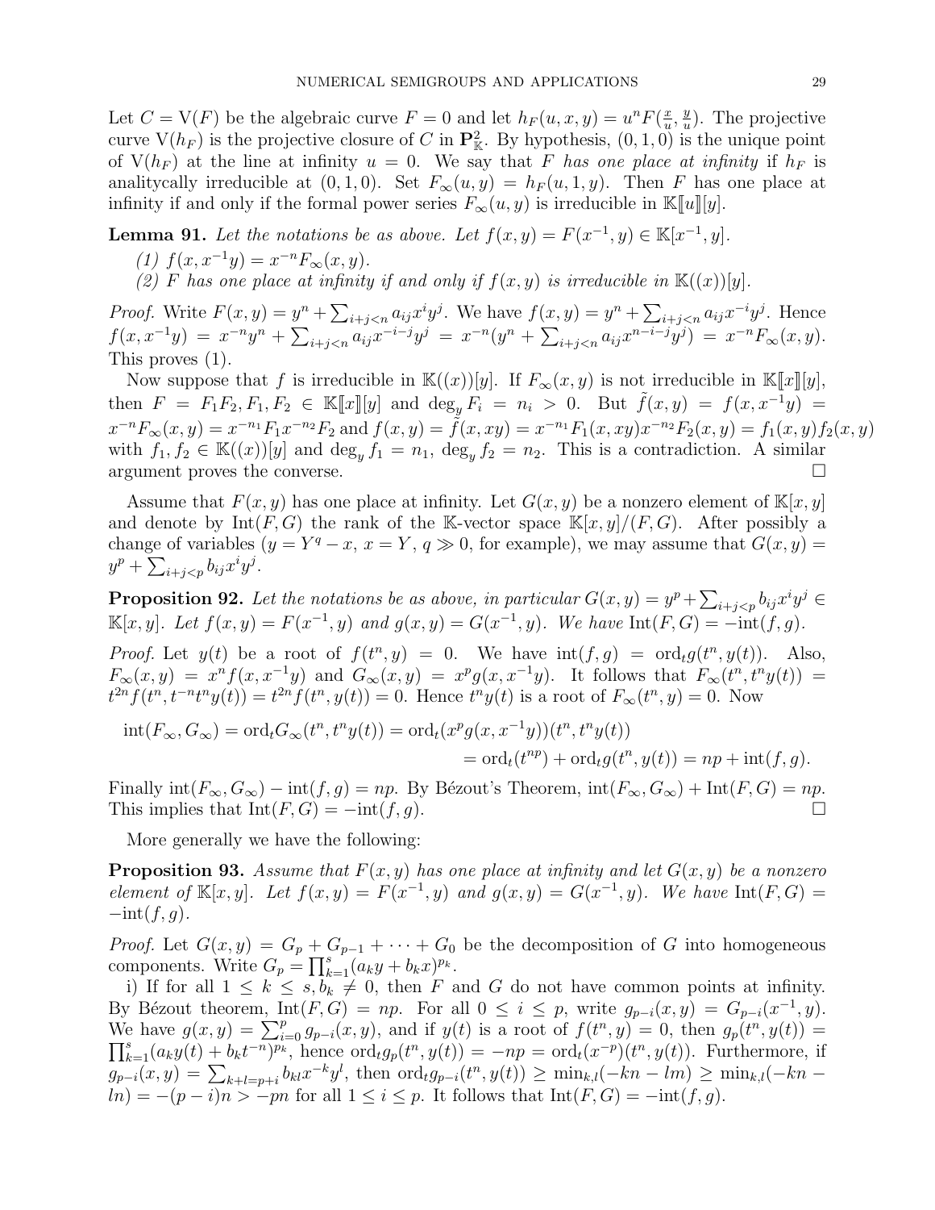Let $C = \mathrm{V}(F)$ be the algebraic curve $F = 0$ and let $h_F(u, x, y) = u^n F(\frac{x}{u}, \frac{y}{u})$. The projective curve $\mathrm{V}(h_F)$ is the projective closure of $C$ in $\mathbf{P}^2_{\mathbb{K}}$. By hypothesis, $(0, 1, 0)$ is the unique point of $\mathrm{V}(h_F)$ at the line at infinity $u = 0$. We say that $F$ *has one place at infinity* if $h_F$ is analitycally irreducible at $(0, 1, 0)$. Set $F_\infty(u, y) = h_F(u, 1, y)$. Then $F$ has one place at infinity if and only if the formal power series $F_\infty(u, y)$ is irreducible in $\mathbb{K}[\![u]\!][y]$.

**Lemma 91.** *Let the notations be as above. Let $f(x, y) = F(x^{-1}, y) \in \mathbb{K}[x^{-1}, y]$.*

*(1) $f(x, x^{-1}y) = x^{-n}F_\infty(x, y)$.*

*(2) $F$ has one place at infinity if and only if $f(x, y)$ is irreducible in $\mathbb{K}((x))[y]$.*

*Proof.* Write $F(x, y) = y^n + \sum_{i+j<n} a_{ij}x^i y^j$. We have $f(x, y) = y^n + \sum_{i+j<n} a_{ij}x^{-i}y^j$. Hence $f(x, x^{-1}y) = x^{-n}y^n + \sum_{i+j<n} a_{ij}x^{-i-j}y^j = x^{-n}(y^n + \sum_{i+j<n} a_{ij}x^{n-i-j}y^j) = x^{-n}F_\infty(x, y)$. This proves (1).

Now suppose that $f$ is irreducible in $\mathbb{K}((x))[y]$. If $F_\infty(x, y)$ is not irreducible in $\mathbb{K}[\![x]\!][y]$, then $F = F_1F_2, F_1, F_2 \in \mathbb{K}[\![x]\!][y]$ and $\deg_y F_i = n_i > 0$. But $\tilde{f}(x, y) = f(x, x^{-1}y) = x^{-n}F_\infty(x, y) = x^{-n_1}F_1 x^{-n_2}F_2$ and $f(x, y) = \tilde{f}(x, xy) = x^{-n_1}F_1(x, xy)x^{-n_2}F_2(x, y) = f_1(x, y)f_2(x, y)$ with $f_1, f_2 \in \mathbb{K}((x))[y]$ and $\deg_y f_1 = n_1$, $\deg_y f_2 = n_2$. This is a contradiction. A similar argument proves the converse. $\square$

Assume that $F(x, y)$ has one place at infinity. Let $G(x, y)$ be a nonzero element of $\mathbb{K}[x, y]$ and denote by $\mathrm{Int}(F, G)$ the rank of the $\mathbb{K}$-vector space $\mathbb{K}[x, y]/(F, G)$. After possibly a change of variables ($y = Y^q - x$, $x = Y$, $q \gg 0$, for example), we may assume that $G(x, y) = y^p + \sum_{i+j<p} b_{ij}x^i y^j$.

**Proposition 92.** *Let the notations be as above, in particular $G(x, y) = y^p + \sum_{i+j<p} b_{ij}x^i y^j \in \mathbb{K}[x, y]$. Let $f(x, y) = F(x^{-1}, y)$ and $g(x, y) = G(x^{-1}, y)$. We have $\mathrm{Int}(F, G) = -\mathrm{int}(f, g)$.*

*Proof.* Let $y(t)$ be a root of $f(t^n, y) = 0$. We have $\mathrm{int}(f, g) = \mathrm{ord}_t g(t^n, y(t))$. Also, $F_\infty(x, y) = x^n f(x, x^{-1}y)$ and $G_\infty(x, y) = x^p g(x, x^{-1}y)$. It follows that $F_\infty(t^n, t^n y(t)) = t^{2n} f(t^n, t^{-n}t^n y(t)) = t^{2n} f(t^n, y(t)) = 0$. Hence $t^n y(t)$ is a root of $F_\infty(t^n, y) = 0$. Now

$$
\begin{aligned}
\mathrm{int}(F_\infty, G_\infty) = \mathrm{ord}_t G_\infty(t^n, t^n y(t)) &= \mathrm{ord}_t(x^p g(x, x^{-1}y))(t^n, t^n y(t)) \\
&= \mathrm{ord}_t(t^{np}) + \mathrm{ord}_t g(t^n, y(t)) = np + \mathrm{int}(f, g).
\end{aligned}
$$

Finally $\mathrm{int}(F_\infty, G_\infty) - \mathrm{int}(f, g) = np$. By Bézout's Theorem, $\mathrm{int}(F_\infty, G_\infty) + \mathrm{Int}(F, G) = np$. This implies that $\mathrm{Int}(F, G) = -\mathrm{int}(f, g)$. $\square$

More generally we have the following:

**Proposition 93.** *Assume that $F(x, y)$ has one place at infinity and let $G(x, y)$ be a nonzero element of $\mathbb{K}[x, y]$. Let $f(x, y) = F(x^{-1}, y)$ and $g(x, y) = G(x^{-1}, y)$. We have $\mathrm{Int}(F, G) = -\mathrm{int}(f, g)$.*

*Proof.* Let $G(x, y) = G_p + G_{p-1} + \cdots + G_0$ be the decomposition of $G$ into homogeneous components. Write $G_p = \prod_{k=1}^s (a_k y + b_k x)^{p_k}$.

i) If for all $1 \le k \le s, b_k \ne 0$, then $F$ and $G$ do not have common points at infinity. By Bézout theorem, $\mathrm{Int}(F, G) = np$. For all $0 \le i \le p$, write $g_{p-i}(x, y) = G_{p-i}(x^{-1}, y)$. We have $g(x, y) = \sum_{i=0}^p g_{p-i}(x, y)$, and if $y(t)$ is a root of $f(t^n, y) = 0$, then $g_p(t^n, y(t)) = \prod_{k=1}^s (a_k y(t) + b_k t^{-n})^{p_k}$, hence $\mathrm{ord}_t g_p(t^n, y(t)) = -np = \mathrm{ord}_t(x^{-p})(t^n, y(t))$. Furthermore, if $g_{p-i}(x, y) = \sum_{k+l=p+i} b_{kl}x^{-k}y^l$, then $\mathrm{ord}_t g_{p-i}(t^n, y(t)) \ge \min_{k,l}(-kn - lm) \ge \min_{k,l}(-kn - ln) = -(p-i)n > -pn$ for all $1 \le i \le p$. It follows that $\mathrm{Int}(F, G) = -\mathrm{int}(f, g)$.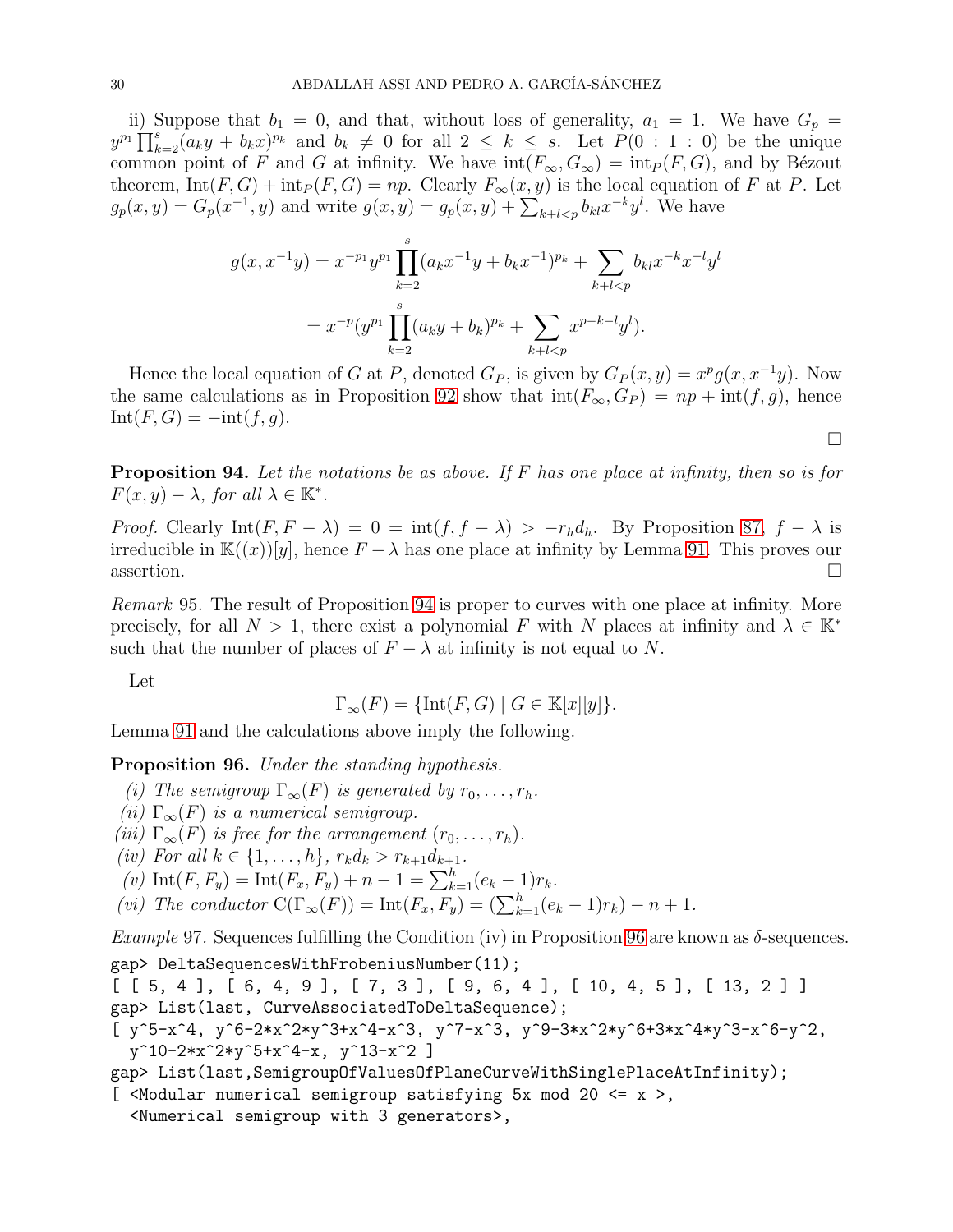ii) Suppose that $b_1 = 0$, and that, without loss of generality, $a_1 = 1$. We have $G_p = y^{p_1}\prod_{k=2}^{s}(a_k y + b_k x)^{p_k}$ and $b_k \neq 0$ for all $2 \leq k \leq s$. Let $P(0:1:0)$ be the unique common point of $F$ and $G$ at infinity. We have $\mathrm{int}(F_\infty, G_\infty) = \mathrm{int}_P(F,G)$, and by Bézout theorem, $\mathrm{Int}(F,G) + \mathrm{int}_P(F,G) = np$. Clearly $F_\infty(x,y)$ is the local equation of $F$ at $P$. Let $g_p(x,y) = G_p(x^{-1}, y)$ and write $g(x,y) = g_p(x,y) + \sum_{k+l<p} b_{kl} x^{-k} y^l$. We have

$$
\begin{aligned}
g(x, x^{-1}y) &= x^{-p_1} y^{p_1} \prod_{k=2}^{s} (a_k x^{-1} y + b_k x^{-1})^{p_k} + \sum_{k+l<p} b_{kl} x^{-k} x^{-l} y^l \\
&= x^{-p}(y^{p_1} \prod_{k=2}^{s} (a_k y + b_k)^{p_k} + \sum_{k+l<p} x^{p-k-l} y^l).
\end{aligned}
$$

Hence the local equation of $G$ at $P$, denoted $G_P$, is given by $G_P(x,y) = x^p g(x, x^{-1}y)$. Now the same calculations as in Proposition 92 show that $\mathrm{int}(F_\infty, G_P) = np + \mathrm{int}(f,g)$, hence $\mathrm{Int}(F,G) = -\mathrm{int}(f,g)$.

□

**Proposition 94.** *Let the notations be as above. If $F$ has one place at infinity, then so is for $F(x,y) - \lambda$, for all $\lambda \in \mathbb{K}^*$.*

*Proof.* Clearly $\mathrm{Int}(F, F-\lambda) = 0 = \mathrm{int}(f, f-\lambda) > -r_h d_h$. By Proposition 87, $f - \lambda$ is irreducible in $\mathbb{K}((x))[y]$, hence $F - \lambda$ has one place at infinity by Lemma 91. This proves our assertion. □

*Remark* 95. The result of Proposition 94 is proper to curves with one place at infinity. More precisely, for all $N > 1$, there exist a polynomial $F$ with $N$ places at infinity and $\lambda \in \mathbb{K}^*$ such that the number of places of $F - \lambda$ at infinity is not equal to $N$.

Let

$$\Gamma_\infty(F) = \{\mathrm{Int}(F,G) \mid G \in \mathbb{K}[x][y]\}.$$

Lemma 91 and the calculations above imply the following.

**Proposition 96.** *Under the standing hypothesis.*

*(i) The semigroup $\Gamma_\infty(F)$ is generated by $r_0, \ldots, r_h$.*
*(ii) $\Gamma_\infty(F)$ is a numerical semigroup.*
*(iii) $\Gamma_\infty(F)$ is free for the arrangement $(r_0, \ldots, r_h)$.*
*(iv) For all $k \in \{1, \ldots, h\}$, $r_k d_k > r_{k+1} d_{k+1}$.*
*(v) $\mathrm{Int}(F, F_y) = \mathrm{Int}(F_x, F_y) + n - 1 = \sum_{k=1}^{h} (e_k - 1) r_k$.*
*(vi) The conductor $\mathrm{C}(\Gamma_\infty(F)) = \mathrm{Int}(F_x, F_y) = (\sum_{k=1}^{h} (e_k - 1) r_k) - n + 1$.*

*Example* 97. Sequences fulfilling the Condition (iv) in Proposition 96 are known as $\delta$-sequences.

```
gap> DeltaSequencesWithFrobeniusNumber(11);
[ [ 5, 4 ], [ 6, 4, 9 ], [ 7, 3 ], [ 9, 6, 4 ], [ 10, 4, 5 ], [ 13, 2 ] ]
gap> List(last, CurveAssociatedToDeltaSequence);
[ y^5-x^4, y^6-2*x^2*y^3+x^4-x^3, y^7-x^3, y^9-3*x^2*y^6+3*x^4*y^3-x^6-y^2,
  y^10-2*x^2*y^5+x^4-x, y^13-x^2 ]
gap> List(last,SemigroupOfValuesOfPlaneCurveWithSinglePlaceAtInfinity);
[ <Modular numerical semigroup satisfying 5x mod 20 <= x >,
  <Numerical semigroup with 3 generators>,
```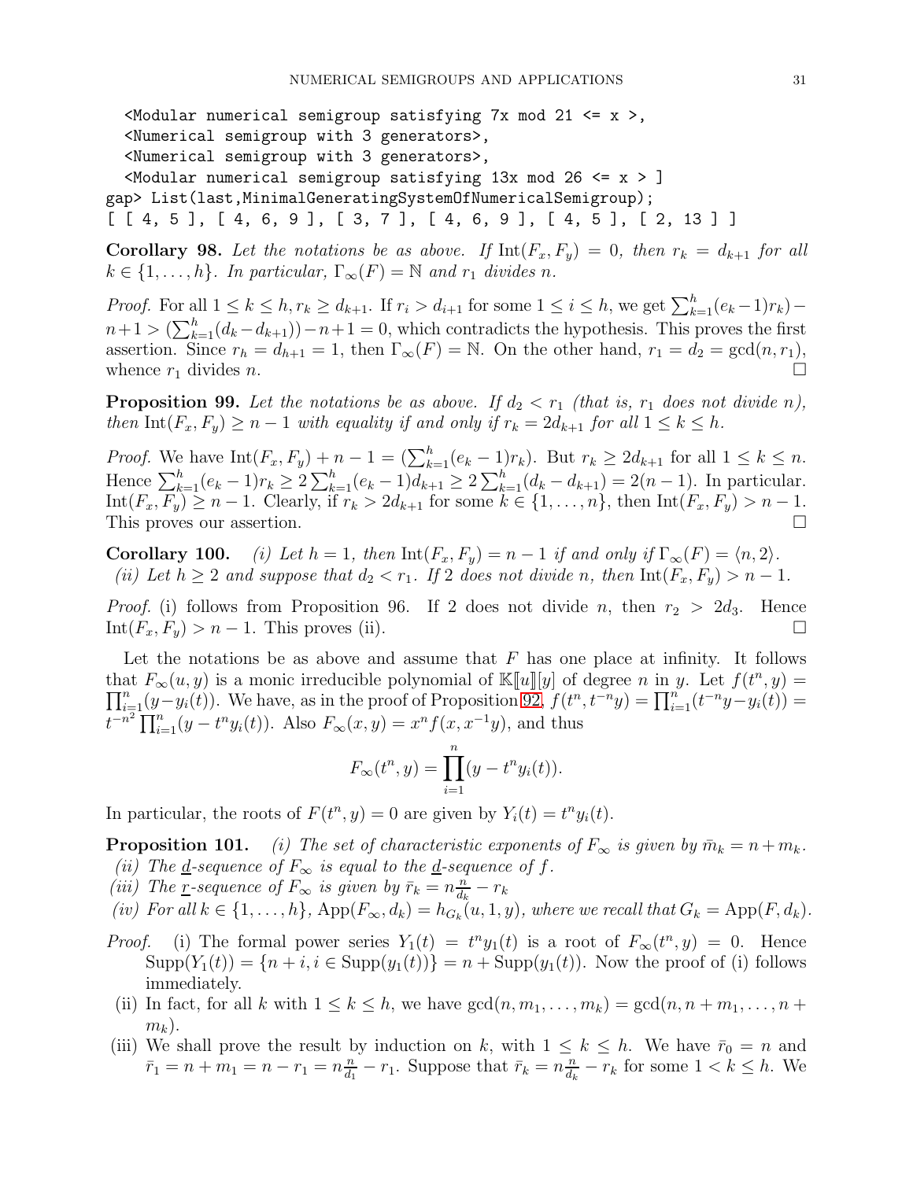```
  <Modular numerical semigroup satisfying 7x mod 21 <= x >,
  <Numerical semigroup with 3 generators>,
  <Numerical semigroup with 3 generators>,
  <Modular numerical semigroup satisfying 13x mod 26 <= x > ]
gap> List(last,MinimalGeneratingSystemOfNumericalSemigroup);
[ [ 4, 5 ], [ 4, 6, 9 ], [ 3, 7 ], [ 4, 6, 9 ], [ 4, 5 ], [ 2, 13 ] ]
```

**Corollary 98.** *Let the notations be as above. If $\mathrm{Int}(F_x, F_y) = 0$, then $r_k = d_{k+1}$ for all $k \in \{1, \ldots, h\}$. In particular, $\Gamma_\infty(F) = \mathbb{N}$ and $r_1$ divides $n$.*

*Proof.* For all $1 \leq k \leq h, r_k \geq d_{k+1}$. If $r_i > d_{i+1}$ for some $1 \leq i \leq h$, we get $\sum_{k=1}^{h}(e_k - 1)r_k) - n + 1 > (\sum_{k=1}^{h}(d_k - d_{k+1})) - n + 1 = 0$, which contradicts the hypothesis. This proves the first assertion. Since $r_h = d_{h+1} = 1$, then $\Gamma_\infty(F) = \mathbb{N}$. On the other hand, $r_1 = d_2 = \gcd(n, r_1)$, whence $r_1$ divides $n$. $\square$

**Proposition 99.** *Let the notations be as above. If $d_2 < r_1$ (that is, $r_1$ does not divide $n$), then $\mathrm{Int}(F_x, F_y) \geq n - 1$ with equality if and only if $r_k = 2d_{k+1}$ for all $1 \leq k \leq h$.*

*Proof.* We have $\mathrm{Int}(F_x, F_y) + n - 1 = (\sum_{k=1}^{h}(e_k - 1)r_k)$. But $r_k \geq 2d_{k+1}$ for all $1 \leq k \leq n$. Hence $\sum_{k=1}^{h}(e_k - 1)r_k \geq 2\sum_{k=1}^{h}(e_k - 1)d_{k+1} \geq 2\sum_{k=1}^{h}(d_k - d_{k+1}) = 2(n-1)$. In particular. $\mathrm{Int}(F_x, F_y) \geq n - 1$. Clearly, if $r_k > 2d_{k+1}$ for some $k \in \{1, \ldots, n\}$, then $\mathrm{Int}(F_x, F_y) > n - 1$. This proves our assertion. $\square$

**Corollary 100.** *(i) Let $h = 1$, then $\mathrm{Int}(F_x, F_y) = n - 1$ if and only if $\Gamma_\infty(F) = \langle n, 2 \rangle$.*
*(ii) Let $h \geq 2$ and suppose that $d_2 < r_1$. If 2 does not divide $n$, then $\mathrm{Int}(F_x, F_y) > n - 1$.*

*Proof.* (i) follows from Proposition 96. If 2 does not divide $n$, then $r_2 > 2d_3$. Hence $\mathrm{Int}(F_x, F_y) > n - 1$. This proves (ii). $\square$

Let the notations be as above and assume that $F$ has one place at infinity. It follows that $F_\infty(u, y)$ is a monic irreducible polynomial of $\mathbb{K}[\![u]\!][y]$ of degree $n$ in $y$. Let $f(t^n, y) = \prod_{i=1}^{n}(y - y_i(t))$. We have, as in the proof of Proposition 92, $f(t^n, t^{-n}y) = \prod_{i=1}^{n}(t^{-n}y - y_i(t)) = t^{-n^2}\prod_{i=1}^{n}(y - t^n y_i(t))$. Also $F_\infty(x, y) = x^n f(x, x^{-1}y)$, and thus

$$F_\infty(t^n, y) = \prod_{i=1}^{n}(y - t^n y_i(t)).$$

In particular, the roots of $F(t^n, y) = 0$ are given by $Y_i(t) = t^n y_i(t)$.

**Proposition 101.** *(i) The set of characteristic exponents of $F_\infty$ is given by $\bar{m}_k = n + m_k$.*
*(ii) The $\underline{d}$-sequence of $F_\infty$ is equal to the $\underline{d}$-sequence of $f$.*
*(iii) The $\underline{r}$-sequence of $F_\infty$ is given by $\bar{r}_k = n\frac{n}{d_k} - r_k$*
*(iv) For all $k \in \{1, \ldots, h\}$, $\mathrm{App}(F_\infty, d_k) = h_{G_k}(u, 1, y)$, where we recall that $G_k = \mathrm{App}(F, d_k)$.*

*Proof.*
(i) The formal power series $Y_1(t) = t^n y_1(t)$ is a root of $F_\infty(t^n, y) = 0$. Hence $\mathrm{Supp}(Y_1(t)) = \{n + i, i \in \mathrm{Supp}(y_1(t))\} = n + \mathrm{Supp}(y_1(t))$. Now the proof of (i) follows immediately.
(ii) In fact, for all $k$ with $1 \leq k \leq h$, we have $\gcd(n, m_1, \ldots, m_k) = \gcd(n, n + m_1, \ldots, n + m_k)$.
(iii) We shall prove the result by induction on $k$, with $1 \leq k \leq h$. We have $\bar{r}_0 = n$ and $\bar{r}_1 = n + m_1 = n - r_1 = n\frac{n}{d_1} - r_1$. Suppose that $\bar{r}_k = n\frac{n}{d_k} - r_k$ for some $1 < k \leq h$. We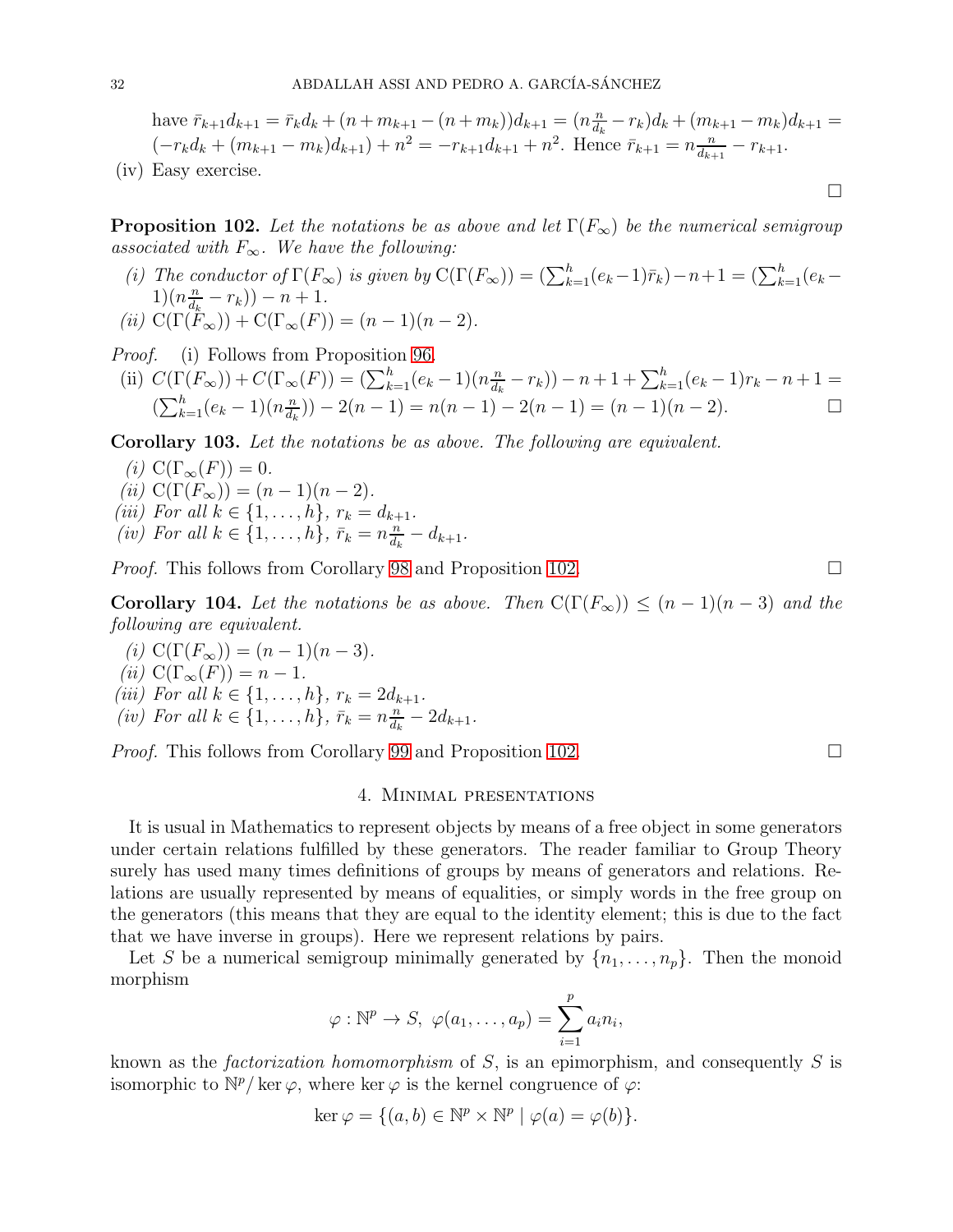have $\bar{r}_{k+1}d_{k+1} = \bar{r}_k d_k + (n + m_{k+1} - (n + m_k))d_{k+1} = (n\frac{n}{d_k} - r_k)d_k + (m_{k+1} - m_k)d_{k+1} = (-r_k d_k + (m_{k+1} - m_k)d_{k+1}) + n^2 = -r_{k+1}d_{k+1} + n^2$. Hence $\bar{r}_{k+1} = n\frac{n}{d_{k+1}} - r_{k+1}$.

(iv) Easy exercise.

□

**Proposition 102.** *Let the notations be as above and let $\Gamma(F_\infty)$ be the numerical semigroup associated with $F_\infty$. We have the following:*

*(i) The conductor of $\Gamma(F_\infty)$ is given by $\mathrm{C}(\Gamma(F_\infty)) = (\sum_{k=1}^{h}(e_k - 1)\bar{r}_k) - n + 1 = (\sum_{k=1}^{h}(e_k - 1)(n\frac{n}{d_k} - r_k)) - n + 1$.*

*(ii) $\mathrm{C}(\Gamma(F_\infty)) + \mathrm{C}(\Gamma_\infty(F)) = (n-1)(n-2)$.*

*Proof.* (i) Follows from Proposition 96.

(ii) $C(\Gamma(F_\infty)) + C(\Gamma_\infty(F)) = (\sum_{k=1}^{h}(e_k - 1)(n\frac{n}{d_k} - r_k)) - n + 1 + \sum_{k=1}^{h}(e_k - 1)r_k - n + 1 = (\sum_{k=1}^{h}(e_k - 1)(n\frac{n}{d_k})) - 2(n-1) = n(n-1) - 2(n-1) = (n-1)(n-2)$. □

**Corollary 103.** *Let the notations be as above. The following are equivalent.*

*(i) $\mathrm{C}(\Gamma_\infty(F)) = 0$.*

*(ii) $\mathrm{C}(\Gamma(F_\infty)) = (n-1)(n-2)$.*

*(iii) For all $k \in \{1, \ldots, h\}$, $r_k = d_{k+1}$.*

*(iv) For all $k \in \{1, \ldots, h\}$, $\bar{r}_k = n\frac{n}{d_k} - d_{k+1}$.*

*Proof.* This follows from Corollary 98 and Proposition 102. □

**Corollary 104.** *Let the notations be as above. Then $\mathrm{C}(\Gamma(F_\infty)) \leq (n-1)(n-3)$ and the following are equivalent.*

*(i) $\mathrm{C}(\Gamma(F_\infty)) = (n-1)(n-3)$.*

*(ii) $\mathrm{C}(\Gamma_\infty(F)) = n - 1$.*

*(iii) For all $k \in \{1, \ldots, h\}$, $r_k = 2d_{k+1}$.*

*(iv) For all $k \in \{1, \ldots, h\}$, $\bar{r}_k = n\frac{n}{d_k} - 2d_{k+1}$.*

*Proof.* This follows from Corollary 99 and Proposition 102. □

## 4. Minimal presentations

It is usual in Mathematics to represent objects by means of a free object in some generators under certain relations fulfilled by these generators. The reader familiar to Group Theory surely has used many times definitions of groups by means of generators and relations. Relations are usually represented by means of equalities, or simply words in the free group on the generators (this means that they are equal to the identity element; this is due to the fact that we have inverse in groups). Here we represent relations by pairs.

Let $S$ be a numerical semigroup minimally generated by $\{n_1, \ldots, n_p\}$. Then the monoid morphism

$$\varphi : \mathbb{N}^p \to S,\ \varphi(a_1, \ldots, a_p) = \sum_{i=1}^{p} a_i n_i,$$

known as the *factorization homomorphism* of $S$, is an epimorphism, and consequently $S$ is isomorphic to $\mathbb{N}^p / \ker\varphi$, where $\ker\varphi$ is the kernel congruence of $\varphi$:

$$\ker\varphi = \{(a, b) \in \mathbb{N}^p \times \mathbb{N}^p \mid \varphi(a) = \varphi(b)\}.$$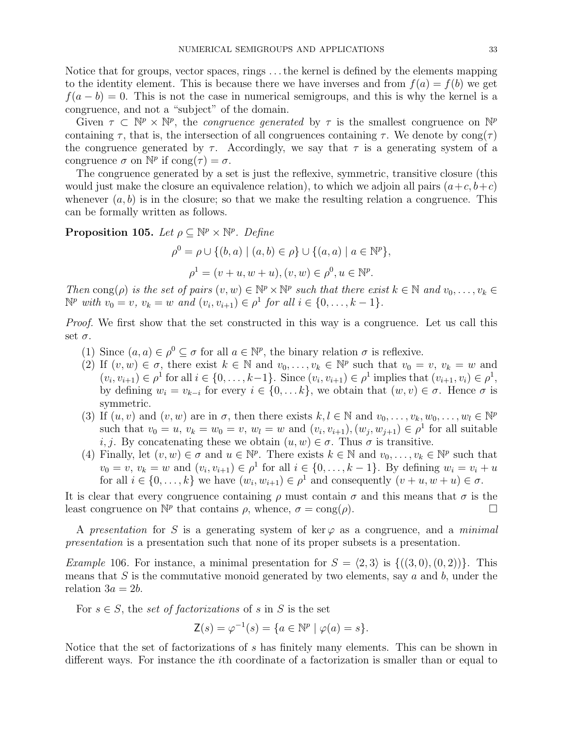Notice that for groups, vector spaces, rings ... the kernel is defined by the elements mapping to the identity element. This is because there we have inverses and from $f(a) = f(b)$ we get $f(a - b) = 0$. This is not the case in numerical semigroups, and this is why the kernel is a congruence, and not a "subject" of the domain.

Given $\tau \subset \mathbb{N}^p \times \mathbb{N}^p$, the *congruence generated* by $\tau$ is the smallest congruence on $\mathbb{N}^p$ containing $\tau$, that is, the intersection of all congruences containing $\tau$. We denote by $\operatorname{cong}(\tau)$ the congruence generated by $\tau$. Accordingly, we say that $\tau$ is a generating system of a congruence $\sigma$ on $\mathbb{N}^p$ if $\operatorname{cong}(\tau) = \sigma$.

The congruence generated by a set is just the reflexive, symmetric, transitive closure (this would just make the closure an equivalence relation), to which we adjoin all pairs $(a+c, b+c)$ whenever $(a, b)$ is in the closure; so that we make the resulting relation a congruence. This can be formally written as follows.

**Proposition 105.** *Let $\rho \subseteq \mathbb{N}^p \times \mathbb{N}^p$. Define*

$$\rho^0 = \rho \cup \{(b, a) \mid (a, b) \in \rho\} \cup \{(a, a) \mid a \in \mathbb{N}^p\},$$

$$\rho^1 = (v + u, w + u), (v, w) \in \rho^0, u \in \mathbb{N}^p.$$

*Then $\operatorname{cong}(\rho)$ is the set of pairs $(v, w) \in \mathbb{N}^p \times \mathbb{N}^p$ such that there exist $k \in \mathbb{N}$ and $v_0, \ldots, v_k \in \mathbb{N}^p$ with $v_0 = v$, $v_k = w$ and $(v_i, v_{i+1}) \in \rho^1$ for all $i \in \{0, \ldots, k-1\}$.*

*Proof.* We first show that the set constructed in this way is a congruence. Let us call this set $\sigma$.

1. Since $(a, a) \in \rho^0 \subseteq \sigma$ for all $a \in \mathbb{N}^p$, the binary relation $\sigma$ is reflexive.
2. If $(v, w) \in \sigma$, there exist $k \in \mathbb{N}$ and $v_0, \ldots, v_k \in \mathbb{N}^p$ such that $v_0 = v$, $v_k = w$ and $(v_i, v_{i+1}) \in \rho^1$ for all $i \in \{0, \ldots, k-1\}$. Since $(v_i, v_{i+1}) \in \rho^1$ implies that $(v_{i+1}, v_i) \in \rho^1$, by defining $w_i = v_{k-i}$ for every $i \in \{0, \ldots k\}$, we obtain that $(w, v) \in \sigma$. Hence $\sigma$ is symmetric.
3. If $(u, v)$ and $(v, w)$ are in $\sigma$, then there exists $k, l \in \mathbb{N}$ and $v_0, \ldots, v_k, w_0, \ldots, w_l \in \mathbb{N}^p$ such that $v_0 = u$, $v_k = w_0 = v$, $w_l = w$ and $(v_i, v_{i+1}), (w_j, w_{j+1}) \in \rho^1$ for all suitable $i, j$. By concatenating these we obtain $(u, w) \in \sigma$. Thus $\sigma$ is transitive.
4. Finally, let $(v, w) \in \sigma$ and $u \in \mathbb{N}^p$. There exists $k \in \mathbb{N}$ and $v_0, \ldots, v_k \in \mathbb{N}^p$ such that $v_0 = v$, $v_k = w$ and $(v_i, v_{i+1}) \in \rho^1$ for all $i \in \{0, \ldots, k-1\}$. By defining $w_i = v_i + u$ for all $i \in \{0, \ldots, k\}$ we have $(w_i, w_{i+1}) \in \rho^1$ and consequently $(v + u, w + u) \in \sigma$.

It is clear that every congruence containing $\rho$ must contain $\sigma$ and this means that $\sigma$ is the least congruence on $\mathbb{N}^p$ that contains $\rho$, whence, $\sigma = \operatorname{cong}(\rho)$. □

A *presentation* for $S$ is a generating system of $\ker \varphi$ as a congruence, and a *minimal presentation* is a presentation such that none of its proper subsets is a presentation.

*Example* 106. For instance, a minimal presentation for $S = \langle 2, 3 \rangle$ is $\{((3, 0), (0, 2))\}$. This means that $S$ is the commutative monoid generated by two elements, say $a$ and $b$, under the relation $3a = 2b$.

For $s \in S$, the *set of factorizations* of $s$ in $S$ is the set

$$\mathsf{Z}(s) = \varphi^{-1}(s) = \{a \in \mathbb{N}^p \mid \varphi(a) = s\}.$$

Notice that the set of factorizations of $s$ has finitely many elements. This can be shown in different ways. For instance the $i$th coordinate of a factorization is smaller than or equal to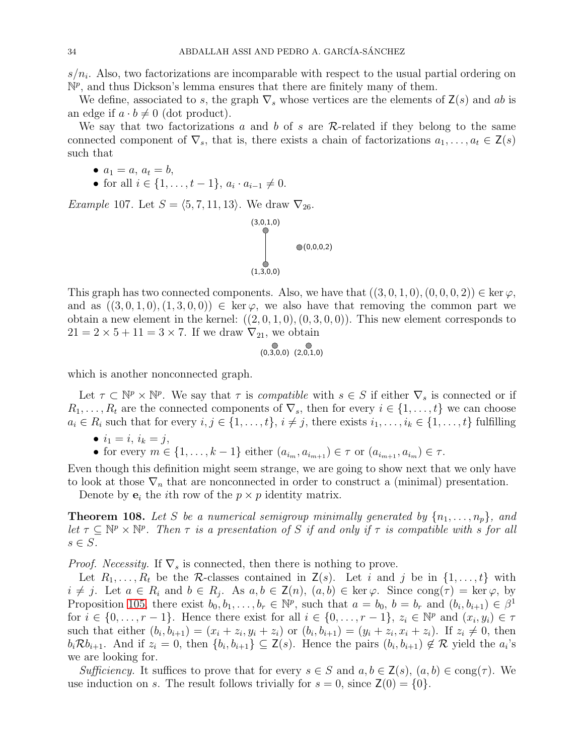$s/n_i$. Also, two factorizations are incomparable with respect to the usual partial ordering on $\mathbb{N}^p$, and thus Dickson's lemma ensures that there are finitely many of them.

We define, associated to $s$, the graph $\nabla_s$ whose vertices are the elements of $\mathsf{Z}(s)$ and $ab$ is an edge if $a \cdot b \neq 0$ (dot product).

We say that two factorizations $a$ and $b$ of $s$ are $\mathcal{R}$-related if they belong to the same connected component of $\nabla_s$, that is, there exists a chain of factorizations $a_1, \dots, a_t \in \mathsf{Z}(s)$ such that

- $a_1 = a$, $a_t = b$,
- for all $i \in \{1, \dots, t-1\}$, $a_i \cdot a_{i-1} \neq 0$.

*Example* 107. Let $S = \langle 5, 7, 11, 13 \rangle$. We draw $\nabla_{26}$.

(3,0,1,0) — (1,3,0,0)    (0,0,0,2)

This graph has two connected components. Also, we have that $((3,0,1,0),(0,0,0,2)) \in \ker \varphi$, and as $((3,0,1,0),(1,3,0,0)) \in \ker \varphi$, we also have that removing the common part we obtain a new element in the kernel: $((2,0,1,0),(0,3,0,0))$. This new element corresponds to $21 = 2 \times 5 + 11 = 3 \times 7$. If we draw $\nabla_{21}$, we obtain

(0,3,0,0)  (2,0,1,0)

which is another nonconnected graph.

Let $\tau \subset \mathbb{N}^p \times \mathbb{N}^p$. We say that $\tau$ is *compatible* with $s \in S$ if either $\nabla_s$ is connected or if $R_1, \dots, R_t$ are the connected components of $\nabla_s$, then for every $i \in \{1, \dots, t\}$ we can choose $a_i \in R_i$ such that for every $i, j \in \{1, \dots, t\}$, $i \neq j$, there exists $i_1, \dots, i_k \in \{1, \dots, t\}$ fulfilling

- $i_1 = i$, $i_k = j$,
- for every $m \in \{1, \dots, k-1\}$ either $(a_{i_m}, a_{i_{m+1}}) \in \tau$ or $(a_{i_{m+1}}, a_{i_m}) \in \tau$.

Even though this definition might seem strange, we are going to show next that we only have to look at those $\nabla_n$ that are nonconnected in order to construct a (minimal) presentation.

Denote by $\mathbf{e}_i$ the $i$th row of the $p \times p$ identity matrix.

**Theorem 108.** *Let $S$ be a numerical semigroup minimally generated by $\{n_1, \dots, n_p\}$, and let $\tau \subseteq \mathbb{N}^p \times \mathbb{N}^p$. Then $\tau$ is a presentation of $S$ if and only if $\tau$ is compatible with $s$ for all $s \in S$.*

*Proof. Necessity.* If $\nabla_s$ is connected, then there is nothing to prove.

Let $R_1, \dots, R_t$ be the $\mathcal{R}$-classes contained in $\mathsf{Z}(s)$. Let $i$ and $j$ be in $\{1, \dots, t\}$ with $i \neq j$. Let $a \in R_i$ and $b \in R_j$. As $a, b \in \mathsf{Z}(n)$, $(a, b) \in \ker \varphi$. Since $\operatorname{cong}(\tau) = \ker \varphi$, by Proposition 105, there exist $b_0, b_1, \dots, b_r \in \mathbb{N}^p$, such that $a = b_0$, $b = b_r$ and $(b_i, b_{i+1}) \in \beta^1$ for $i \in \{0, \dots, r-1\}$. Hence there exist for all $i \in \{0, \dots, r-1\}$, $z_i \in \mathbb{N}^p$ and $(x_i, y_i) \in \tau$ such that either $(b_i, b_{i+1}) = (x_i + z_i, y_i + z_i)$ or $(b_i, b_{i+1}) = (y_i + z_i, x_i + z_i)$. If $z_i \neq 0$, then $b_i \mathcal{R} b_{i+1}$. And if $z_i = 0$, then $\{b_i, b_{i+1}\} \subseteq \mathsf{Z}(s)$. Hence the pairs $(b_i, b_{i+1}) \notin \mathcal{R}$ yield the $a_i$'s we are looking for.

*Sufficiency.* It suffices to prove that for every $s \in S$ and $a, b \in \mathsf{Z}(s)$, $(a, b) \in \operatorname{cong}(\tau)$. We use induction on $s$. The result follows trivially for $s = 0$, since $\mathsf{Z}(0) = \{0\}$.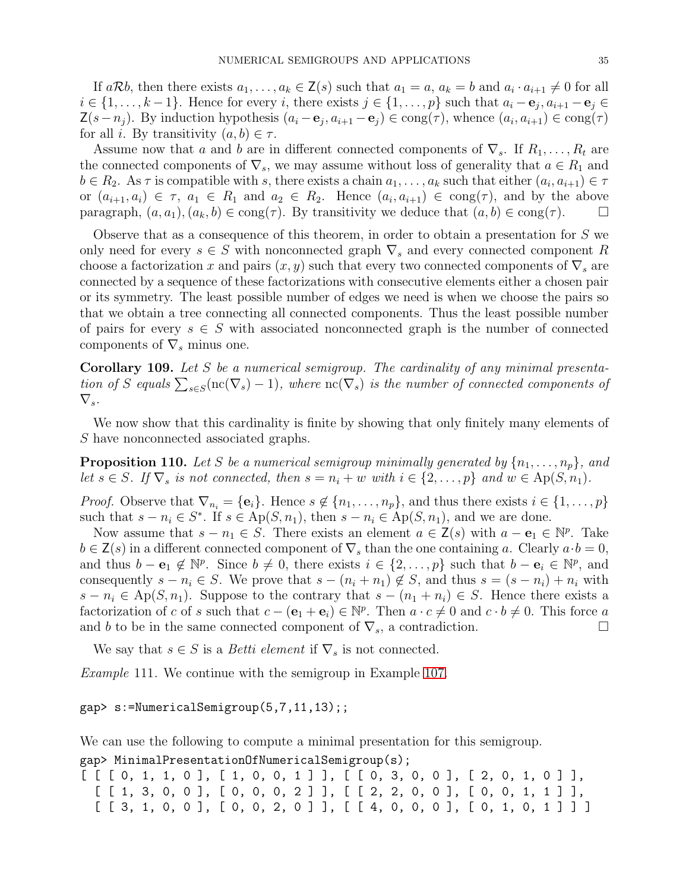If $a\mathcal{R}b$, then there exists $a_1, \dots, a_k \in \mathsf{Z}(s)$ such that $a_1 = a$, $a_k = b$ and $a_i \cdot a_{i+1} \neq 0$ for all $i \in \{1, \dots, k-1\}$. Hence for every $i$, there exists $j \in \{1, \dots, p\}$ such that $a_i - \mathbf{e}_j, a_{i+1} - \mathbf{e}_j \in \mathsf{Z}(s - n_j)$. By induction hypothesis $(a_i - \mathbf{e}_j, a_{i+1} - \mathbf{e}_j) \in \operatorname{cong}(\tau)$, whence $(a_i, a_{i+1}) \in \operatorname{cong}(\tau)$ for all $i$. By transitivity $(a, b) \in \tau$.

Assume now that $a$ and $b$ are in different connected components of $\nabla_s$. If $R_1, \dots, R_t$ are the connected components of $\nabla_s$, we may assume without loss of generality that $a \in R_1$ and $b \in R_2$. As $\tau$ is compatible with $s$, there exists a chain $a_1, \dots, a_k$ such that either $(a_i, a_{i+1}) \in \tau$ or $(a_{i+1}, a_i) \in \tau$, $a_1 \in R_1$ and $a_2 \in R_2$. Hence $(a_i, a_{i+1}) \in \operatorname{cong}(\tau)$, and by the above paragraph, $(a, a_1), (a_k, b) \in \operatorname{cong}(\tau)$. By transitivity we deduce that $(a, b) \in \operatorname{cong}(\tau)$. □

Observe that as a consequence of this theorem, in order to obtain a presentation for $S$ we only need for every $s \in S$ with nonconnected graph $\nabla_s$ and every connected component $R$ choose a factorization $x$ and pairs $(x, y)$ such that every two connected components of $\nabla_s$ are connected by a sequence of these factorizations with consecutive elements either a chosen pair or its symmetry. The least possible number of edges we need is when we choose the pairs so that we obtain a tree connecting all connected components. Thus the least possible number of pairs for every $s \in S$ with associated nonconnected graph is the number of connected components of $\nabla_s$ minus one.

**Corollary 109.** *Let $S$ be a numerical semigroup. The cardinality of any minimal presentation of $S$ equals $\sum_{s \in S} (\operatorname{nc}(\nabla_s) - 1)$, where $\operatorname{nc}(\nabla_s)$ is the number of connected components of $\nabla_s$.*

We now show that this cardinality is finite by showing that only finitely many elements of $S$ have nonconnected associated graphs.

**Proposition 110.** *Let $S$ be a numerical semigroup minimally generated by $\{n_1, \dots, n_p\}$, and let $s \in S$. If $\nabla_s$ is not connected, then $s = n_i + w$ with $i \in \{2, \dots, p\}$ and $w \in \operatorname{Ap}(S, n_1)$.*

*Proof.* Observe that $\nabla_{n_i} = \{\mathbf{e}_i\}$. Hence $s \notin \{n_1, \dots, n_p\}$, and thus there exists $i \in \{1, \dots, p\}$ such that $s - n_i \in S^*$. If $s \in \operatorname{Ap}(S, n_1)$, then $s - n_i \in \operatorname{Ap}(S, n_1)$, and we are done.

Now assume that $s - n_1 \in S$. There exists an element $a \in \mathsf{Z}(s)$ with $a - \mathbf{e}_1 \in \mathbb{N}^p$. Take $b \in \mathsf{Z}(s)$ in a different connected component of $\nabla_s$ than the one containing $a$. Clearly $a \cdot b = 0$, and thus $b - \mathbf{e}_1 \notin \mathbb{N}^p$. Since $b \neq 0$, there exists $i \in \{2, \dots, p\}$ such that $b - \mathbf{e}_i \in \mathbb{N}^p$, and consequently $s - n_i \in S$. We prove that $s - (n_i + n_1) \notin S$, and thus $s = (s - n_i) + n_i$ with $s - n_i \in \operatorname{Ap}(S, n_1)$. Suppose to the contrary that $s - (n_1 + n_i) \in S$. Hence there exists a factorization of $c$ of $s$ such that $c - (\mathbf{e}_1 + \mathbf{e}_i) \in \mathbb{N}^p$. Then $a \cdot c \neq 0$ and $c \cdot b \neq 0$. This force $a$ and $b$ to be in the same connected component of $\nabla_s$, a contradiction. □

We say that $s \in S$ is a *Betti element* if $\nabla_s$ is not connected.

*Example* 111. We continue with the semigroup in Example 107.

```
gap> s:=NumericalSemigroup(5,7,11,13);;
```

We can use the following to compute a minimal presentation for this semigroup.

```
gap> MinimalPresentationOfNumericalSemigroup(s);
[ [ [ 0, 1, 1, 0 ], [ 1, 0, 0, 1 ] ], [ [ 0, 3, 0, 0 ], [ 2, 0, 1, 0 ] ],
  [ [ 1, 3, 0, 0 ], [ 0, 0, 0, 2 ] ], [ [ 2, 2, 0, 0 ], [ 0, 0, 1, 1 ] ],
  [ [ 3, 1, 0, 0 ], [ 0, 0, 2, 0 ] ], [ [ 4, 0, 0, 0 ], [ 0, 1, 0, 1 ] ] ]
```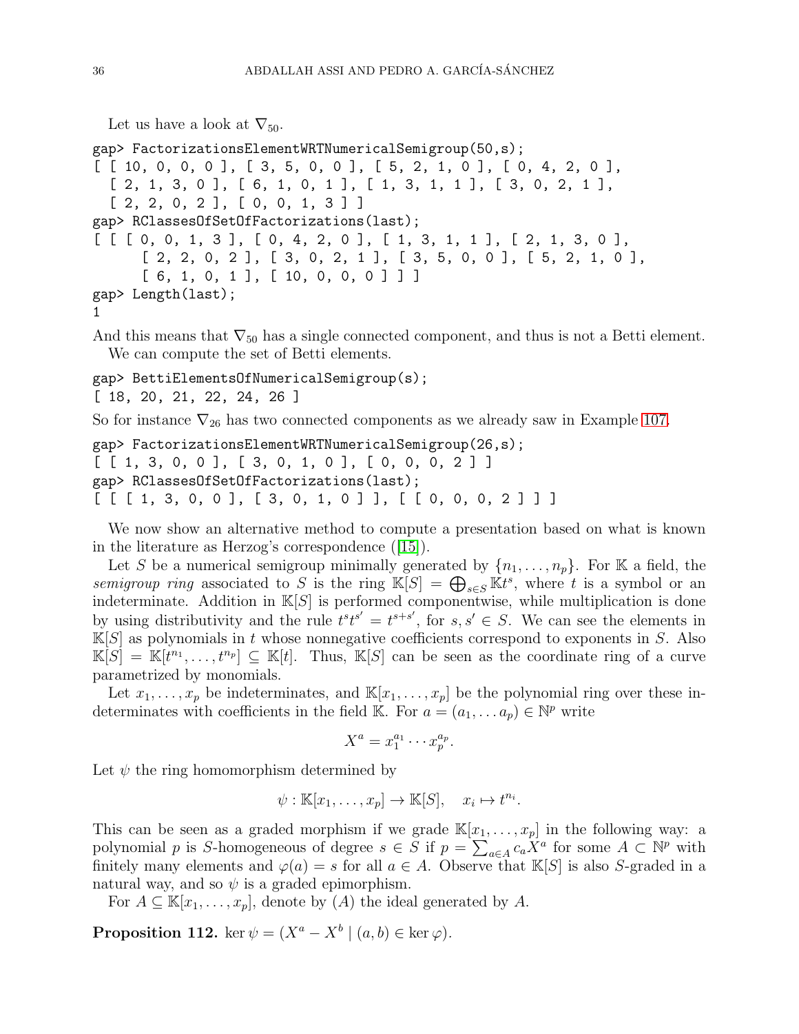Let us have a look at $\nabla_{50}$.

```
gap> FactorizationsElementWRTNumericalSemigroup(50,s);
[ [ 10, 0, 0, 0 ], [ 3, 5, 0, 0 ], [ 5, 2, 1, 0 ], [ 0, 4, 2, 0 ],
  [ 2, 1, 3, 0 ], [ 6, 1, 0, 1 ], [ 1, 3, 1, 1 ], [ 3, 0, 2, 1 ],
  [ 2, 2, 0, 2 ], [ 0, 0, 1, 3 ] ]
gap> RClassesOfSetOfFactorizations(last);
[ [ [ 0, 0, 1, 3 ], [ 0, 4, 2, 0 ], [ 1, 3, 1, 1 ], [ 2, 1, 3, 0 ],
      [ 2, 2, 0, 2 ], [ 3, 0, 2, 1 ], [ 3, 5, 0, 0 ], [ 5, 2, 1, 0 ],
      [ 6, 1, 0, 1 ], [ 10, 0, 0, 0 ] ] ]
gap> Length(last);
1
```

And this means that $\nabla_{50}$ has a single connected component, and thus is not a Betti element.

We can compute the set of Betti elements.

```
gap> BettiElementsOfNumericalSemigroup(s);
[ 18, 20, 21, 22, 24, 26 ]
```

So for instance $\nabla_{26}$ has two connected components as we already saw in Example 107.

```
gap> FactorizationsElementWRTNumericalSemigroup(26,s);
[ [ 1, 3, 0, 0 ], [ 3, 0, 1, 0 ], [ 0, 0, 0, 2 ] ]
gap> RClassesOfSetOfFactorizations(last);
[ [ [ 1, 3, 0, 0 ], [ 3, 0, 1, 0 ] ], [ [ 0, 0, 0, 2 ] ] ]
```

We now show an alternative method to compute a presentation based on what is known in the literature as Herzog's correspondence ([15]).

Let $S$ be a numerical semigroup minimally generated by $\{n_1, \ldots, n_p\}$. For $\mathbb{K}$ a field, the *semigroup ring* associated to $S$ is the ring $\mathbb{K}[S] = \bigoplus_{s\in S} \mathbb{K}t^s$, where $t$ is a symbol or an indeterminate. Addition in $\mathbb{K}[S]$ is performed componentwise, while multiplication is done by using distributivity and the rule $t^s t^{s'} = t^{s+s'}$, for $s, s' \in S$. We can see the elements in $\mathbb{K}[S]$ as polynomials in $t$ whose nonnegative coefficients correspond to exponents in $S$. Also $\mathbb{K}[S] = \mathbb{K}[t^{n_1}, \ldots, t^{n_p}] \subseteq \mathbb{K}[t]$. Thus, $\mathbb{K}[S]$ can be seen as the coordinate ring of a curve parametrized by monomials.

Let $x_1, \ldots, x_p$ be indeterminates, and $\mathbb{K}[x_1, \ldots, x_p]$ be the polynomial ring over these indeterminates with coefficients in the field $\mathbb{K}$. For $a = (a_1, \ldots a_p) \in \mathbb{N}^p$ write

$$X^a = x_1^{a_1} \cdots x_p^{a_p}.$$

Let $\psi$ the ring homomorphism determined by

$$\psi : \mathbb{K}[x_1, \ldots, x_p] \to \mathbb{K}[S], \quad x_i \mapsto t^{n_i}.$$

This can be seen as a graded morphism if we grade $\mathbb{K}[x_1, \ldots, x_p]$ in the following way: a polynomial $p$ is $S$-homogeneous of degree $s \in S$ if $p = \sum_{a\in A} c_a X^a$ for some $A \subset \mathbb{N}^p$ with finitely many elements and $\varphi(a) = s$ for all $a \in A$. Observe that $\mathbb{K}[S]$ is also $S$-graded in a natural way, and so $\psi$ is a graded epimorphism.

For $A \subseteq \mathbb{K}[x_1, \ldots, x_p]$, denote by $(A)$ the ideal generated by $A$.

**Proposition 112.** $\ker \psi = (X^a - X^b \mid (a, b) \in \ker \varphi)$.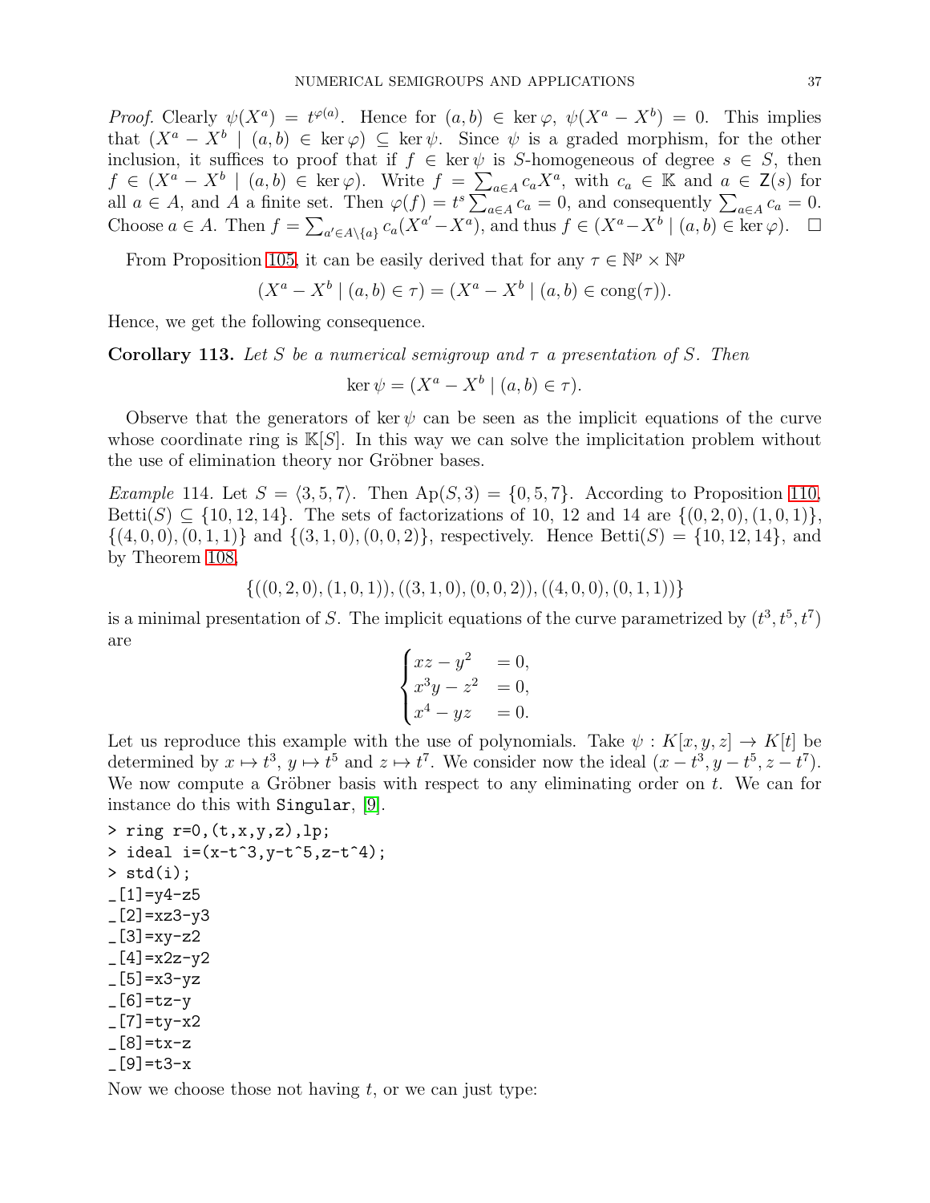*Proof.* Clearly $\psi(X^a) = t^{\varphi(a)}$. Hence for $(a,b) \in \ker\varphi$, $\psi(X^a - X^b) = 0$. This implies that $(X^a - X^b \mid (a,b) \in \ker\varphi) \subseteq \ker\psi$. Since $\psi$ is a graded morphism, for the other inclusion, it suffices to proof that if $f \in \ker\psi$ is $S$-homogeneous of degree $s \in S$, then $f \in (X^a - X^b \mid (a,b) \in \ker\varphi)$. Write $f = \sum_{a\in A} c_a X^a$, with $c_a \in \mathbb{K}$ and $a \in \mathsf{Z}(s)$ for all $a \in A$, and $A$ a finite set. Then $\varphi(f) = t^s \sum_{a\in A} c_a = 0$, and consequently $\sum_{a\in A} c_a = 0$. Choose $a \in A$. Then $f = \sum_{a'\in A\setminus\{a\}} c_a(X^{a'} - X^a)$, and thus $f \in (X^a - X^b \mid (a,b) \in \ker\varphi)$. □

From Proposition 105, it can be easily derived that for any $\tau \in \mathbb{N}^p \times \mathbb{N}^p$

$$(X^a - X^b \mid (a,b) \in \tau) = (X^a - X^b \mid (a,b) \in \operatorname{cong}(\tau)).$$

Hence, we get the following consequence.

**Corollary 113.** *Let $S$ be a numerical semigroup and $\tau$ a presentation of $S$. Then*

$$\ker\psi = (X^a - X^b \mid (a,b) \in \tau).$$

Observe that the generators of $\ker\psi$ can be seen as the implicit equations of the curve whose coordinate ring is $\mathbb{K}[S]$. In this way we can solve the implicitation problem without the use of elimination theory nor Gröbner bases.

*Example* 114. Let $S = \langle 3, 5, 7\rangle$. Then $\operatorname{Ap}(S,3) = \{0, 5, 7\}$. According to Proposition 110, $\operatorname{Betti}(S) \subseteq \{10, 12, 14\}$. The sets of factorizations of 10, 12 and 14 are $\{(0,2,0),(1,0,1)\}$, $\{(4,0,0),(0,1,1)\}$ and $\{(3,1,0),(0,0,2)\}$, respectively. Hence $\operatorname{Betti}(S) = \{10, 12, 14\}$, and by Theorem 108,

$$\{((0,2,0),(1,0,1)),((3,1,0),(0,0,2)),((4,0,0),(0,1,1))\}$$

is a minimal presentation of $S$. The implicit equations of the curve parametrized by $(t^3, t^5, t^7)$ are

$$\begin{cases} xz - y^2 &= 0,\\ x^3y - z^2 &= 0,\\ x^4 - yz &= 0.\end{cases}$$

Let us reproduce this example with the use of polynomials. Take $\psi : K[x,y,z] \to K[t]$ be determined by $x \mapsto t^3$, $y \mapsto t^5$ and $z \mapsto t^7$. We consider now the ideal $(x - t^3, y - t^5, z - t^7)$. We now compute a Gröbner basis with respect to any eliminating order on $t$. We can for instance do this with `Singular`, [9].

```
> ring r=0,(t,x,y,z),lp;
> ideal i=(x-t^3,y-t^5,z-t^4);
> std(i);
_[1]=y4-z5
_[2]=xz3-y3
_[3]=xy-z2
_[4]=x2z-y2
_[5]=x3-yz
_[6]=tz-y
_[7]=ty-x2
_[8]=tx-z
_[9]=t3-x
```

Now we choose those not having $t$, or we can just type: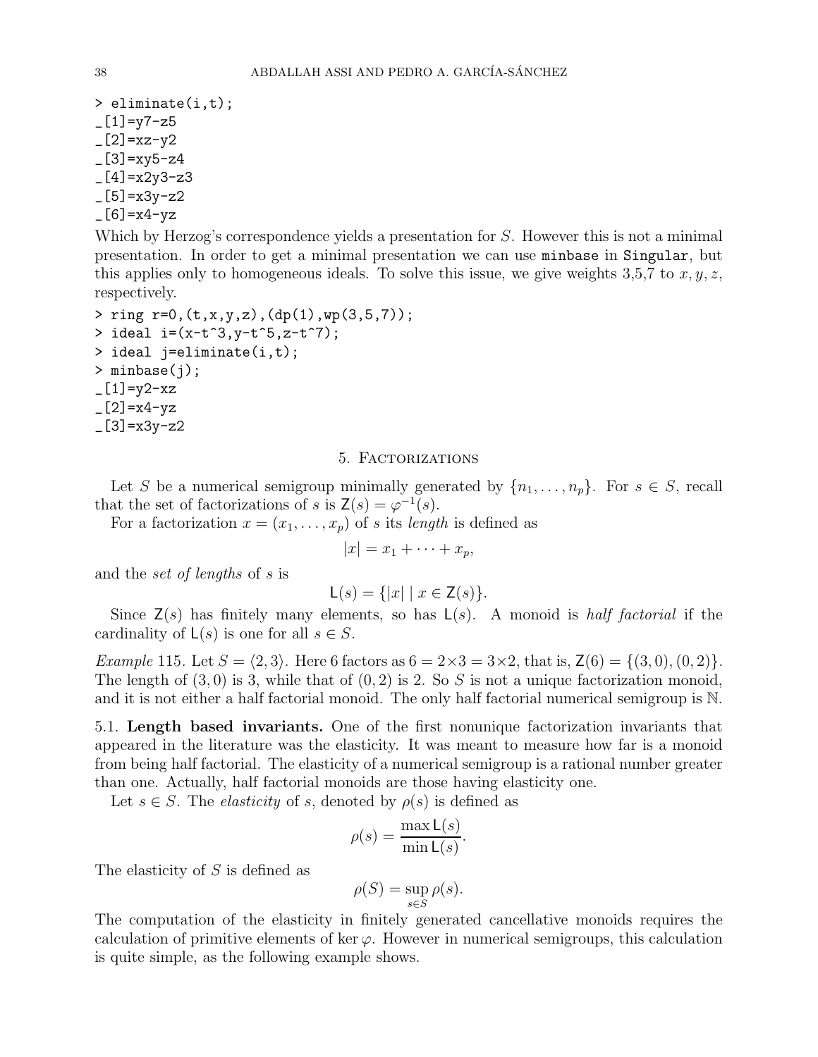```
> eliminate(i,t);
_[1]=y7-z5
_[2]=xz-y2
_[3]=xy5-z4
_[4]=x2y3-z3
_[5]=x3y-z2
_[6]=x4-yz
```

Which by Herzog's correspondence yields a presentation for $S$. However this is not a minimal presentation. In order to get a minimal presentation we can use `minbase` in `Singular`, but this applies only to homogeneous ideals. To solve this issue, we give weights 3,5,7 to $x, y, z$, respectively.

```
> ring r=0,(t,x,y,z),(dp(1),wp(3,5,7));
> ideal i=(x-t^3,y-t^5,z-t^7);
> ideal j=eliminate(i,t);
> minbase(j);
_[1]=y2-xz
_[2]=x4-yz
_[3]=x3y-z2
```

## 5. Factorizations

Let $S$ be a numerical semigroup minimally generated by $\{n_1, \dots, n_p\}$. For $s \in S$, recall that the set of factorizations of $s$ is $\mathsf{Z}(s) = \varphi^{-1}(s)$.

For a factorization $x = (x_1, \dots, x_p)$ of $s$ its *length* is defined as

$$|x| = x_1 + \cdots + x_p,$$

and the *set of lengths* of $s$ is

$$\mathsf{L}(s) = \{|x| \mid x \in \mathsf{Z}(s)\}.$$

Since $\mathsf{Z}(s)$ has finitely many elements, so has $\mathsf{L}(s)$. A monoid is *half factorial* if the cardinality of $\mathsf{L}(s)$ is one for all $s \in S$.

*Example* 115. Let $S = \langle 2, 3 \rangle$. Here 6 factors as $6 = 2 \times 3 = 3 \times 2$, that is, $\mathsf{Z}(6) = \{(3,0),(0,2)\}$. The length of $(3,0)$ is 3, while that of $(0,2)$ is 2. So $S$ is not a unique factorization monoid, and it is not either a half factorial monoid. The only half factorial numerical semigroup is $\mathbb{N}$.

### 5.1. Length based invariants.

One of the first nonunique factorization invariants that appeared in the literature was the elasticity. It was meant to measure how far is a monoid from being half factorial. The elasticity of a numerical semigroup is a rational number greater than one. Actually, half factorial monoids are those having elasticity one.

Let $s \in S$. The *elasticity* of $s$, denoted by $\rho(s)$ is defined as

$$\rho(s) = \frac{\max \mathsf{L}(s)}{\min \mathsf{L}(s)}.$$

The elasticity of $S$ is defined as

$$\rho(S) = \sup_{s \in S} \rho(s).$$

The computation of the elasticity in finitely generated cancellative monoids requires the calculation of primitive elements of $\ker \varphi$. However in numerical semigroups, this calculation is quite simple, as the following example shows.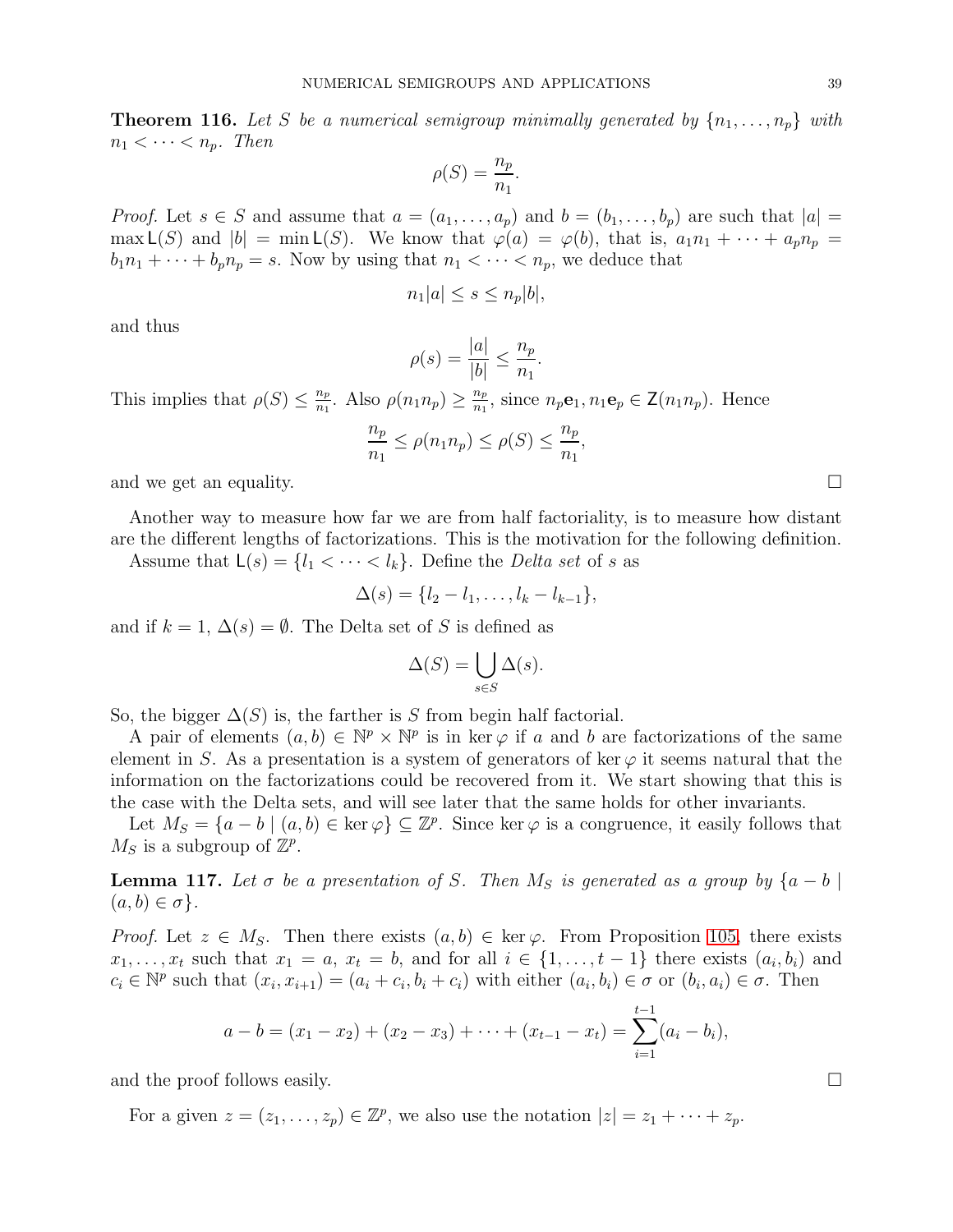**Theorem 116.** *Let $S$ be a numerical semigroup minimally generated by $\{n_1, \ldots, n_p\}$ with $n_1 < \cdots < n_p$. Then*

$$\rho(S) = \frac{n_p}{n_1}.$$

*Proof.* Let $s \in S$ and assume that $a = (a_1, \ldots, a_p)$ and $b = (b_1, \ldots, b_p)$ are such that $|a| = \max \mathsf{L}(S)$ and $|b| = \min \mathsf{L}(S)$. We know that $\varphi(a) = \varphi(b)$, that is, $a_1 n_1 + \cdots + a_p n_p = b_1 n_1 + \cdots + b_p n_p = s$. Now by using that $n_1 < \cdots < n_p$, we deduce that

$$n_1|a| \leq s \leq n_p|b|,$$

and thus

$$\rho(s) = \frac{|a|}{|b|} \leq \frac{n_p}{n_1}.$$

This implies that $\rho(S) \leq \frac{n_p}{n_1}$. Also $\rho(n_1 n_p) \geq \frac{n_p}{n_1}$, since $n_p \mathbf{e}_1, n_1 \mathbf{e}_p \in \mathsf{Z}(n_1 n_p)$. Hence

$$\frac{n_p}{n_1} \leq \rho(n_1 n_p) \leq \rho(S) \leq \frac{n_p}{n_1},$$

and we get an equality. □

Another way to measure how far we are from half factoriality, is to measure how distant are the different lengths of factorizations. This is the motivation for the following definition.

Assume that $\mathsf{L}(s) = \{l_1 < \cdots < l_k\}$. Define the *Delta set* of $s$ as

$$\Delta(s) = \{l_2 - l_1, \ldots, l_k - l_{k-1}\},$$

and if $k = 1$, $\Delta(s) = \emptyset$. The Delta set of $S$ is defined as

$$\Delta(S) = \bigcup_{s \in S} \Delta(s).$$

So, the bigger $\Delta(S)$ is, the farther is $S$ from begin half factorial.

A pair of elements $(a, b) \in \mathbb{N}^p \times \mathbb{N}^p$ is in $\ker \varphi$ if $a$ and $b$ are factorizations of the same element in $S$. As a presentation is a system of generators of $\ker \varphi$ it seems natural that the information on the factorizations could be recovered from it. We start showing that this is the case with the Delta sets, and will see later that the same holds for other invariants.

Let $M_S = \{a - b \mid (a, b) \in \ker \varphi\} \subseteq \mathbb{Z}^p$. Since $\ker \varphi$ is a congruence, it easily follows that $M_S$ is a subgroup of $\mathbb{Z}^p$.

**Lemma 117.** *Let $\sigma$ be a presentation of $S$. Then $M_S$ is generated as a group by $\{a - b \mid (a, b) \in \sigma\}$.*

*Proof.* Let $z \in M_S$. Then there exists $(a, b) \in \ker \varphi$. From Proposition 105, there exists $x_1, \ldots, x_t$ such that $x_1 = a$, $x_t = b$, and for all $i \in \{1, \ldots, t-1\}$ there exists $(a_i, b_i)$ and $c_i \in \mathbb{N}^p$ such that $(x_i, x_{i+1}) = (a_i + c_i, b_i + c_i)$ with either $(a_i, b_i) \in \sigma$ or $(b_i, a_i) \in \sigma$. Then

$$a - b = (x_1 - x_2) + (x_2 - x_3) + \cdots + (x_{t-1} - x_t) = \sum_{i=1}^{t-1} (a_i - b_i),$$

and the proof follows easily. □

For a given $z = (z_1, \ldots, z_p) \in \mathbb{Z}^p$, we also use the notation $|z| = z_1 + \cdots + z_p$.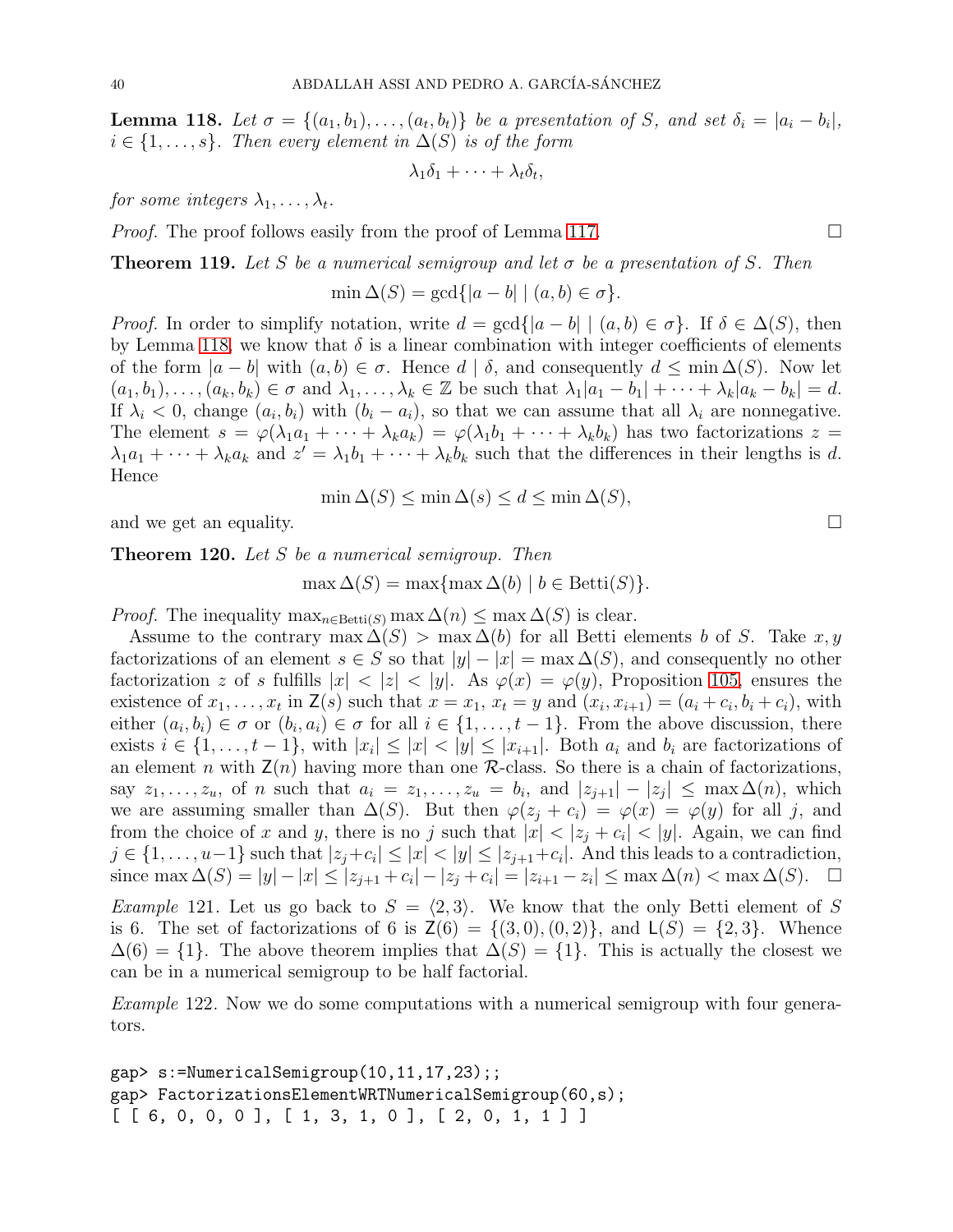**Lemma 118.** *Let $\sigma = \{(a_1, b_1), \ldots, (a_t, b_t)\}$ be a presentation of $S$, and set $\delta_i = |a_i - b_i|$, $i \in \{1, \ldots, s\}$. Then every element in $\Delta(S)$ is of the form*

$$\lambda_1\delta_1 + \cdots + \lambda_t\delta_t,$$

*for some integers $\lambda_1, \ldots, \lambda_t$.*

*Proof.* The proof follows easily from the proof of Lemma 117. □

**Theorem 119.** *Let $S$ be a numerical semigroup and let $\sigma$ be a presentation of $S$. Then*

$$\min \Delta(S) = \gcd\{|a - b| \mid (a, b) \in \sigma\}.$$

*Proof.* In order to simplify notation, write $d = \gcd\{|a - b| \mid (a, b) \in \sigma\}$. If $\delta \in \Delta(S)$, then by Lemma 118, we know that $\delta$ is a linear combination with integer coefficients of elements of the form $|a - b|$ with $(a, b) \in \sigma$. Hence $d \mid \delta$, and consequently $d \leq \min \Delta(S)$. Now let $(a_1, b_1), \ldots, (a_k, b_k) \in \sigma$ and $\lambda_1, \ldots, \lambda_k \in \mathbb{Z}$ be such that $\lambda_1|a_1 - b_1| + \cdots + \lambda_k|a_k - b_k| = d$. If $\lambda_i < 0$, change $(a_i, b_i)$ with $(b_i - a_i)$, so that we can assume that all $\lambda_i$ are nonnegative. The element $s = \varphi(\lambda_1 a_1 + \cdots + \lambda_k a_k) = \varphi(\lambda_1 b_1 + \cdots + \lambda_k b_k)$ has two factorizations $z = \lambda_1 a_1 + \cdots + \lambda_k a_k$ and $z' = \lambda_1 b_1 + \cdots + \lambda_k b_k$ such that the differences in their lengths is $d$. Hence

$$\min \Delta(S) \leq \min \Delta(s) \leq d \leq \min \Delta(S),$$

and we get an equality. □

**Theorem 120.** *Let $S$ be a numerical semigroup. Then*

$$\max \Delta(S) = \max\{\max \Delta(b) \mid b \in \mathrm{Betti}(S)\}.$$

*Proof.* The inequality $\max_{n \in \mathrm{Betti}(S)} \max \Delta(n) \leq \max \Delta(S)$ is clear.

Assume to the contrary $\max \Delta(S) > \max \Delta(b)$ for all Betti elements $b$ of $S$. Take $x, y$ factorizations of an element $s \in S$ so that $|y| - |x| = \max \Delta(S)$, and consequently no other factorization $z$ of $s$ fulfills $|x| < |z| < |y|$. As $\varphi(x) = \varphi(y)$, Proposition 105, ensures the existence of $x_1, \ldots, x_t$ in $\mathsf{Z}(s)$ such that $x = x_1$, $x_t = y$ and $(x_i, x_{i+1}) = (a_i + c_i, b_i + c_i)$, with either $(a_i, b_i) \in \sigma$ or $(b_i, a_i) \in \sigma$ for all $i \in \{1, \ldots, t-1\}$. From the above discussion, there exists $i \in \{1, \ldots, t-1\}$, with $|x_i| \leq |x| < |y| \leq |x_{i+1}|$. Both $a_i$ and $b_i$ are factorizations of an element $n$ with $\mathsf{Z}(n)$ having more than one $\mathcal{R}$-class. So there is a chain of factorizations, say $z_1, \ldots, z_u$, of $n$ such that $a_i = z_1, \ldots, z_u = b_i$, and $|z_{j+1}| - |z_j| \leq \max \Delta(n)$, which we are assuming smaller than $\Delta(S)$. But then $\varphi(z_j + c_i) = \varphi(x) = \varphi(y)$ for all $j$, and from the choice of $x$ and $y$, there is no $j$ such that $|x| < |z_j + c_i| < |y|$. Again, we can find $j \in \{1, \ldots, u-1\}$ such that $|z_j + c_i| \leq |x| < |y| \leq |z_{j+1} + c_i|$. And this leads to a contradiction, since $\max \Delta(S) = |y| - |x| \leq |z_{j+1} + c_i| - |z_j + c_i| = |z_{i+1} - z_i| \leq \max \Delta(n) < \max \Delta(S)$. □

*Example* 121. Let us go back to $S = \langle 2, 3\rangle$. We know that the only Betti element of $S$ is 6. The set of factorizations of 6 is $\mathsf{Z}(6) = \{(3, 0), (0, 2)\}$, and $\mathsf{L}(S) = \{2, 3\}$. Whence $\Delta(6) = \{1\}$. The above theorem implies that $\Delta(S) = \{1\}$. This is actually the closest we can be in a numerical semigroup to be half factorial.

*Example* 122. Now we do some computations with a numerical semigroup with four generators.

```
gap> s:=NumericalSemigroup(10,11,17,23);;
gap> FactorizationsElementWRTNumericalSemigroup(60,s);
[ [ 6, 0, 0, 0 ], [ 1, 3, 1, 0 ], [ 2, 0, 1, 1 ] ]
```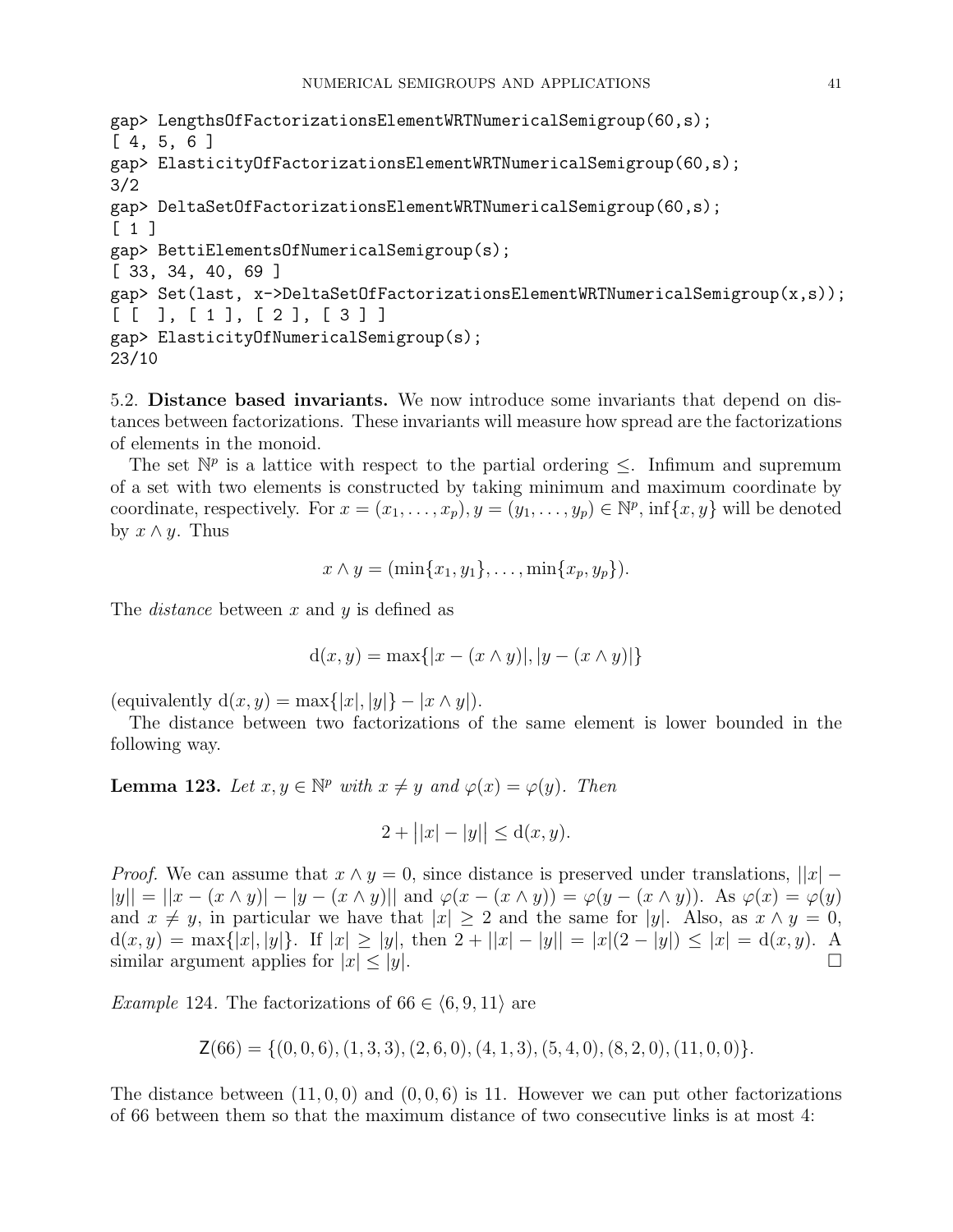```
gap> LengthsOfFactorizationsElementWRTNumericalSemigroup(60,s);
[ 4, 5, 6 ]
gap> ElasticityOfFactorizationsElementWRTNumericalSemigroup(60,s);
3/2
gap> DeltaSetOfFactorizationsElementWRTNumericalSemigroup(60,s);
[ 1 ]
gap> BettiElementsOfNumericalSemigroup(s);
[ 33, 34, 40, 69 ]
gap> Set(last, x->DeltaSetOfFactorizationsElementWRTNumericalSemigroup(x,s));
[ [ ], [ 1 ], [ 2 ], [ 3 ] ]
gap> ElasticityOfNumericalSemigroup(s);
23/10
```

5.2. **Distance based invariants.** We now introduce some invariants that depend on distances between factorizations. These invariants will measure how spread are the factorizations of elements in the monoid.

The set $\mathbb{N}^p$ is a lattice with respect to the partial ordering $\leq$. Infimum and supremum of a set with two elements is constructed by taking minimum and maximum coordinate by coordinate, respectively. For $x = (x_1, \ldots, x_p), y = (y_1, \ldots, y_p) \in \mathbb{N}^p$, $\inf\{x, y\}$ will be denoted by $x \wedge y$. Thus

$$x \wedge y = (\min\{x_1, y_1\}, \ldots, \min\{x_p, y_p\}).$$

The *distance* between $x$ and $y$ is defined as

$$\mathrm{d}(x, y) = \max\{|x - (x \wedge y)|, |y - (x \wedge y)|\}$$

(equivalently $\mathrm{d}(x, y) = \max\{|x|, |y|\} - |x \wedge y|$).

The distance between two factorizations of the same element is lower bounded in the following way.

**Lemma 123.** *Let $x, y \in \mathbb{N}^p$ with $x \neq y$ and $\varphi(x) = \varphi(y)$. Then*

$$2 + \big||x| - |y|\big| \leq \mathrm{d}(x, y).$$

*Proof.* We can assume that $x \wedge y = 0$, since distance is preserved under translations, $||x| - |y|| = ||x - (x \wedge y)| - |y - (x \wedge y)||$ and $\varphi(x - (x \wedge y)) = \varphi(y - (x \wedge y))$. As $\varphi(x) = \varphi(y)$ and $x \neq y$, in particular we have that $|x| \geq 2$ and the same for $|y|$. Also, as $x \wedge y = 0$, $\mathrm{d}(x, y) = \max\{|x|, |y|\}$. If $|x| \geq |y|$, then $2 + ||x| - |y|| = |x|(2 - |y|) \leq |x| = \mathrm{d}(x, y)$. A similar argument applies for $|x| \leq |y|$. $\square$

*Example* 124. The factorizations of $66 \in \langle 6, 9, 11 \rangle$ are

$$\mathsf{Z}(66) = \{(0, 0, 6), (1, 3, 3), (2, 6, 0), (4, 1, 3), (5, 4, 0), (8, 2, 0), (11, 0, 0)\}.$$

The distance between $(11, 0, 0)$ and $(0, 0, 6)$ is 11. However we can put other factorizations of 66 between them so that the maximum distance of two consecutive links is at most 4: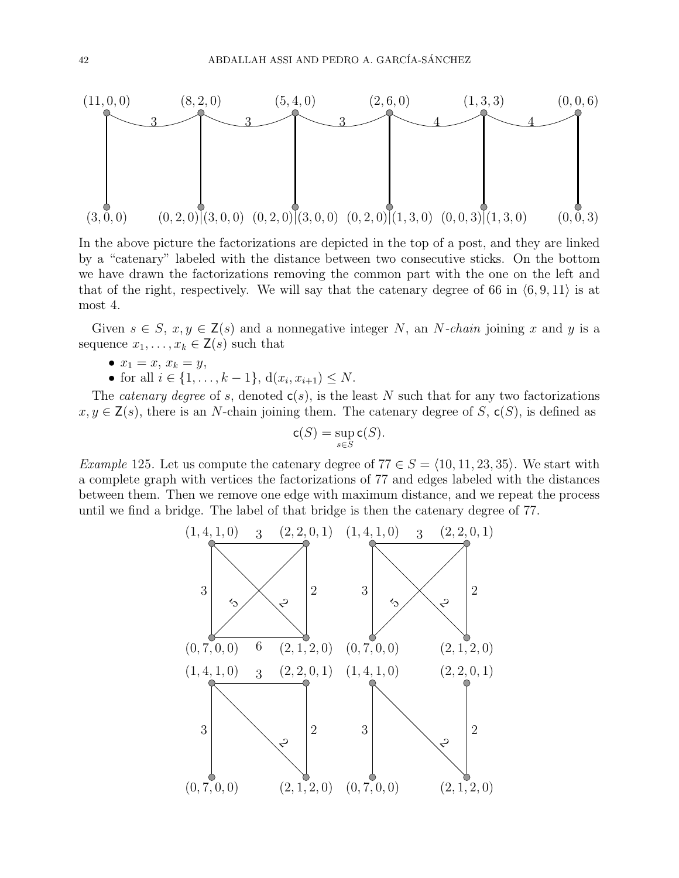In the above picture the factorizations are depicted in the top of a post, and they are linked by a "catenary" labeled with the distance between two consecutive sticks. On the bottom we have drawn the factorizations removing the common part with the one on the left and that of the right, respectively. We will say that the catenary degree of 66 in $\langle 6, 9, 11\rangle$ is at most 4.

Given $s \in S$, $x, y \in \mathsf{Z}(s)$ and a nonnegative integer $N$, an *$N$-chain* joining $x$ and $y$ is a sequence $x_1, \ldots, x_k \in \mathsf{Z}(s)$ such that

- $x_1 = x$, $x_k = y$,
- for all $i \in \{1, \ldots, k-1\}$, $\mathrm{d}(x_i, x_{i+1}) \leq N$.

The *catenary degree* of $s$, denoted $\mathsf{c}(s)$, is the least $N$ such that for any two factorizations $x, y \in \mathsf{Z}(s)$, there is an $N$-chain joining them. The catenary degree of $S$, $\mathsf{c}(S)$, is defined as

$$\mathsf{c}(S) = \sup_{s \in S} \mathsf{c}(S).$$

*Example* 125. Let us compute the catenary degree of $77 \in S = \langle 10, 11, 23, 35\rangle$. We start with a complete graph with vertices the factorizations of 77 and edges labeled with the distances between them. Then we remove one edge with maximum distance, and we repeat the process until we find a bridge. The label of that bridge is then the catenary degree of 77.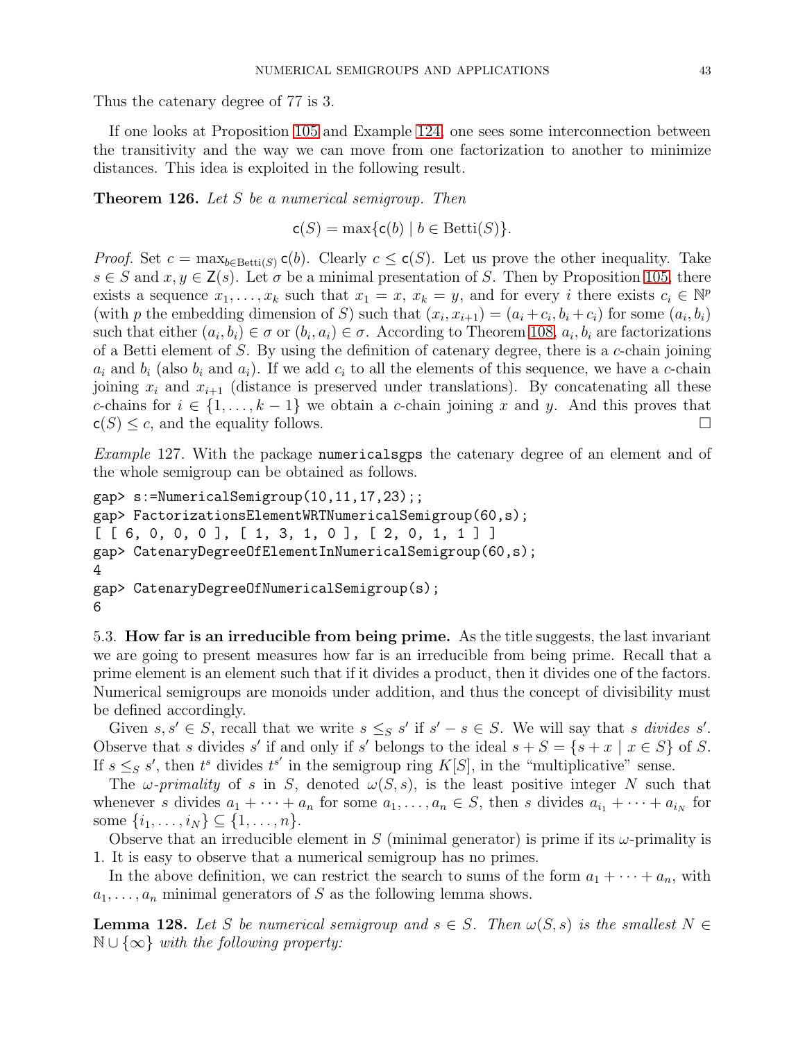Thus the catenary degree of 77 is 3.

If one looks at Proposition 105 and Example 124, one sees some interconnection between the transitivity and the way we can move from one factorization to another to minimize distances. This idea is exploited in the following result.

**Theorem 126.** *Let $S$ be a numerical semigroup. Then*

$$\mathsf{c}(S) = \max\{\mathsf{c}(b) \mid b \in \mathrm{Betti}(S)\}.$$

*Proof.* Set $c = \max_{b\in \mathrm{Betti}(S)} \mathsf{c}(b)$. Clearly $c \le \mathsf{c}(S)$. Let us prove the other inequality. Take $s \in S$ and $x, y \in \mathsf{Z}(s)$. Let $\sigma$ be a minimal presentation of $S$. Then by Proposition 105, there exists a sequence $x_1, \ldots, x_k$ such that $x_1 = x$, $x_k = y$, and for every $i$ there exists $c_i \in \mathbb{N}^p$ (with $p$ the embedding dimension of $S$) such that $(x_i, x_{i+1}) = (a_i + c_i, b_i + c_i)$ for some $(a_i, b_i)$ such that either $(a_i, b_i) \in \sigma$ or $(b_i, a_i) \in \sigma$. According to Theorem 108, $a_i, b_i$ are factorizations of a Betti element of $S$. By using the definition of catenary degree, there is a $c$-chain joining $a_i$ and $b_i$ (also $b_i$ and $a_i$). If we add $c_i$ to all the elements of this sequence, we have a $c$-chain joining $x_i$ and $x_{i+1}$ (distance is preserved under translations). By concatenating all these $c$-chains for $i \in \{1, \ldots, k-1\}$ we obtain a $c$-chain joining $x$ and $y$. And this proves that $\mathsf{c}(S) \le c$, and the equality follows. $\square$

*Example* 127. With the package `numericalsgps` the catenary degree of an element and of the whole semigroup can be obtained as follows.

```
gap> s:=NumericalSemigroup(10,11,17,23);;
gap> FactorizationsElementWRTNumericalSemigroup(60,s);
[ [ 6, 0, 0, 0 ], [ 1, 3, 1, 0 ], [ 2, 0, 1, 1 ] ]
gap> CatenaryDegreeOfElementInNumericalSemigroup(60,s);
4
gap> CatenaryDegreeOfNumericalSemigroup(s);
6
```

5.3. **How far is an irreducible from being prime.** As the title suggests, the last invariant we are going to present measures how far is an irreducible from being prime. Recall that a prime element is an element such that if it divides a product, then it divides one of the factors. Numerical semigroups are monoids under addition, and thus the concept of divisibility must be defined accordingly.

Given $s, s' \in S$, recall that we write $s \le_S s'$ if $s' - s \in S$. We will say that $s$ *divides* $s'$. Observe that $s$ divides $s'$ if and only if $s'$ belongs to the ideal $s + S = \{s + x \mid x \in S\}$ of $S$. If $s \le_S s'$, then $t^s$ divides $t^{s'}$ in the semigroup ring $K[S]$, in the "multiplicative" sense.

The *$\omega$-primality* of $s$ in $S$, denoted $\omega(S, s)$, is the least positive integer $N$ such that whenever $s$ divides $a_1 + \cdots + a_n$ for some $a_1, \ldots, a_n \in S$, then $s$ divides $a_{i_1} + \cdots + a_{i_N}$ for some $\{i_1, \ldots, i_N\} \subseteq \{1, \ldots, n\}$.

Observe that an irreducible element in $S$ (minimal generator) is prime if its $\omega$-primality is 1. It is easy to observe that a numerical semigroup has no primes.

In the above definition, we can restrict the search to sums of the form $a_1 + \cdots + a_n$, with $a_1, \ldots, a_n$ minimal generators of $S$ as the following lemma shows.

**Lemma 128.** *Let $S$ be numerical semigroup and $s \in S$. Then $\omega(S, s)$ is the smallest $N \in \mathbb{N} \cup \{\infty\}$ with the following property:*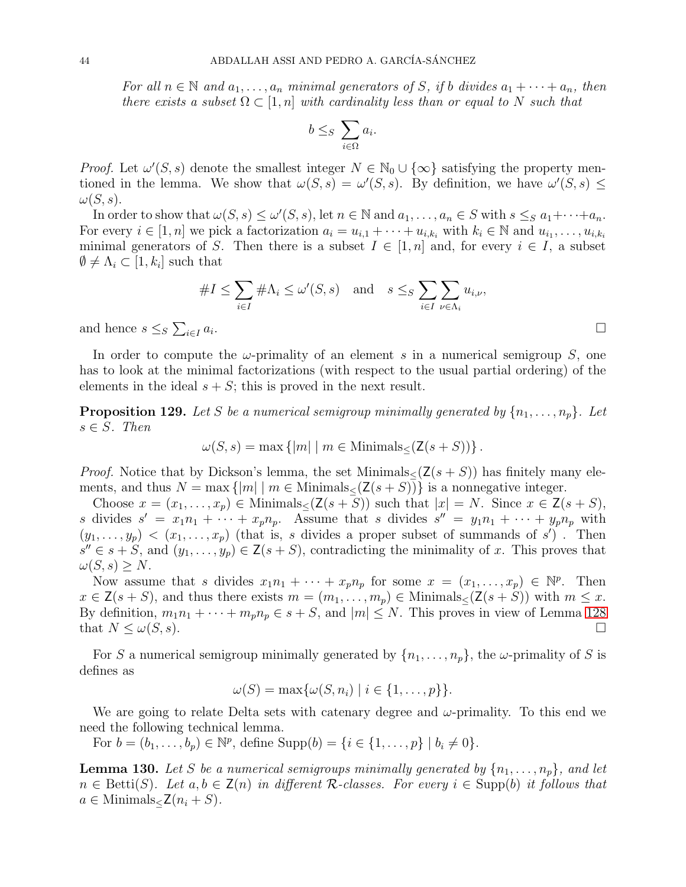*For all $n \in \mathbb{N}$ and $a_1, \ldots, a_n$ minimal generators of $S$, if $b$ divides $a_1 + \cdots + a_n$, then there exists a subset $\Omega \subset [1, n]$ with cardinality less than or equal to $N$ such that*

$$b \leq_S \sum_{i \in \Omega} a_i.$$

*Proof.* Let $\omega'(S, s)$ denote the smallest integer $N \in \mathbb{N}_0 \cup \{\infty\}$ satisfying the property mentioned in the lemma. We show that $\omega(S, s) = \omega'(S, s)$. By definition, we have $\omega'(S, s) \leq \omega(S, s)$.

In order to show that $\omega(S, s) \leq \omega'(S, s)$, let $n \in \mathbb{N}$ and $a_1, \ldots, a_n \in S$ with $s \leq_S a_1 + \cdots + a_n$. For every $i \in [1, n]$ we pick a factorization $a_i = u_{i,1} + \cdots + u_{i,k_i}$ with $k_i \in \mathbb{N}$ and $u_{i_1}, \ldots, u_{i,k_i}$ minimal generators of $S$. Then there is a subset $I \in [1, n]$ and, for every $i \in I$, a subset $\emptyset \neq \Lambda_i \subset [1, k_i]$ such that

$$\#I \leq \sum_{i \in I} \#\Lambda_i \leq \omega'(S, s) \quad \text{and} \quad s \leq_S \sum_{i \in I} \sum_{\nu \in \Lambda_i} u_{i,\nu},$$

and hence $s \leq_S \sum_{i \in I} a_i$. $\square$

In order to compute the $\omega$-primality of an element $s$ in a numerical semigroup $S$, one has to look at the minimal factorizations (with respect to the usual partial ordering) of the elements in the ideal $s + S$; this is proved in the next result.

**Proposition 129.** *Let $S$ be a numerical semigroup minimally generated by $\{n_1, \ldots, n_p\}$. Let $s \in S$. Then*

$$\omega(S, s) = \max\{|m| \mid m \in \text{Minimals}_{\leq}(\mathsf{Z}(s + S))\}.$$

*Proof.* Notice that by Dickson's lemma, the set $\text{Minimals}_{\leq}(\mathsf{Z}(s + S))$ has finitely many elements, and thus $N = \max\{|m| \mid m \in \text{Minimals}_{\leq}(\mathsf{Z}(s + S))\}$ is a nonnegative integer.

Choose $x = (x_1, \ldots, x_p) \in \text{Minimals}_{\leq}(\mathsf{Z}(s + S))$ such that $|x| = N$. Since $x \in \mathsf{Z}(s + S)$, $s$ divides $s' = x_1 n_1 + \cdots + x_p n_p$. Assume that $s$ divides $s'' = y_1 n_1 + \cdots + y_p n_p$ with $(y_1, \ldots, y_p) < (x_1, \ldots, x_p)$ (that is, $s$ divides a proper subset of summands of $s'$) . Then $s'' \in s + S$, and $(y_1, \ldots, y_p) \in \mathsf{Z}(s + S)$, contradicting the minimality of $x$. This proves that $\omega(S, s) \geq N$.

Now assume that $s$ divides $x_1 n_1 + \cdots + x_p n_p$ for some $x = (x_1, \ldots, x_p) \in \mathbb{N}^p$. Then $x \in \mathsf{Z}(s + S)$, and thus there exists $m = (m_1, \ldots, m_p) \in \text{Minimals}_{\leq}(\mathsf{Z}(s + S))$ with $m \leq x$. By definition, $m_1 n_1 + \cdots + m_p n_p \in s + S$, and $|m| \leq N$. This proves in view of Lemma 128 that $N \leq \omega(S, s)$. $\square$

For $S$ a numerical semigroup minimally generated by $\{n_1, \ldots, n_p\}$, the $\omega$-primality of $S$ is defines as

$$\omega(S) = \max\{\omega(S, n_i) \mid i \in \{1, \ldots, p\}\}.$$

We are going to relate Delta sets with catenary degree and $\omega$-primality. To this end we need the following technical lemma.

For $b = (b_1, \ldots, b_p) \in \mathbb{N}^p$, define $\text{Supp}(b) = \{i \in \{1, \ldots, p\} \mid b_i \neq 0\}$.

**Lemma 130.** *Let $S$ be a numerical semigroups minimally generated by $\{n_1, \ldots, n_p\}$, and let $n \in \text{Betti}(S)$. Let $a, b \in \mathsf{Z}(n)$ in different $\mathcal{R}$-classes. For every $i \in \text{Supp}(b)$ it follows that $a \in \text{Minimals}_{\leq} \mathsf{Z}(n_i + S)$.*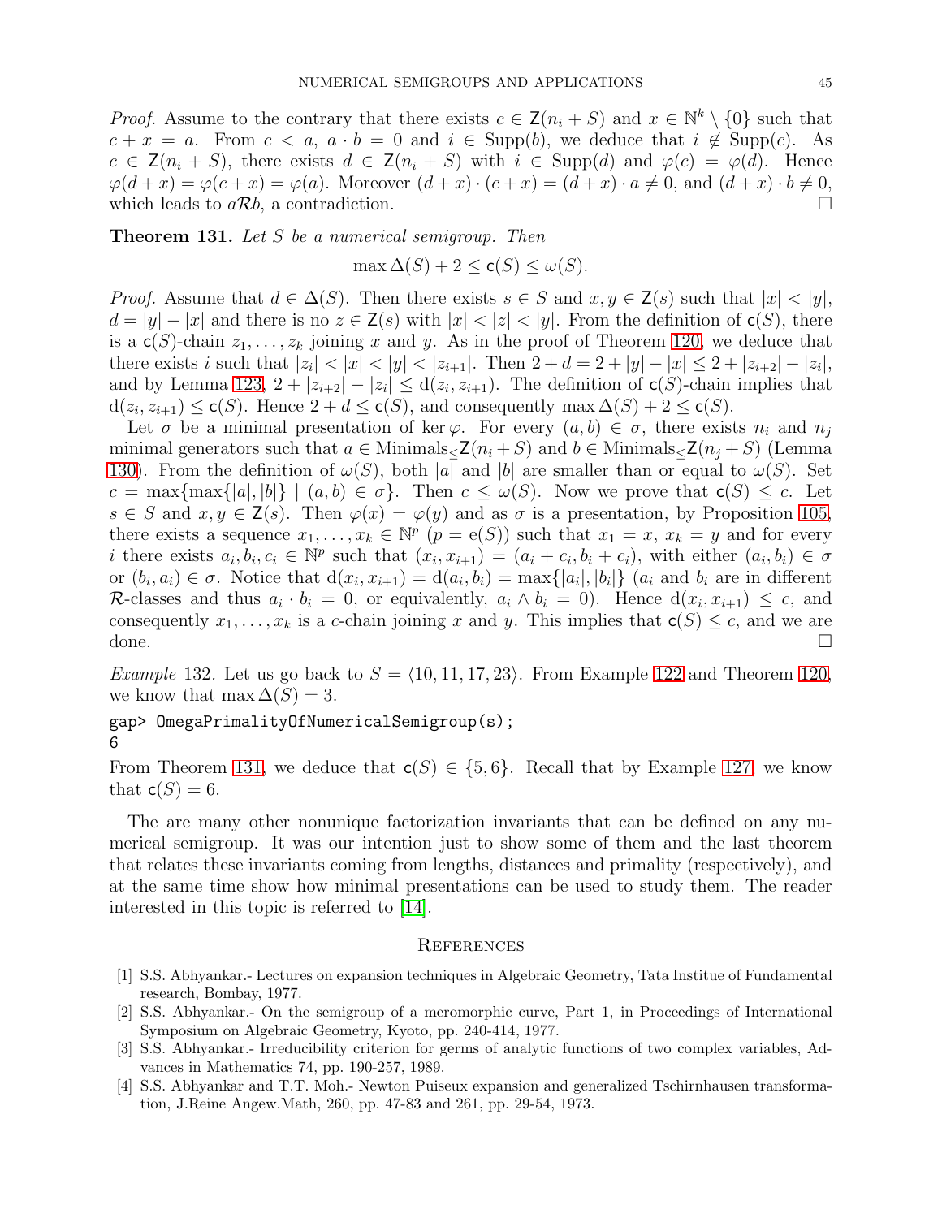*Proof.* Assume to the contrary that there exists $c \in \mathsf{Z}(n_i + S)$ and $x \in \mathbb{N}^k \setminus \{0\}$ such that $c + x = a$. From $c < a$, $a \cdot b = 0$ and $i \in \mathrm{Supp}(b)$, we deduce that $i \notin \mathrm{Supp}(c)$. As $c \in \mathsf{Z}(n_i + S)$, there exists $d \in \mathsf{Z}(n_i + S)$ with $i \in \mathrm{Supp}(d)$ and $\varphi(c) = \varphi(d)$. Hence $\varphi(d + x) = \varphi(c + x) = \varphi(a)$. Moreover $(d + x) \cdot (c + x) = (d + x) \cdot a \neq 0$, and $(d + x) \cdot b \neq 0$, which leads to $a\mathcal{R}b$, a contradiction. □

**Theorem 131.** *Let $S$ be a numerical semigroup. Then*

$$\max \Delta(S) + 2 \leq \mathsf{c}(S) \leq \omega(S).$$

*Proof.* Assume that $d \in \Delta(S)$. Then there exists $s \in S$ and $x, y \in \mathsf{Z}(s)$ such that $|x| < |y|$, $d = |y| - |x|$ and there is no $z \in \mathsf{Z}(s)$ with $|x| < |z| < |y|$. From the definition of $\mathsf{c}(S)$, there is a $\mathsf{c}(S)$-chain $z_1, \ldots, z_k$ joining $x$ and $y$. As in the proof of Theorem 120, we deduce that there exists $i$ such that $|z_i| < |x| < |y| < |z_{i+1}|$. Then $2 + d = 2 + |y| - |x| \leq 2 + |z_{i+2}| - |z_i|$, and by Lemma 123, $2 + |z_{i+2}| - |z_i| \leq \mathrm{d}(z_i, z_{i+1})$. The definition of $\mathsf{c}(S)$-chain implies that $\mathrm{d}(z_i, z_{i+1}) \leq \mathsf{c}(S)$. Hence $2 + d \leq \mathsf{c}(S)$, and consequently $\max \Delta(S) + 2 \leq \mathsf{c}(S)$.

Let $\sigma$ be a minimal presentation of $\ker \varphi$. For every $(a, b) \in \sigma$, there exists $n_i$ and $n_j$ minimal generators such that $a \in \mathrm{Minimals}_{\leq} \mathsf{Z}(n_i + S)$ and $b \in \mathrm{Minimals}_{\leq} \mathsf{Z}(n_j + S)$ (Lemma 130). From the definition of $\omega(S)$, both $|a|$ and $|b|$ are smaller than or equal to $\omega(S)$. Set $c = \max\{\max\{|a|, |b|\} \mid (a, b) \in \sigma\}$. Then $c \leq \omega(S)$. Now we prove that $\mathsf{c}(S) \leq c$. Let $s \in S$ and $x, y \in \mathsf{Z}(s)$. Then $\varphi(x) = \varphi(y)$ and as $\sigma$ is a presentation, by Proposition 105, there exists a sequence $x_1, \ldots, x_k \in \mathbb{N}^p$ ($p = \mathrm{e}(S)$) such that $x_1 = x$, $x_k = y$ and for every $i$ there exists $a_i, b_i, c_i \in \mathbb{N}^p$ such that $(x_i, x_{i+1}) = (a_i + c_i, b_i + c_i)$, with either $(a_i, b_i) \in \sigma$ or $(b_i, a_i) \in \sigma$. Notice that $\mathrm{d}(x_i, x_{i+1}) = \mathrm{d}(a_i, b_i) = \max\{|a_i|, |b_i|\}$ ($a_i$ and $b_i$ are in different $\mathcal{R}$-classes and thus $a_i \cdot b_i = 0$, or equivalently, $a_i \wedge b_i = 0$). Hence $\mathrm{d}(x_i, x_{i+1}) \leq c$, and consequently $x_1, \ldots, x_k$ is a $c$-chain joining $x$ and $y$. This implies that $\mathsf{c}(S) \leq c$, and we are done. □

*Example* 132. Let us go back to $S = \langle 10, 11, 17, 23 \rangle$. From Example 122 and Theorem 120, we know that $\max \Delta(S) = 3$.

```
gap> OmegaPrimalityOfNumericalSemigroup(s);
6
```

From Theorem 131, we deduce that $\mathsf{c}(S) \in \{5, 6\}$. Recall that by Example 127, we know that $\mathsf{c}(S) = 6$.

The are many other nonunique factorization invariants that can be defined on any numerical semigroup. It was our intention just to show some of them and the last theorem that relates these invariants coming from lengths, distances and primality (respectively), and at the same time show how minimal presentations can be used to study them. The reader interested in this topic is referred to [14].

## References

[1] S.S. Abhyankar.- Lectures on expansion techniques in Algebraic Geometry, Tata Institue of Fundamental research, Bombay, 1977.

[2] S.S. Abhyankar.- On the semigroup of a meromorphic curve, Part 1, in Proceedings of International Symposium on Algebraic Geometry, Kyoto, pp. 240-414, 1977.

[3] S.S. Abhyankar.- Irreducibility criterion for germs of analytic functions of two complex variables, Advances in Mathematics 74, pp. 190-257, 1989.

[4] S.S. Abhyankar and T.T. Moh.- Newton Puiseux expansion and generalized Tschirnhausen transformation, J.Reine Angew.Math, 260, pp. 47-83 and 261, pp. 29-54, 1973.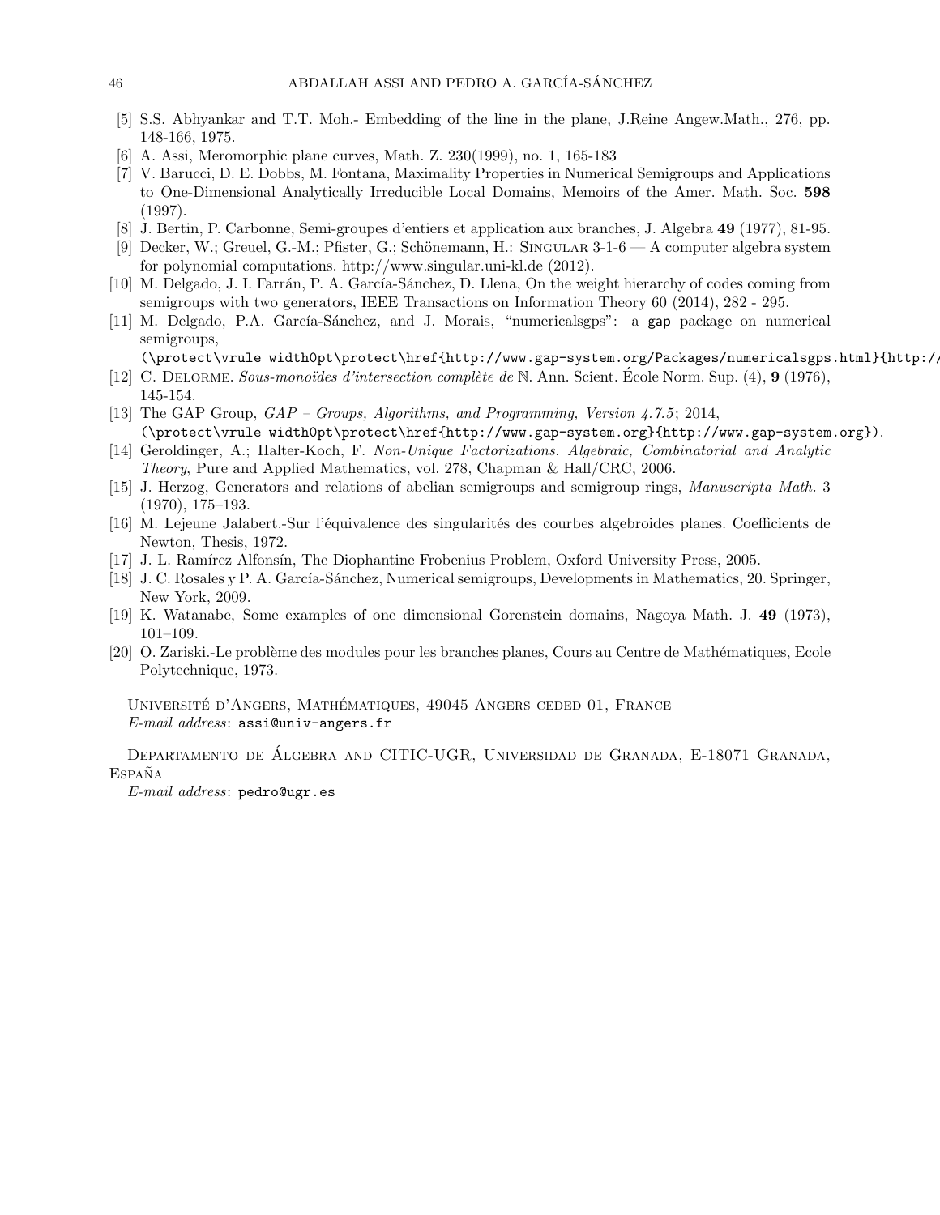[5] S.S. Abhyankar and T.T. Moh.- Embedding of the line in the plane, J.Reine Angew.Math., 276, pp. 148-166, 1975.

[6] A. Assi, Meromorphic plane curves, Math. Z. 230(1999), no. 1, 165-183

[7] V. Barucci, D. E. Dobbs, M. Fontana, Maximality Properties in Numerical Semigroups and Applications to One-Dimensional Analytically Irreducible Local Domains, Memoirs of the Amer. Math. Soc. **598** (1997).

[8] J. Bertin, P. Carbonne, Semi-groupes d'entiers et application aux branches, J. Algebra **49** (1977), 81-95.

[9] Decker, W.; Greuel, G.-M.; Pfister, G.; Schönemann, H.: SINGULAR 3-1-6 — A computer algebra system for polynomial computations. http://www.singular.uni-kl.de (2012).

[10] M. Delgado, J. I. Farrán, P. A. García-Sánchez, D. Llena, On the weight hierarchy of codes coming from semigroups with two generators, IEEE Transactions on Information Theory 60 (2014), 282 - 295.

[11] M. Delgado, P.A. García-Sánchez, and J. Morais, "numericalsgps": a `gap` package on numerical semigroups, (\protect\vrule width0pt\protect\href{http://www.gap-system.org/Packages/numericalsgps.html}{http://

[12] C. DELORME. *Sous-monoïdes d'intersection complète de* ℕ. Ann. Scient. École Norm. Sup. (4), **9** (1976), 145-154.

[13] The GAP Group, *GAP – Groups, Algorithms, and Programming, Version 4.7.5*; 2014, (\protect\vrule width0pt\protect\href{http://www.gap-system.org}{http://www.gap-system.org}).

[14] Geroldinger, A.; Halter-Koch, F. *Non-Unique Factorizations. Algebraic, Combinatorial and Analytic Theory*, Pure and Applied Mathematics, vol. 278, Chapman & Hall/CRC, 2006.

[15] J. Herzog, Generators and relations of abelian semigroups and semigroup rings, *Manuscripta Math.* 3 (1970), 175–193.

[16] M. Lejeune Jalabert.-Sur l'équivalence des singularités des courbes algebroides planes. Coefficients de Newton, Thesis, 1972.

[17] J. L. Ramírez Alfonsín, The Diophantine Frobenius Problem, Oxford University Press, 2005.

[18] J. C. Rosales y P. A. García-Sánchez, Numerical semigroups, Developments in Mathematics, 20. Springer, New York, 2009.

[19] K. Watanabe, Some examples of one dimensional Gorenstein domains, Nagoya Math. J. **49** (1973), 101–109.

[20] O. Zariski.-Le problème des modules pour les branches planes, Cours au Centre de Mathématiques, Ecole Polytechnique, 1973.

UNIVERSITÉ D'ANGERS, MATHÉMATIQUES, 49045 ANGERS CEDED 01, FRANCE
*E-mail address*: `assi@univ-angers.fr`

DEPARTAMENTO DE ÁLGEBRA AND CITIC-UGR, UNIVERSIDAD DE GRANADA, E-18071 GRANADA, ESPAÑA
*E-mail address*: `pedro@ugr.es`